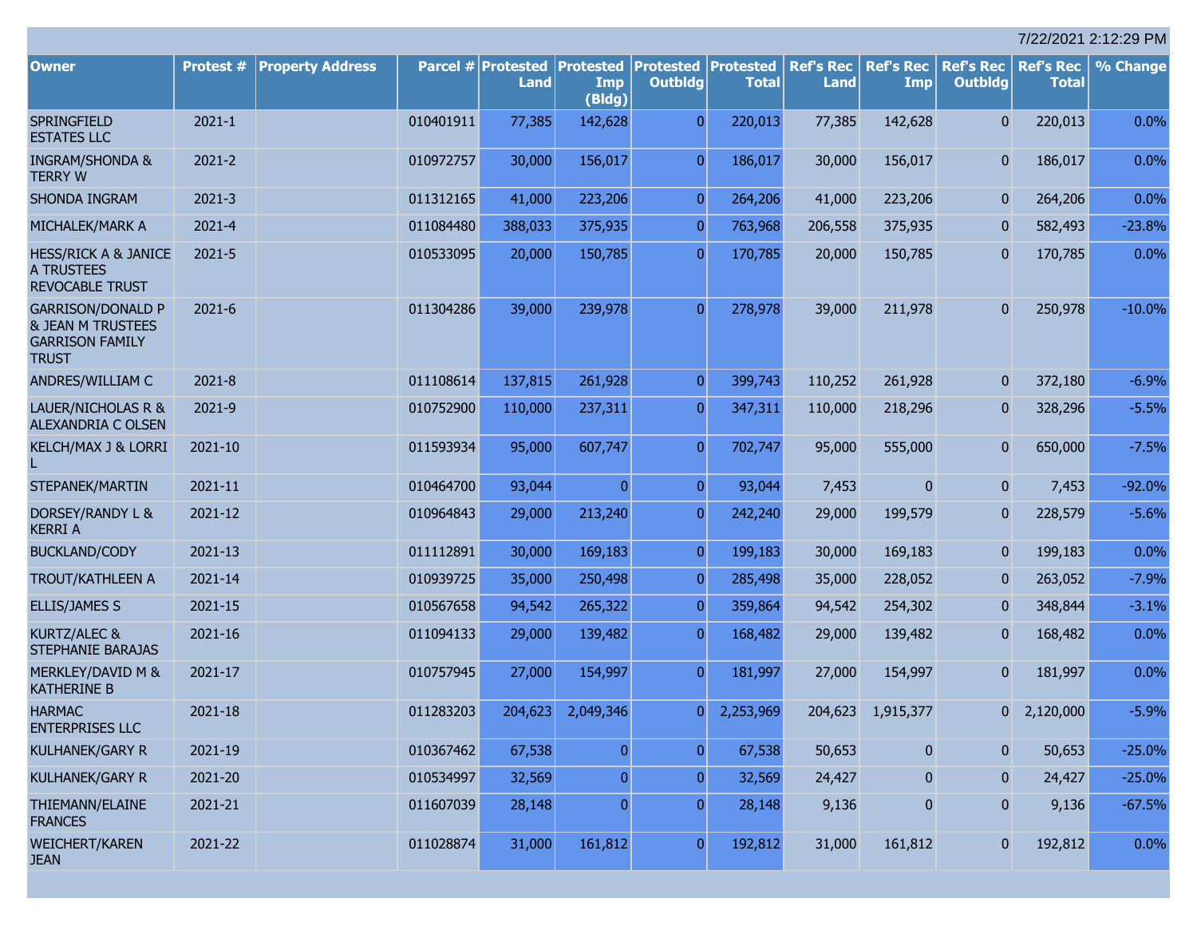7/22/2021 2:12:29 PM

| Owner | Protest # | Property Address | Parcel # | Protested Land | Protested Imp (Bldg) | Protested Outbldg | Protested Total | Ref's Rec Land | Ref's Rec Imp | Ref's Rec Outbldg | Ref's Rec Total | % Change |
|---|---|---|---|---|---|---|---|---|---|---|---|---|
| SPRINGFIELD ESTATES LLC | 2021-1 | | 010401911 | 77,385 | 142,628 | 0 | 220,013 | 77,385 | 142,628 | 0 | 220,013 | 0.0% |
| INGRAM/SHONDA & TERRY W | 2021-2 | | 010972757 | 30,000 | 156,017 | 0 | 186,017 | 30,000 | 156,017 | 0 | 186,017 | 0.0% |
| SHONDA INGRAM | 2021-3 | | 011312165 | 41,000 | 223,206 | 0 | 264,206 | 41,000 | 223,206 | 0 | 264,206 | 0.0% |
| MICHALEK/MARK A | 2021-4 | | 011084480 | 388,033 | 375,935 | 0 | 763,968 | 206,558 | 375,935 | 0 | 582,493 | -23.8% |
| HESS/RICK A & JANICE A TRUSTEES REVOCABLE TRUST | 2021-5 | | 010533095 | 20,000 | 150,785 | 0 | 170,785 | 20,000 | 150,785 | 0 | 170,785 | 0.0% |
| GARRISON/DONALD P & JEAN M TRUSTEES GARRISON FAMILY TRUST | 2021-6 | | 011304286 | 39,000 | 239,978 | 0 | 278,978 | 39,000 | 211,978 | 0 | 250,978 | -10.0% |
| ANDRES/WILLIAM C | 2021-8 | | 011108614 | 137,815 | 261,928 | 0 | 399,743 | 110,252 | 261,928 | 0 | 372,180 | -6.9% |
| LAUER/NICHOLAS R & ALEXANDRIA C OLSEN | 2021-9 | | 010752900 | 110,000 | 237,311 | 0 | 347,311 | 110,000 | 218,296 | 0 | 328,296 | -5.5% |
| KELCH/MAX J & LORRI L | 2021-10 | | 011593934 | 95,000 | 607,747 | 0 | 702,747 | 95,000 | 555,000 | 0 | 650,000 | -7.5% |
| STEPANEK/MARTIN | 2021-11 | | 010464700 | 93,044 | 0 | 0 | 93,044 | 7,453 | 0 | 0 | 7,453 | -92.0% |
| DORSEY/RANDY L & KERRI A | 2021-12 | | 010964843 | 29,000 | 213,240 | 0 | 242,240 | 29,000 | 199,579 | 0 | 228,579 | -5.6% |
| BUCKLAND/CODY | 2021-13 | | 011112891 | 30,000 | 169,183 | 0 | 199,183 | 30,000 | 169,183 | 0 | 199,183 | 0.0% |
| TROUT/KATHLEEN A | 2021-14 | | 010939725 | 35,000 | 250,498 | 0 | 285,498 | 35,000 | 228,052 | 0 | 263,052 | -7.9% |
| ELLIS/JAMES S | 2021-15 | | 010567658 | 94,542 | 265,322 | 0 | 359,864 | 94,542 | 254,302 | 0 | 348,844 | -3.1% |
| KURTZ/ALEC & STEPHANIE BARAJAS | 2021-16 | | 011094133 | 29,000 | 139,482 | 0 | 168,482 | 29,000 | 139,482 | 0 | 168,482 | 0.0% |
| MERKLEY/DAVID M & KATHERINE B | 2021-17 | | 010757945 | 27,000 | 154,997 | 0 | 181,997 | 27,000 | 154,997 | 0 | 181,997 | 0.0% |
| HARMAC ENTERPRISES LLC | 2021-18 | | 011283203 | 204,623 | 2,049,346 | 0 | 2,253,969 | 204,623 | 1,915,377 | 0 | 2,120,000 | -5.9% |
| KULHANEK/GARY R | 2021-19 | | 010367462 | 67,538 | 0 | 0 | 67,538 | 50,653 | 0 | 0 | 50,653 | -25.0% |
| KULHANEK/GARY R | 2021-20 | | 010534997 | 32,569 | 0 | 0 | 32,569 | 24,427 | 0 | 0 | 24,427 | -25.0% |
| THIEMANN/ELAINE FRANCES | 2021-21 | | 011607039 | 28,148 | 0 | 0 | 28,148 | 9,136 | 0 | 0 | 9,136 | -67.5% |
| WEICHERT/KAREN JEAN | 2021-22 | | 011028874 | 31,000 | 161,812 | 0 | 192,812 | 31,000 | 161,812 | 0 | 192,812 | 0.0% |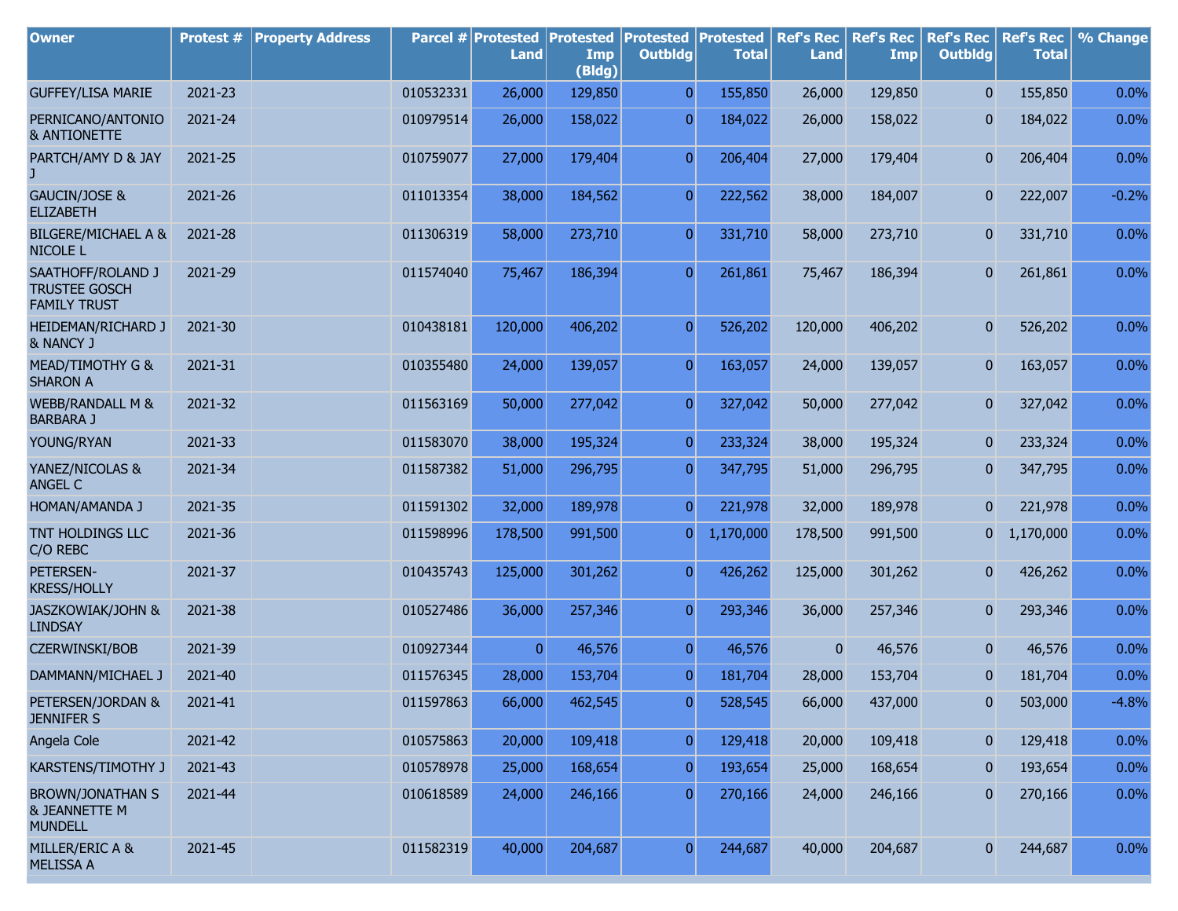| Owner | Protest # | Property Address | Parcel # | Protested Land | Protested Imp (Bldg) | Protested Outbldg | Protested Total | Ref's Rec Land | Ref's Rec Imp | Ref's Rec Outbldg | Ref's Rec Total | % Change |
|---|---|---|---|---|---|---|---|---|---|---|---|---|
| GUFFEY/LISA MARIE | 2021-23 | | 010532331 | 26,000 | 129,850 | 0 | 155,850 | 26,000 | 129,850 | 0 | 155,850 | 0.0% |
| PERNICANO/ANTONIO & ANTIONETTE | 2021-24 | | 010979514 | 26,000 | 158,022 | 0 | 184,022 | 26,000 | 158,022 | 0 | 184,022 | 0.0% |
| PARTCH/AMY D & JAY J | 2021-25 | | 010759077 | 27,000 | 179,404 | 0 | 206,404 | 27,000 | 179,404 | 0 | 206,404 | 0.0% |
| GAUCIN/JOSE & ELIZABETH | 2021-26 | | 011013354 | 38,000 | 184,562 | 0 | 222,562 | 38,000 | 184,007 | 0 | 222,007 | -0.2% |
| BILGERE/MICHAEL A & NICOLE L | 2021-28 | | 011306319 | 58,000 | 273,710 | 0 | 331,710 | 58,000 | 273,710 | 0 | 331,710 | 0.0% |
| SAATHOFF/ROLAND J TRUSTEE GOSCH FAMILY TRUST | 2021-29 | | 011574040 | 75,467 | 186,394 | 0 | 261,861 | 75,467 | 186,394 | 0 | 261,861 | 0.0% |
| HEIDEMAN/RICHARD J & NANCY J | 2021-30 | | 010438181 | 120,000 | 406,202 | 0 | 526,202 | 120,000 | 406,202 | 0 | 526,202 | 0.0% |
| MEAD/TIMOTHY G & SHARON A | 2021-31 | | 010355480 | 24,000 | 139,057 | 0 | 163,057 | 24,000 | 139,057 | 0 | 163,057 | 0.0% |
| WEBB/RANDALL M & BARBARA J | 2021-32 | | 011563169 | 50,000 | 277,042 | 0 | 327,042 | 50,000 | 277,042 | 0 | 327,042 | 0.0% |
| YOUNG/RYAN | 2021-33 | | 011583070 | 38,000 | 195,324 | 0 | 233,324 | 38,000 | 195,324 | 0 | 233,324 | 0.0% |
| YANEZ/NICOLAS & ANGEL C | 2021-34 | | 011587382 | 51,000 | 296,795 | 0 | 347,795 | 51,000 | 296,795 | 0 | 347,795 | 0.0% |
| HOMAN/AMANDA J | 2021-35 | | 011591302 | 32,000 | 189,978 | 0 | 221,978 | 32,000 | 189,978 | 0 | 221,978 | 0.0% |
| TNT HOLDINGS LLC C/O REBC | 2021-36 | | 011598996 | 178,500 | 991,500 | 0 | 1,170,000 | 178,500 | 991,500 | 0 | 1,170,000 | 0.0% |
| PETERSEN-KRESS/HOLLY | 2021-37 | | 010435743 | 125,000 | 301,262 | 0 | 426,262 | 125,000 | 301,262 | 0 | 426,262 | 0.0% |
| JASZKOWIAK/JOHN & LINDSAY | 2021-38 | | 010527486 | 36,000 | 257,346 | 0 | 293,346 | 36,000 | 257,346 | 0 | 293,346 | 0.0% |
| CZERWINSKI/BOB | 2021-39 | | 010927344 | 0 | 46,576 | 0 | 46,576 | 0 | 46,576 | 0 | 46,576 | 0.0% |
| DAMMANN/MICHAEL J | 2021-40 | | 011576345 | 28,000 | 153,704 | 0 | 181,704 | 28,000 | 153,704 | 0 | 181,704 | 0.0% |
| PETERSEN/JORDAN & JENNIFER S | 2021-41 | | 011597863 | 66,000 | 462,545 | 0 | 528,545 | 66,000 | 437,000 | 0 | 503,000 | -4.8% |
| Angela Cole | 2021-42 | | 010575863 | 20,000 | 109,418 | 0 | 129,418 | 20,000 | 109,418 | 0 | 129,418 | 0.0% |
| KARSTENS/TIMOTHY J | 2021-43 | | 010578978 | 25,000 | 168,654 | 0 | 193,654 | 25,000 | 168,654 | 0 | 193,654 | 0.0% |
| BROWN/JONATHAN S & JEANNETTE M MUNDELL | 2021-44 | | 010618589 | 24,000 | 246,166 | 0 | 270,166 | 24,000 | 246,166 | 0 | 270,166 | 0.0% |
| MILLER/ERIC A & MELISSA A | 2021-45 | | 011582319 | 40,000 | 204,687 | 0 | 244,687 | 40,000 | 204,687 | 0 | 244,687 | 0.0% |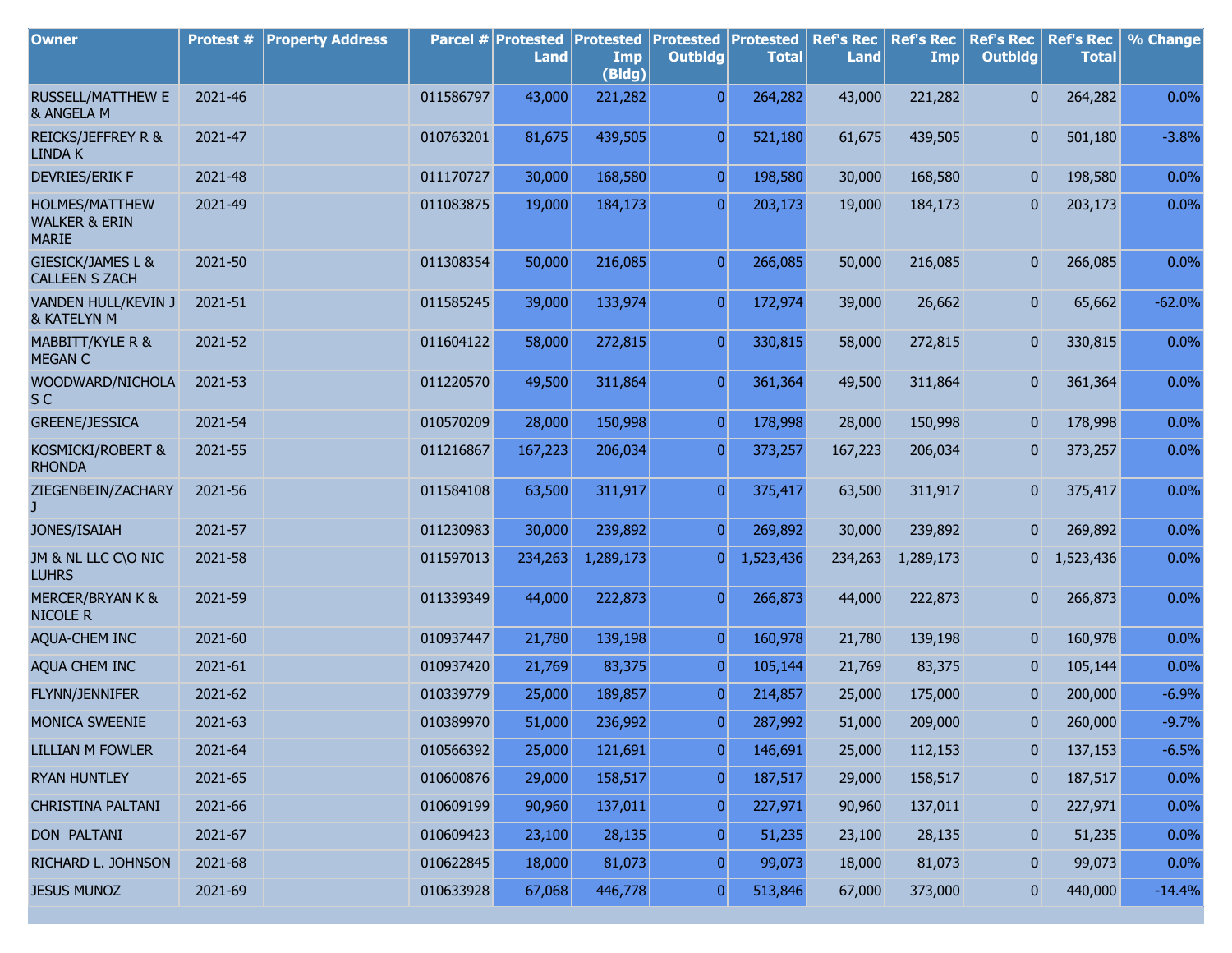| Owner | Protest # | Property Address | Parcel # | Protested Land | Protested Imp (Bldg) | Protested Outbldg | Protested Total | Ref's Rec Land | Ref's Rec Imp | Ref's Rec Outbldg | Ref's Rec Total | % Change |
|---|---|---|---|---|---|---|---|---|---|---|---|---|
| RUSSELL/MATTHEW E & ANGELA M | 2021-46 | | 011586797 | 43,000 | 221,282 | 0 | 264,282 | 43,000 | 221,282 | 0 | 264,282 | 0.0% |
| REICKS/JEFFREY R & LINDA K | 2021-47 | | 010763201 | 81,675 | 439,505 | 0 | 521,180 | 61,675 | 439,505 | 0 | 501,180 | -3.8% |
| DEVRIES/ERIK F | 2021-48 | | 011170727 | 30,000 | 168,580 | 0 | 198,580 | 30,000 | 168,580 | 0 | 198,580 | 0.0% |
| HOLMES/MATTHEW WALKER & ERIN MARIE | 2021-49 | | 011083875 | 19,000 | 184,173 | 0 | 203,173 | 19,000 | 184,173 | 0 | 203,173 | 0.0% |
| GIESICK/JAMES L & CALLEEN S ZACH | 2021-50 | | 011308354 | 50,000 | 216,085 | 0 | 266,085 | 50,000 | 216,085 | 0 | 266,085 | 0.0% |
| VANDEN HULL/KEVIN J & KATELYN M | 2021-51 | | 011585245 | 39,000 | 133,974 | 0 | 172,974 | 39,000 | 26,662 | 0 | 65,662 | -62.0% |
| MABBITT/KYLE R & MEGAN C | 2021-52 | | 011604122 | 58,000 | 272,815 | 0 | 330,815 | 58,000 | 272,815 | 0 | 330,815 | 0.0% |
| WOODWARD/NICHOLAS C | 2021-53 | | 011220570 | 49,500 | 311,864 | 0 | 361,364 | 49,500 | 311,864 | 0 | 361,364 | 0.0% |
| GREENE/JESSICA | 2021-54 | | 010570209 | 28,000 | 150,998 | 0 | 178,998 | 28,000 | 150,998 | 0 | 178,998 | 0.0% |
| KOSMICKI/ROBERT & RHONDA | 2021-55 | | 011216867 | 167,223 | 206,034 | 0 | 373,257 | 167,223 | 206,034 | 0 | 373,257 | 0.0% |
| ZIEGENBEIN/ZACHARY J | 2021-56 | | 011584108 | 63,500 | 311,917 | 0 | 375,417 | 63,500 | 311,917 | 0 | 375,417 | 0.0% |
| JONES/ISAIAH | 2021-57 | | 011230983 | 30,000 | 239,892 | 0 | 269,892 | 30,000 | 239,892 | 0 | 269,892 | 0.0% |
| JM & NL LLC C\O NIC LUHRS | 2021-58 | | 011597013 | 234,263 | 1,289,173 | 0 | 1,523,436 | 234,263 | 1,289,173 | 0 | 1,523,436 | 0.0% |
| MERCER/BRYAN K & NICOLE R | 2021-59 | | 011339349 | 44,000 | 222,873 | 0 | 266,873 | 44,000 | 222,873 | 0 | 266,873 | 0.0% |
| AQUA-CHEM INC | 2021-60 | | 010937447 | 21,780 | 139,198 | 0 | 160,978 | 21,780 | 139,198 | 0 | 160,978 | 0.0% |
| AQUA CHEM INC | 2021-61 | | 010937420 | 21,769 | 83,375 | 0 | 105,144 | 21,769 | 83,375 | 0 | 105,144 | 0.0% |
| FLYNN/JENNIFER | 2021-62 | | 010339779 | 25,000 | 189,857 | 0 | 214,857 | 25,000 | 175,000 | 0 | 200,000 | -6.9% |
| MONICA SWEENIE | 2021-63 | | 010389970 | 51,000 | 236,992 | 0 | 287,992 | 51,000 | 209,000 | 0 | 260,000 | -9.7% |
| LILLIAN M FOWLER | 2021-64 | | 010566392 | 25,000 | 121,691 | 0 | 146,691 | 25,000 | 112,153 | 0 | 137,153 | -6.5% |
| RYAN HUNTLEY | 2021-65 | | 010600876 | 29,000 | 158,517 | 0 | 187,517 | 29,000 | 158,517 | 0 | 187,517 | 0.0% |
| CHRISTINA PALTANI | 2021-66 | | 010609199 | 90,960 | 137,011 | 0 | 227,971 | 90,960 | 137,011 | 0 | 227,971 | 0.0% |
| DON PALTANI | 2021-67 | | 010609423 | 23,100 | 28,135 | 0 | 51,235 | 23,100 | 28,135 | 0 | 51,235 | 0.0% |
| RICHARD L. JOHNSON | 2021-68 | | 010622845 | 18,000 | 81,073 | 0 | 99,073 | 18,000 | 81,073 | 0 | 99,073 | 0.0% |
| JESUS MUNOZ | 2021-69 | | 010633928 | 67,068 | 446,778 | 0 | 513,846 | 67,000 | 373,000 | 0 | 440,000 | -14.4% |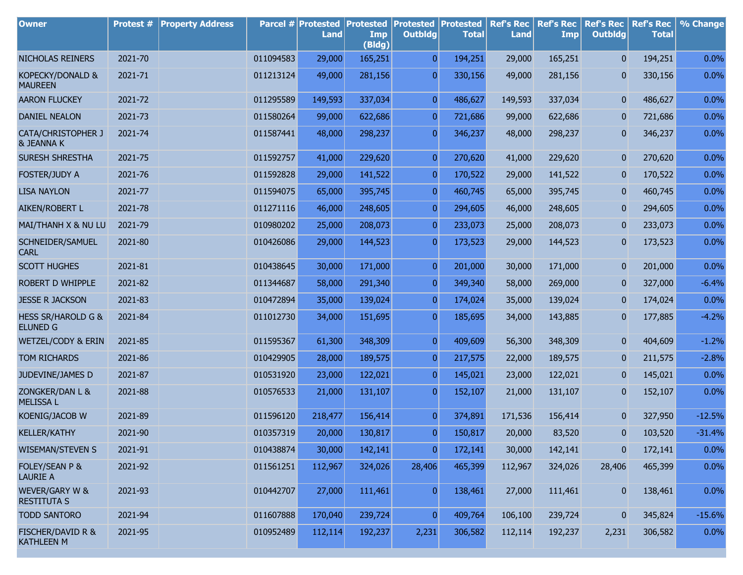| Owner | Protest # | Property Address | Parcel # | Protested Land | Protested Imp (Bldg) | Protested Outbldg | Protested Total | Ref's Rec Land | Ref's Rec Imp | Ref's Rec Outbldg | Ref's Rec Total | % Change |
|---|---|---|---|---|---|---|---|---|---|---|---|---|
| NICHOLAS REINERS | 2021-70 | | 011094583 | 29,000 | 165,251 | 0 | 194,251 | 29,000 | 165,251 | 0 | 194,251 | 0.0% |
| KOPECKY/DONALD & MAUREEN | 2021-71 | | 011213124 | 49,000 | 281,156 | 0 | 330,156 | 49,000 | 281,156 | 0 | 330,156 | 0.0% |
| AARON FLUCKEY | 2021-72 | | 011295589 | 149,593 | 337,034 | 0 | 486,627 | 149,593 | 337,034 | 0 | 486,627 | 0.0% |
| DANIEL NEALON | 2021-73 | | 011580264 | 99,000 | 622,686 | 0 | 721,686 | 99,000 | 622,686 | 0 | 721,686 | 0.0% |
| CATA/CHRISTOPHER J & JEANNA K | 2021-74 | | 011587441 | 48,000 | 298,237 | 0 | 346,237 | 48,000 | 298,237 | 0 | 346,237 | 0.0% |
| SURESH SHRESTHA | 2021-75 | | 011592757 | 41,000 | 229,620 | 0 | 270,620 | 41,000 | 229,620 | 0 | 270,620 | 0.0% |
| FOSTER/JUDY A | 2021-76 | | 011592828 | 29,000 | 141,522 | 0 | 170,522 | 29,000 | 141,522 | 0 | 170,522 | 0.0% |
| LISA NAYLON | 2021-77 | | 011594075 | 65,000 | 395,745 | 0 | 460,745 | 65,000 | 395,745 | 0 | 460,745 | 0.0% |
| AIKEN/ROBERT L | 2021-78 | | 011271116 | 46,000 | 248,605 | 0 | 294,605 | 46,000 | 248,605 | 0 | 294,605 | 0.0% |
| MAI/THANH X & NU LU | 2021-79 | | 010980202 | 25,000 | 208,073 | 0 | 233,073 | 25,000 | 208,073 | 0 | 233,073 | 0.0% |
| SCHNEIDER/SAMUEL CARL | 2021-80 | | 010426086 | 29,000 | 144,523 | 0 | 173,523 | 29,000 | 144,523 | 0 | 173,523 | 0.0% |
| SCOTT HUGHES | 2021-81 | | 010438645 | 30,000 | 171,000 | 0 | 201,000 | 30,000 | 171,000 | 0 | 201,000 | 0.0% |
| ROBERT D WHIPPLE | 2021-82 | | 011344687 | 58,000 | 291,340 | 0 | 349,340 | 58,000 | 269,000 | 0 | 327,000 | -6.4% |
| JESSE R JACKSON | 2021-83 | | 010472894 | 35,000 | 139,024 | 0 | 174,024 | 35,000 | 139,024 | 0 | 174,024 | 0.0% |
| HESS SR/HAROLD G & ELUNED G | 2021-84 | | 011012730 | 34,000 | 151,695 | 0 | 185,695 | 34,000 | 143,885 | 0 | 177,885 | -4.2% |
| WETZEL/CODY & ERIN | 2021-85 | | 011595367 | 61,300 | 348,309 | 0 | 409,609 | 56,300 | 348,309 | 0 | 404,609 | -1.2% |
| TOM RICHARDS | 2021-86 | | 010429905 | 28,000 | 189,575 | 0 | 217,575 | 22,000 | 189,575 | 0 | 211,575 | -2.8% |
| JUDEVINE/JAMES D | 2021-87 | | 010531920 | 23,000 | 122,021 | 0 | 145,021 | 23,000 | 122,021 | 0 | 145,021 | 0.0% |
| ZONGKER/DAN L & MELISSA L | 2021-88 | | 010576533 | 21,000 | 131,107 | 0 | 152,107 | 21,000 | 131,107 | 0 | 152,107 | 0.0% |
| KOENIG/JACOB W | 2021-89 | | 011596120 | 218,477 | 156,414 | 0 | 374,891 | 171,536 | 156,414 | 0 | 327,950 | -12.5% |
| KELLER/KATHY | 2021-90 | | 010357319 | 20,000 | 130,817 | 0 | 150,817 | 20,000 | 83,520 | 0 | 103,520 | -31.4% |
| WISEMAN/STEVEN S | 2021-91 | | 010438874 | 30,000 | 142,141 | 0 | 172,141 | 30,000 | 142,141 | 0 | 172,141 | 0.0% |
| FOLEY/SEAN P & LAURIE A | 2021-92 | | 011561251 | 112,967 | 324,026 | 28,406 | 465,399 | 112,967 | 324,026 | 28,406 | 465,399 | 0.0% |
| WEVER/GARY W & RESTITUTA S | 2021-93 | | 010442707 | 27,000 | 111,461 | 0 | 138,461 | 27,000 | 111,461 | 0 | 138,461 | 0.0% |
| TODD SANTORO | 2021-94 | | 011607888 | 170,040 | 239,724 | 0 | 409,764 | 106,100 | 239,724 | 0 | 345,824 | -15.6% |
| FISCHER/DAVID R & KATHLEEN M | 2021-95 | | 010952489 | 112,114 | 192,237 | 2,231 | 306,582 | 112,114 | 192,237 | 2,231 | 306,582 | 0.0% |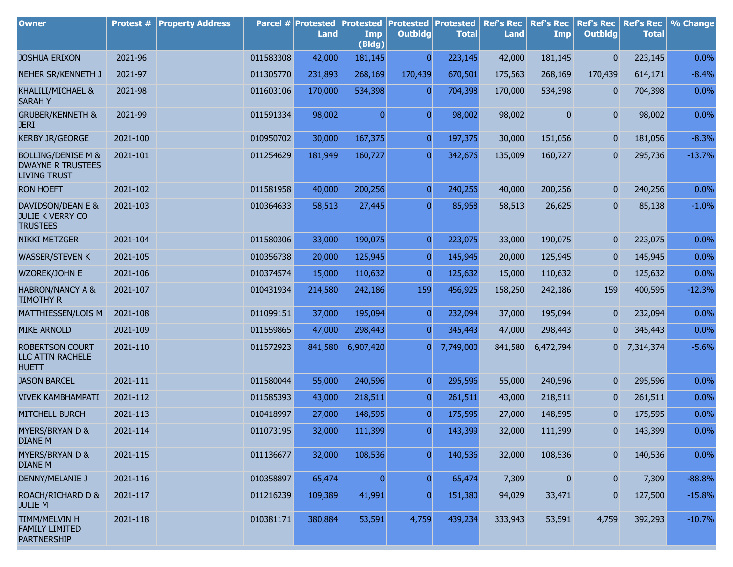| Owner | Protest # | Property Address | Parcel # | Protested Land | Protested Imp (Bldg) | Protested Outbldg | Protested Total | Ref's Rec Land | Ref's Rec Imp | Ref's Rec Outbldg | Ref's Rec Total | % Change |
|---|---|---|---|---|---|---|---|---|---|---|---|---|
| JOSHUA ERIXON | 2021-96 | | 011583308 | 42,000 | 181,145 | 0 | 223,145 | 42,000 | 181,145 | 0 | 223,145 | 0.0% |
| NEHER SR/KENNETH J | 2021-97 | | 011305770 | 231,893 | 268,169 | 170,439 | 670,501 | 175,563 | 268,169 | 170,439 | 614,171 | -8.4% |
| KHALILI/MICHAEL & SARAH Y | 2021-98 | | 011603106 | 170,000 | 534,398 | 0 | 704,398 | 170,000 | 534,398 | 0 | 704,398 | 0.0% |
| GRUBER/KENNETH & JERI | 2021-99 | | 011591334 | 98,002 | 0 | 0 | 98,002 | 98,002 | 0 | 0 | 98,002 | 0.0% |
| KERBY JR/GEORGE | 2021-100 | | 010950702 | 30,000 | 167,375 | 0 | 197,375 | 30,000 | 151,056 | 0 | 181,056 | -8.3% |
| BOLLING/DENISE M & DWAYNE R TRUSTEES LIVING TRUST | 2021-101 | | 011254629 | 181,949 | 160,727 | 0 | 342,676 | 135,009 | 160,727 | 0 | 295,736 | -13.7% |
| RON HOEFT | 2021-102 | | 011581958 | 40,000 | 200,256 | 0 | 240,256 | 40,000 | 200,256 | 0 | 240,256 | 0.0% |
| DAVIDSON/DEAN E & JULIE K VERRY CO TRUSTEES | 2021-103 | | 010364633 | 58,513 | 27,445 | 0 | 85,958 | 58,513 | 26,625 | 0 | 85,138 | -1.0% |
| NIKKI METZGER | 2021-104 | | 011580306 | 33,000 | 190,075 | 0 | 223,075 | 33,000 | 190,075 | 0 | 223,075 | 0.0% |
| WASSER/STEVEN K | 2021-105 | | 010356738 | 20,000 | 125,945 | 0 | 145,945 | 20,000 | 125,945 | 0 | 145,945 | 0.0% |
| WZOREK/JOHN E | 2021-106 | | 010374574 | 15,000 | 110,632 | 0 | 125,632 | 15,000 | 110,632 | 0 | 125,632 | 0.0% |
| HABRON/NANCY A & TIMOTHY R | 2021-107 | | 010431934 | 214,580 | 242,186 | 159 | 456,925 | 158,250 | 242,186 | 159 | 400,595 | -12.3% |
| MATTHIESSEN/LOIS M | 2021-108 | | 011099151 | 37,000 | 195,094 | 0 | 232,094 | 37,000 | 195,094 | 0 | 232,094 | 0.0% |
| MIKE ARNOLD | 2021-109 | | 011559865 | 47,000 | 298,443 | 0 | 345,443 | 47,000 | 298,443 | 0 | 345,443 | 0.0% |
| ROBERTSON COURT LLC ATTN RACHELE HUETT | 2021-110 | | 011572923 | 841,580 | 6,907,420 | 0 | 7,749,000 | 841,580 | 6,472,794 | 0 | 7,314,374 | -5.6% |
| JASON BARCEL | 2021-111 | | 011580044 | 55,000 | 240,596 | 0 | 295,596 | 55,000 | 240,596 | 0 | 295,596 | 0.0% |
| VIVEK KAMBHAMPATI | 2021-112 | | 011585393 | 43,000 | 218,511 | 0 | 261,511 | 43,000 | 218,511 | 0 | 261,511 | 0.0% |
| MITCHELL BURCH | 2021-113 | | 010418997 | 27,000 | 148,595 | 0 | 175,595 | 27,000 | 148,595 | 0 | 175,595 | 0.0% |
| MYERS/BRYAN D & DIANE M | 2021-114 | | 011073195 | 32,000 | 111,399 | 0 | 143,399 | 32,000 | 111,399 | 0 | 143,399 | 0.0% |
| MYERS/BRYAN D & DIANE M | 2021-115 | | 011136677 | 32,000 | 108,536 | 0 | 140,536 | 32,000 | 108,536 | 0 | 140,536 | 0.0% |
| DENNY/MELANIE J | 2021-116 | | 010358897 | 65,474 | 0 | 0 | 65,474 | 7,309 | 0 | 0 | 7,309 | -88.8% |
| ROACH/RICHARD D & JULIE M | 2021-117 | | 011216239 | 109,389 | 41,991 | 0 | 151,380 | 94,029 | 33,471 | 0 | 127,500 | -15.8% |
| TIMM/MELVIN H FAMILY LIMITED PARTNERSHIP | 2021-118 | | 010381171 | 380,884 | 53,591 | 4,759 | 439,234 | 333,943 | 53,591 | 4,759 | 392,293 | -10.7% |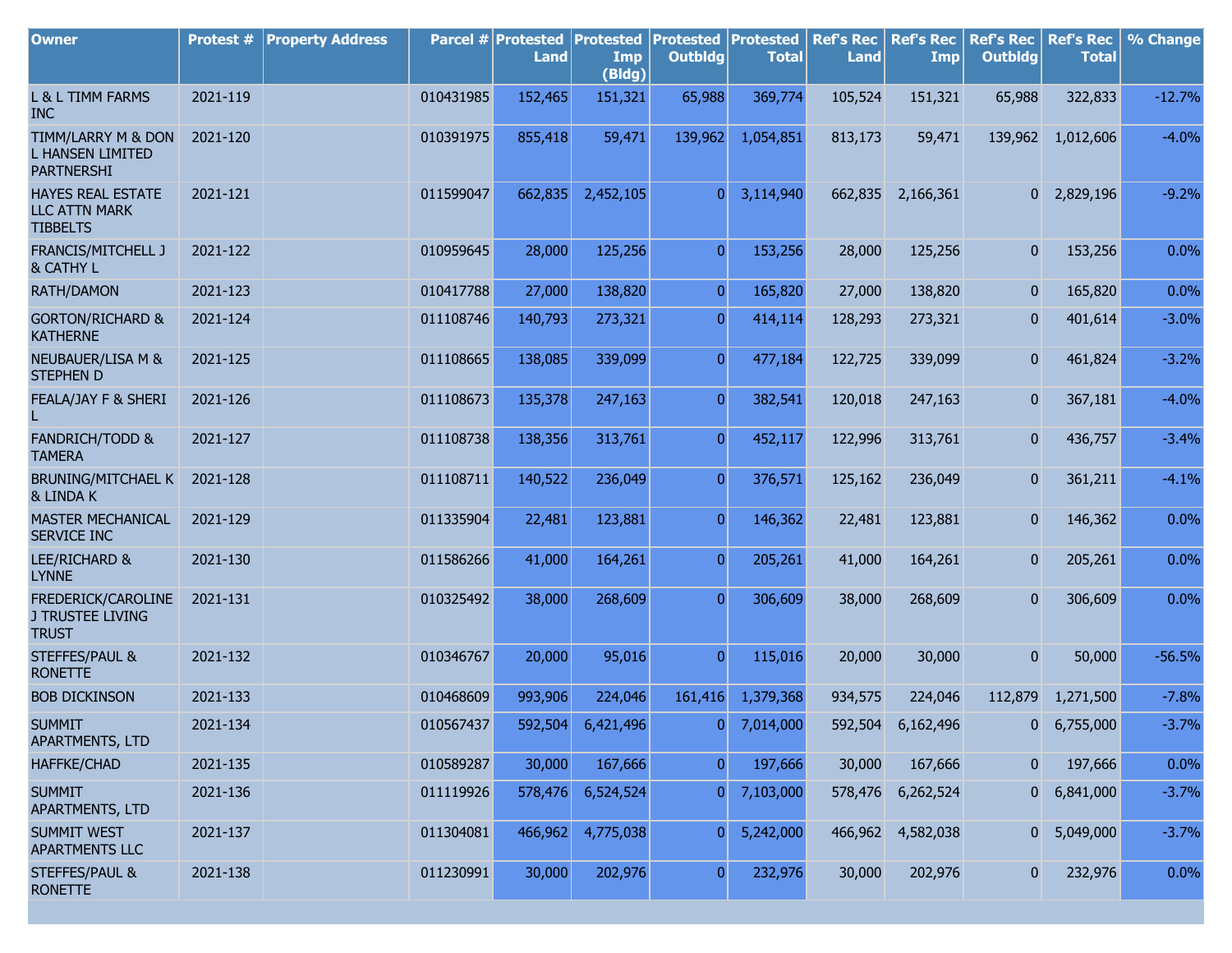| Owner | Protest # | Property Address | Parcel # | Protested Land | Protested Imp (Bldg) | Protested Outbldg | Protested Total | Ref's Rec Land | Ref's Rec Imp | Ref's Rec Outbldg | Ref's Rec Total | % Change |
|---|---|---|---|---|---|---|---|---|---|---|---|---|
| L & L TIMM FARMS INC | 2021-119 | | 010431985 | 152,465 | 151,321 | 65,988 | 369,774 | 105,524 | 151,321 | 65,988 | 322,833 | -12.7% |
| TIMM/LARRY M & DON L HANSEN LIMITED PARTNERSHI | 2021-120 | | 010391975 | 855,418 | 59,471 | 139,962 | 1,054,851 | 813,173 | 59,471 | 139,962 | 1,012,606 | -4.0% |
| HAYES REAL ESTATE LLC ATTN MARK TIBBELTS | 2021-121 | | 011599047 | 662,835 | 2,452,105 | 0 | 3,114,940 | 662,835 | 2,166,361 | 0 | 2,829,196 | -9.2% |
| FRANCIS/MITCHELL J & CATHY L | 2021-122 | | 010959645 | 28,000 | 125,256 | 0 | 153,256 | 28,000 | 125,256 | 0 | 153,256 | 0.0% |
| RATH/DAMON | 2021-123 | | 010417788 | 27,000 | 138,820 | 0 | 165,820 | 27,000 | 138,820 | 0 | 165,820 | 0.0% |
| GORTON/RICHARD & KATHERNE | 2021-124 | | 011108746 | 140,793 | 273,321 | 0 | 414,114 | 128,293 | 273,321 | 0 | 401,614 | -3.0% |
| NEUBAUER/LISA M & STEPHEN D | 2021-125 | | 011108665 | 138,085 | 339,099 | 0 | 477,184 | 122,725 | 339,099 | 0 | 461,824 | -3.2% |
| FEALA/JAY F & SHERI L | 2021-126 | | 011108673 | 135,378 | 247,163 | 0 | 382,541 | 120,018 | 247,163 | 0 | 367,181 | -4.0% |
| FANDRICH/TODD & TAMERA | 2021-127 | | 011108738 | 138,356 | 313,761 | 0 | 452,117 | 122,996 | 313,761 | 0 | 436,757 | -3.4% |
| BRUNING/MITCHAEL K & LINDA K | 2021-128 | | 011108711 | 140,522 | 236,049 | 0 | 376,571 | 125,162 | 236,049 | 0 | 361,211 | -4.1% |
| MASTER MECHANICAL SERVICE INC | 2021-129 | | 011335904 | 22,481 | 123,881 | 0 | 146,362 | 22,481 | 123,881 | 0 | 146,362 | 0.0% |
| LEE/RICHARD & LYNNE | 2021-130 | | 011586266 | 41,000 | 164,261 | 0 | 205,261 | 41,000 | 164,261 | 0 | 205,261 | 0.0% |
| FREDERICK/CAROLINE J TRUSTEE LIVING TRUST | 2021-131 | | 010325492 | 38,000 | 268,609 | 0 | 306,609 | 38,000 | 268,609 | 0 | 306,609 | 0.0% |
| STEFFES/PAUL & RONETTE | 2021-132 | | 010346767 | 20,000 | 95,016 | 0 | 115,016 | 20,000 | 30,000 | 0 | 50,000 | -56.5% |
| BOB DICKINSON | 2021-133 | | 010468609 | 993,906 | 224,046 | 161,416 | 1,379,368 | 934,575 | 224,046 | 112,879 | 1,271,500 | -7.8% |
| SUMMIT APARTMENTS, LTD | 2021-134 | | 010567437 | 592,504 | 6,421,496 | 0 | 7,014,000 | 592,504 | 6,162,496 | 0 | 6,755,000 | -3.7% |
| HAFFKE/CHAD | 2021-135 | | 010589287 | 30,000 | 167,666 | 0 | 197,666 | 30,000 | 167,666 | 0 | 197,666 | 0.0% |
| SUMMIT APARTMENTS, LTD | 2021-136 | | 011119926 | 578,476 | 6,524,524 | 0 | 7,103,000 | 578,476 | 6,262,524 | 0 | 6,841,000 | -3.7% |
| SUMMIT WEST APARTMENTS LLC | 2021-137 | | 011304081 | 466,962 | 4,775,038 | 0 | 5,242,000 | 466,962 | 4,582,038 | 0 | 5,049,000 | -3.7% |
| STEFFES/PAUL & RONETTE | 2021-138 | | 011230991 | 30,000 | 202,976 | 0 | 232,976 | 30,000 | 202,976 | 0 | 232,976 | 0.0% |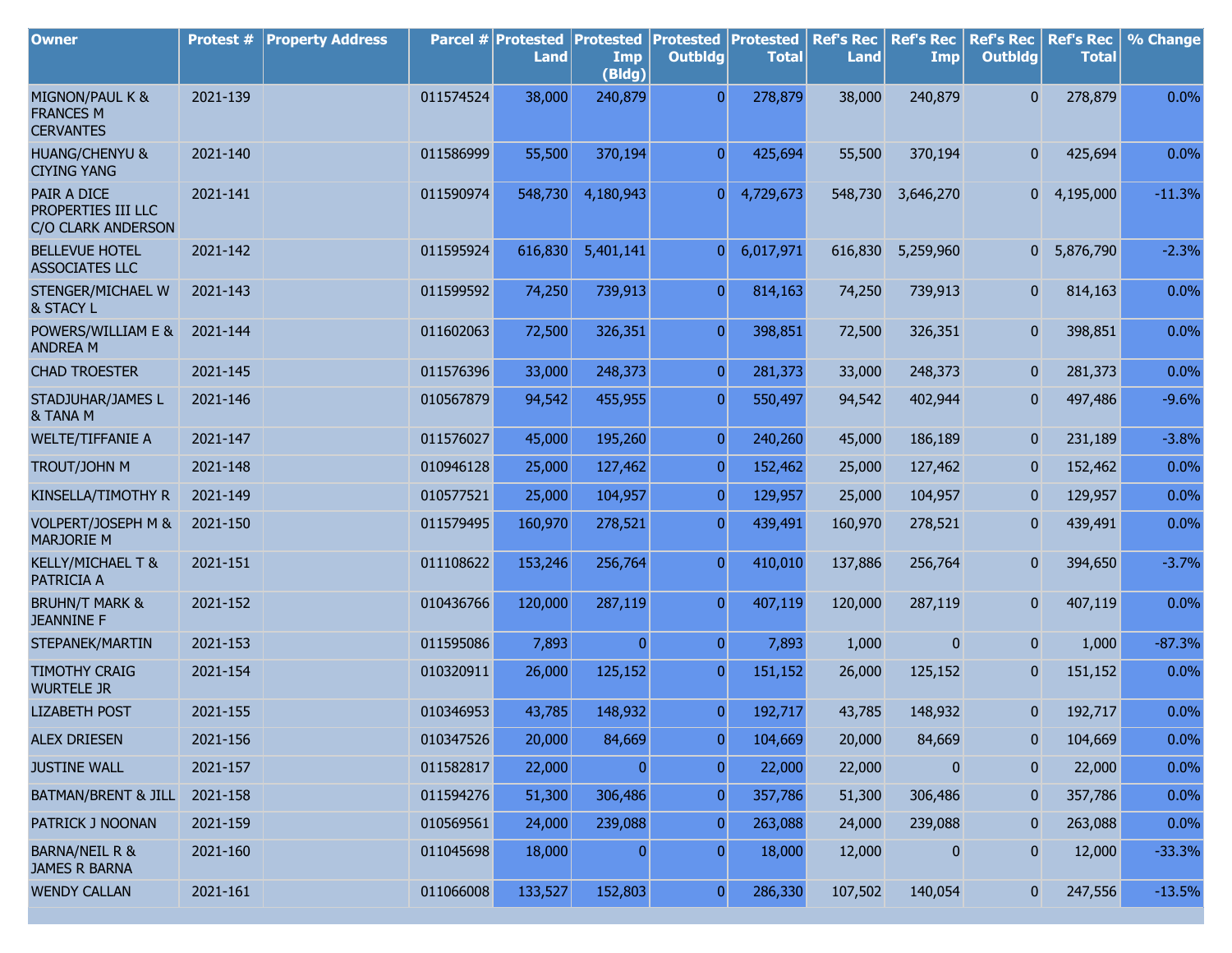| Owner | Protest # | Property Address | Parcel # | Protested Land | Protested Imp (Bldg) | Protested Outbldg | Protested Total | Ref's Rec Land | Ref's Rec Imp | Ref's Rec Outbldg | Ref's Rec Total | % Change |
|---|---|---|---|---|---|---|---|---|---|---|---|---|
| MIGNON/PAUL K & FRANCES M CERVANTES | 2021-139 | | 011574524 | 38,000 | 240,879 | 0 | 278,879 | 38,000 | 240,879 | 0 | 278,879 | 0.0% |
| HUANG/CHENYU & CIYING YANG | 2021-140 | | 011586999 | 55,500 | 370,194 | 0 | 425,694 | 55,500 | 370,194 | 0 | 425,694 | 0.0% |
| PAIR A DICE PROPERTIES III LLC C/O CLARK ANDERSON | 2021-141 | | 011590974 | 548,730 | 4,180,943 | 0 | 4,729,673 | 548,730 | 3,646,270 | 0 | 4,195,000 | -11.3% |
| BELLEVUE HOTEL ASSOCIATES LLC | 2021-142 | | 011595924 | 616,830 | 5,401,141 | 0 | 6,017,971 | 616,830 | 5,259,960 | 0 | 5,876,790 | -2.3% |
| STENGER/MICHAEL W & STACY L | 2021-143 | | 011599592 | 74,250 | 739,913 | 0 | 814,163 | 74,250 | 739,913 | 0 | 814,163 | 0.0% |
| POWERS/WILLIAM E & ANDREA M | 2021-144 | | 011602063 | 72,500 | 326,351 | 0 | 398,851 | 72,500 | 326,351 | 0 | 398,851 | 0.0% |
| CHAD TROESTER | 2021-145 | | 011576396 | 33,000 | 248,373 | 0 | 281,373 | 33,000 | 248,373 | 0 | 281,373 | 0.0% |
| STADJUHAR/JAMES L & TANA M | 2021-146 | | 010567879 | 94,542 | 455,955 | 0 | 550,497 | 94,542 | 402,944 | 0 | 497,486 | -9.6% |
| WELTE/TIFFANIE A | 2021-147 | | 011576027 | 45,000 | 195,260 | 0 | 240,260 | 45,000 | 186,189 | 0 | 231,189 | -3.8% |
| TROUT/JOHN M | 2021-148 | | 010946128 | 25,000 | 127,462 | 0 | 152,462 | 25,000 | 127,462 | 0 | 152,462 | 0.0% |
| KINSELLA/TIMOTHY R | 2021-149 | | 010577521 | 25,000 | 104,957 | 0 | 129,957 | 25,000 | 104,957 | 0 | 129,957 | 0.0% |
| VOLPERT/JOSEPH M & MARJORIE M | 2021-150 | | 011579495 | 160,970 | 278,521 | 0 | 439,491 | 160,970 | 278,521 | 0 | 439,491 | 0.0% |
| KELLY/MICHAEL T & PATRICIA A | 2021-151 | | 011108622 | 153,246 | 256,764 | 0 | 410,010 | 137,886 | 256,764 | 0 | 394,650 | -3.7% |
| BRUHN/T MARK & JEANNINE F | 2021-152 | | 010436766 | 120,000 | 287,119 | 0 | 407,119 | 120,000 | 287,119 | 0 | 407,119 | 0.0% |
| STEPANEK/MARTIN | 2021-153 | | 011595086 | 7,893 | 0 | 0 | 7,893 | 1,000 | 0 | 0 | 1,000 | -87.3% |
| TIMOTHY CRAIG WURTELE JR | 2021-154 | | 010320911 | 26,000 | 125,152 | 0 | 151,152 | 26,000 | 125,152 | 0 | 151,152 | 0.0% |
| LIZABETH POST | 2021-155 | | 010346953 | 43,785 | 148,932 | 0 | 192,717 | 43,785 | 148,932 | 0 | 192,717 | 0.0% |
| ALEX DRIESEN | 2021-156 | | 010347526 | 20,000 | 84,669 | 0 | 104,669 | 20,000 | 84,669 | 0 | 104,669 | 0.0% |
| JUSTINE WALL | 2021-157 | | 011582817 | 22,000 | 0 | 0 | 22,000 | 22,000 | 0 | 0 | 22,000 | 0.0% |
| BATMAN/BRENT & JILL | 2021-158 | | 011594276 | 51,300 | 306,486 | 0 | 357,786 | 51,300 | 306,486 | 0 | 357,786 | 0.0% |
| PATRICK J NOONAN | 2021-159 | | 010569561 | 24,000 | 239,088 | 0 | 263,088 | 24,000 | 239,088 | 0 | 263,088 | 0.0% |
| BARNA/NEIL R & JAMES R BARNA | 2021-160 | | 011045698 | 18,000 | 0 | 0 | 18,000 | 12,000 | 0 | 0 | 12,000 | -33.3% |
| WENDY CALLAN | 2021-161 | | 011066008 | 133,527 | 152,803 | 0 | 286,330 | 107,502 | 140,054 | 0 | 247,556 | -13.5% |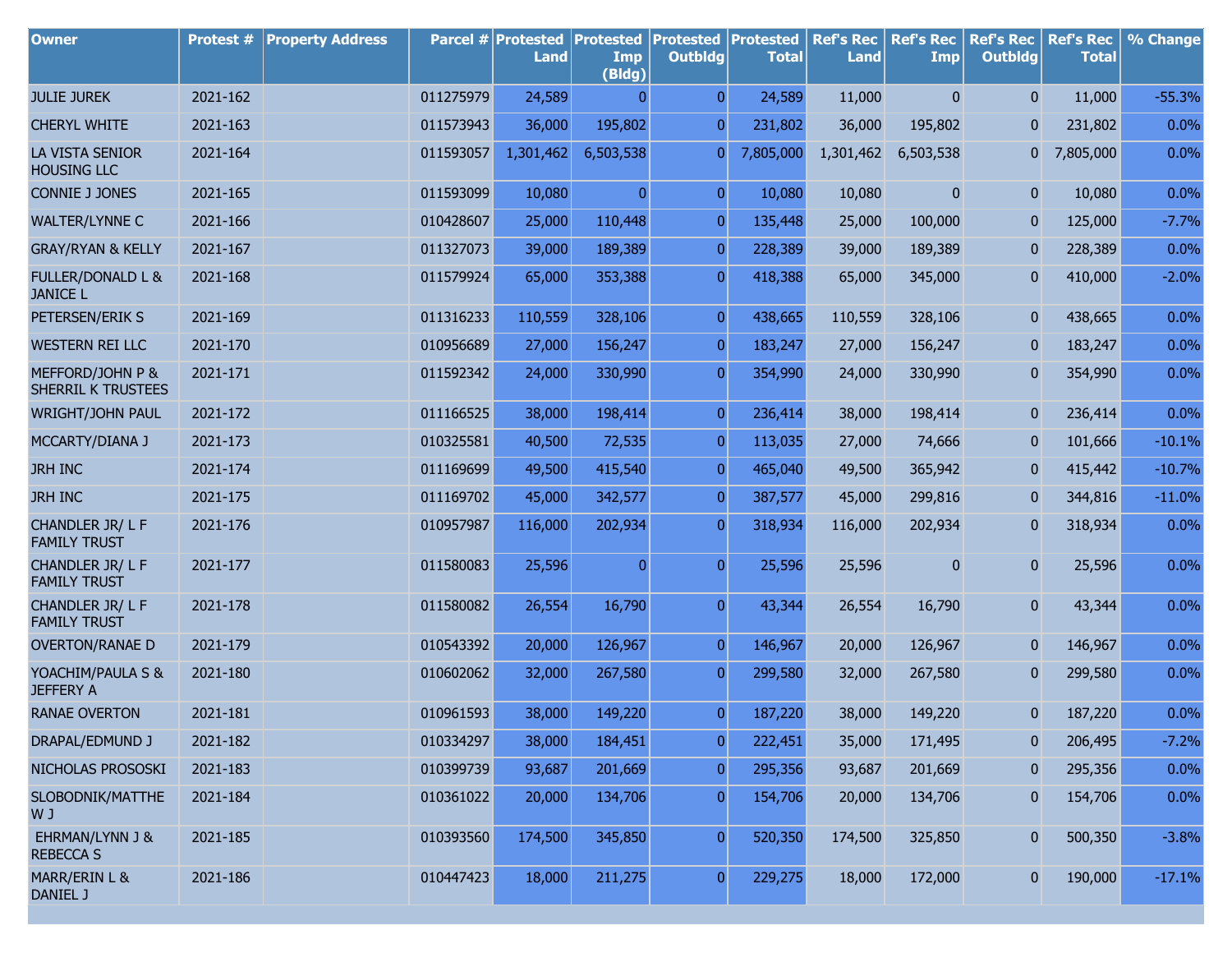| Owner | Protest # | Property Address | Parcel # | Protested Land | Protested Imp (Bldg) | Protested Outbldg | Protested Total | Ref's Rec Land | Ref's Rec Imp | Ref's Rec Outbldg | Ref's Rec Total | % Change |
|---|---|---|---|---|---|---|---|---|---|---|---|---|
| JULIE JUREK | 2021-162 | | 011275979 | 24,589 | 0 | 0 | 24,589 | 11,000 | 0 | 0 | 11,000 | -55.3% |
| CHERYL WHITE | 2021-163 | | 011573943 | 36,000 | 195,802 | 0 | 231,802 | 36,000 | 195,802 | 0 | 231,802 | 0.0% |
| LA VISTA SENIOR HOUSING LLC | 2021-164 | | 011593057 | 1,301,462 | 6,503,538 | 0 | 7,805,000 | 1,301,462 | 6,503,538 | 0 | 7,805,000 | 0.0% |
| CONNIE J JONES | 2021-165 | | 011593099 | 10,080 | 0 | 0 | 10,080 | 10,080 | 0 | 0 | 10,080 | 0.0% |
| WALTER/LYNNE C | 2021-166 | | 010428607 | 25,000 | 110,448 | 0 | 135,448 | 25,000 | 100,000 | 0 | 125,000 | -7.7% |
| GRAY/RYAN & KELLY | 2021-167 | | 011327073 | 39,000 | 189,389 | 0 | 228,389 | 39,000 | 189,389 | 0 | 228,389 | 0.0% |
| FULLER/DONALD L & JANICE L | 2021-168 | | 011579924 | 65,000 | 353,388 | 0 | 418,388 | 65,000 | 345,000 | 0 | 410,000 | -2.0% |
| PETERSEN/ERIK S | 2021-169 | | 011316233 | 110,559 | 328,106 | 0 | 438,665 | 110,559 | 328,106 | 0 | 438,665 | 0.0% |
| WESTERN REI LLC | 2021-170 | | 010956689 | 27,000 | 156,247 | 0 | 183,247 | 27,000 | 156,247 | 0 | 183,247 | 0.0% |
| MEFFORD/JOHN P & SHERRIL K TRUSTEES | 2021-171 | | 011592342 | 24,000 | 330,990 | 0 | 354,990 | 24,000 | 330,990 | 0 | 354,990 | 0.0% |
| WRIGHT/JOHN PAUL | 2021-172 | | 011166525 | 38,000 | 198,414 | 0 | 236,414 | 38,000 | 198,414 | 0 | 236,414 | 0.0% |
| MCCARTY/DIANA J | 2021-173 | | 010325581 | 40,500 | 72,535 | 0 | 113,035 | 27,000 | 74,666 | 0 | 101,666 | -10.1% |
| JRH INC | 2021-174 | | 011169699 | 49,500 | 415,540 | 0 | 465,040 | 49,500 | 365,942 | 0 | 415,442 | -10.7% |
| JRH INC | 2021-175 | | 011169702 | 45,000 | 342,577 | 0 | 387,577 | 45,000 | 299,816 | 0 | 344,816 | -11.0% |
| CHANDLER JR/ L F FAMILY TRUST | 2021-176 | | 010957987 | 116,000 | 202,934 | 0 | 318,934 | 116,000 | 202,934 | 0 | 318,934 | 0.0% |
| CHANDLER JR/ L F FAMILY TRUST | 2021-177 | | 011580083 | 25,596 | 0 | 0 | 25,596 | 25,596 | 0 | 0 | 25,596 | 0.0% |
| CHANDLER JR/ L F FAMILY TRUST | 2021-178 | | 011580082 | 26,554 | 16,790 | 0 | 43,344 | 26,554 | 16,790 | 0 | 43,344 | 0.0% |
| OVERTON/RANAE D | 2021-179 | | 010543392 | 20,000 | 126,967 | 0 | 146,967 | 20,000 | 126,967 | 0 | 146,967 | 0.0% |
| YOACHIM/PAULA S & JEFFERY A | 2021-180 | | 010602062 | 32,000 | 267,580 | 0 | 299,580 | 32,000 | 267,580 | 0 | 299,580 | 0.0% |
| RANAE OVERTON | 2021-181 | | 010961593 | 38,000 | 149,220 | 0 | 187,220 | 38,000 | 149,220 | 0 | 187,220 | 0.0% |
| DRAPAL/EDMUND J | 2021-182 | | 010334297 | 38,000 | 184,451 | 0 | 222,451 | 35,000 | 171,495 | 0 | 206,495 | -7.2% |
| NICHOLAS PROSOSKI | 2021-183 | | 010399739 | 93,687 | 201,669 | 0 | 295,356 | 93,687 | 201,669 | 0 | 295,356 | 0.0% |
| SLOBODNIK/MATTHEW J | 2021-184 | | 010361022 | 20,000 | 134,706 | 0 | 154,706 | 20,000 | 134,706 | 0 | 154,706 | 0.0% |
| EHRMAN/LYNN J & REBECCA S | 2021-185 | | 010393560 | 174,500 | 345,850 | 0 | 520,350 | 174,500 | 325,850 | 0 | 500,350 | -3.8% |
| MARR/ERIN L & DANIEL J | 2021-186 | | 010447423 | 18,000 | 211,275 | 0 | 229,275 | 18,000 | 172,000 | 0 | 190,000 | -17.1% |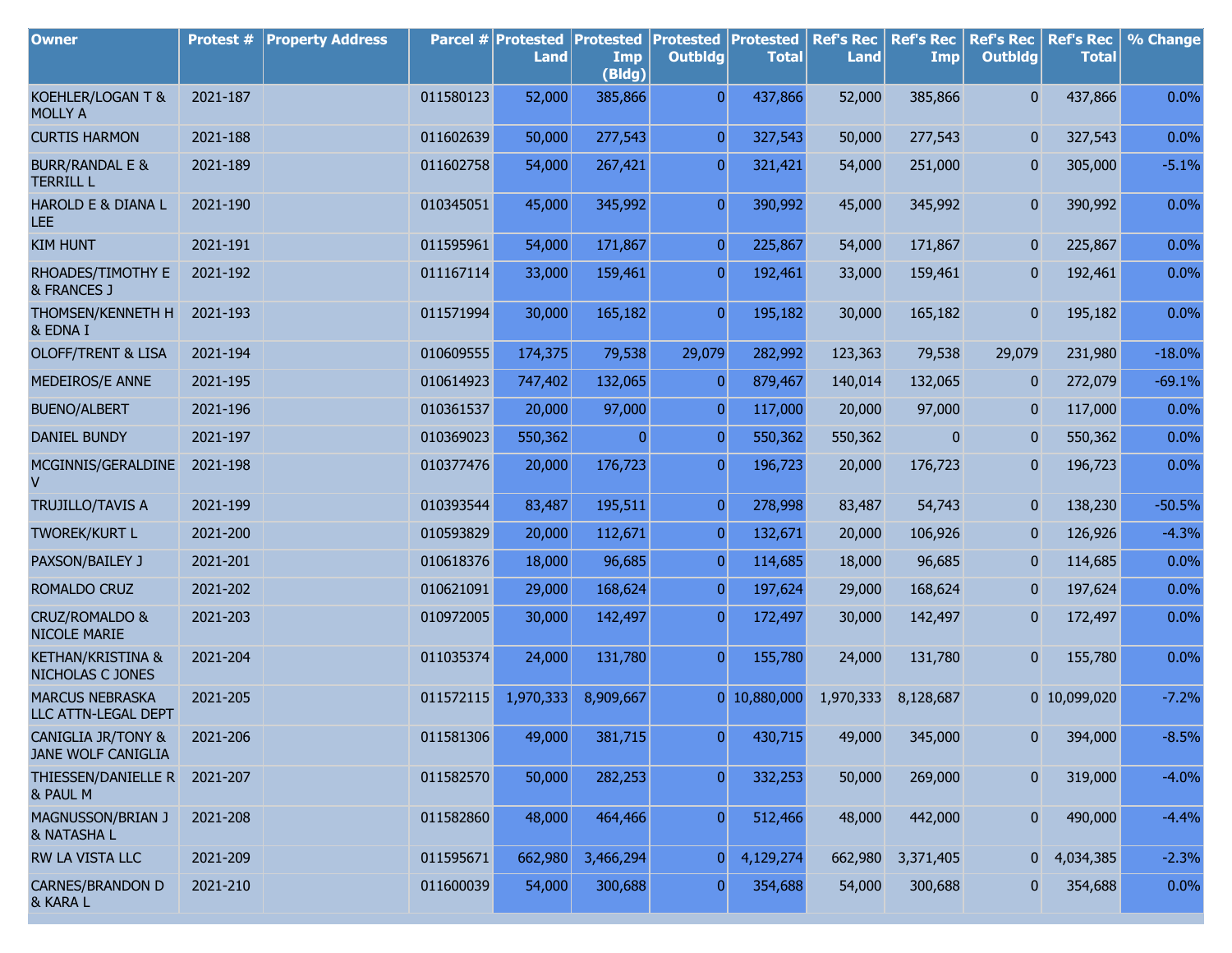| Owner | Protest # | Property Address | Parcel # | Protested Land | Protested Imp (Bldg) | Protested Outbldg | Protested Total | Ref's Rec Land | Ref's Rec Imp | Ref's Rec Outbldg | Ref's Rec Total | % Change |
|---|---|---|---|---|---|---|---|---|---|---|---|---|
| KOEHLER/LOGAN T & MOLLY A | 2021-187 | | 011580123 | 52,000 | 385,866 | 0 | 437,866 | 52,000 | 385,866 | 0 | 437,866 | 0.0% |
| CURTIS HARMON | 2021-188 | | 011602639 | 50,000 | 277,543 | 0 | 327,543 | 50,000 | 277,543 | 0 | 327,543 | 0.0% |
| BURR/RANDAL E & TERRILL L | 2021-189 | | 011602758 | 54,000 | 267,421 | 0 | 321,421 | 54,000 | 251,000 | 0 | 305,000 | -5.1% |
| HAROLD E & DIANA L LEE | 2021-190 | | 010345051 | 45,000 | 345,992 | 0 | 390,992 | 45,000 | 345,992 | 0 | 390,992 | 0.0% |
| KIM HUNT | 2021-191 | | 011595961 | 54,000 | 171,867 | 0 | 225,867 | 54,000 | 171,867 | 0 | 225,867 | 0.0% |
| RHOADES/TIMOTHY E & FRANCES J | 2021-192 | | 011167114 | 33,000 | 159,461 | 0 | 192,461 | 33,000 | 159,461 | 0 | 192,461 | 0.0% |
| THOMSEN/KENNETH H & EDNA I | 2021-193 | | 011571994 | 30,000 | 165,182 | 0 | 195,182 | 30,000 | 165,182 | 0 | 195,182 | 0.0% |
| OLOFF/TRENT & LISA | 2021-194 | | 010609555 | 174,375 | 79,538 | 29,079 | 282,992 | 123,363 | 79,538 | 29,079 | 231,980 | -18.0% |
| MEDEIROS/E ANNE | 2021-195 | | 010614923 | 747,402 | 132,065 | 0 | 879,467 | 140,014 | 132,065 | 0 | 272,079 | -69.1% |
| BUENO/ALBERT | 2021-196 | | 010361537 | 20,000 | 97,000 | 0 | 117,000 | 20,000 | 97,000 | 0 | 117,000 | 0.0% |
| DANIEL BUNDY | 2021-197 | | 010369023 | 550,362 | 0 | 0 | 550,362 | 550,362 | 0 | 0 | 550,362 | 0.0% |
| MCGINNIS/GERALDINE V | 2021-198 | | 010377476 | 20,000 | 176,723 | 0 | 196,723 | 20,000 | 176,723 | 0 | 196,723 | 0.0% |
| TRUJILLO/TAVIS A | 2021-199 | | 010393544 | 83,487 | 195,511 | 0 | 278,998 | 83,487 | 54,743 | 0 | 138,230 | -50.5% |
| TWOREK/KURT L | 2021-200 | | 010593829 | 20,000 | 112,671 | 0 | 132,671 | 20,000 | 106,926 | 0 | 126,926 | -4.3% |
| PAXSON/BAILEY J | 2021-201 | | 010618376 | 18,000 | 96,685 | 0 | 114,685 | 18,000 | 96,685 | 0 | 114,685 | 0.0% |
| ROMALDO CRUZ | 2021-202 | | 010621091 | 29,000 | 168,624 | 0 | 197,624 | 29,000 | 168,624 | 0 | 197,624 | 0.0% |
| CRUZ/ROMALDO & NICOLE MARIE | 2021-203 | | 010972005 | 30,000 | 142,497 | 0 | 172,497 | 30,000 | 142,497 | 0 | 172,497 | 0.0% |
| KETHAN/KRISTINA & NICHOLAS C JONES | 2021-204 | | 011035374 | 24,000 | 131,780 | 0 | 155,780 | 24,000 | 131,780 | 0 | 155,780 | 0.0% |
| MARCUS NEBRASKA LLC ATTN-LEGAL DEPT | 2021-205 | | 011572115 | 1,970,333 | 8,909,667 | 0 | 10,880,000 | 1,970,333 | 8,128,687 | 0 | 10,099,020 | -7.2% |
| CANIGLIA JR/TONY & JANE WOLF CANIGLIA | 2021-206 | | 011581306 | 49,000 | 381,715 | 0 | 430,715 | 49,000 | 345,000 | 0 | 394,000 | -8.5% |
| THIESSEN/DANIELLE R & PAUL M | 2021-207 | | 011582570 | 50,000 | 282,253 | 0 | 332,253 | 50,000 | 269,000 | 0 | 319,000 | -4.0% |
| MAGNUSSON/BRIAN J & NATASHA L | 2021-208 | | 011582860 | 48,000 | 464,466 | 0 | 512,466 | 48,000 | 442,000 | 0 | 490,000 | -4.4% |
| RW LA VISTA LLC | 2021-209 | | 011595671 | 662,980 | 3,466,294 | 0 | 4,129,274 | 662,980 | 3,371,405 | 0 | 4,034,385 | -2.3% |
| CARNES/BRANDON D & KARA L | 2021-210 | | 011600039 | 54,000 | 300,688 | 0 | 354,688 | 54,000 | 300,688 | 0 | 354,688 | 0.0% |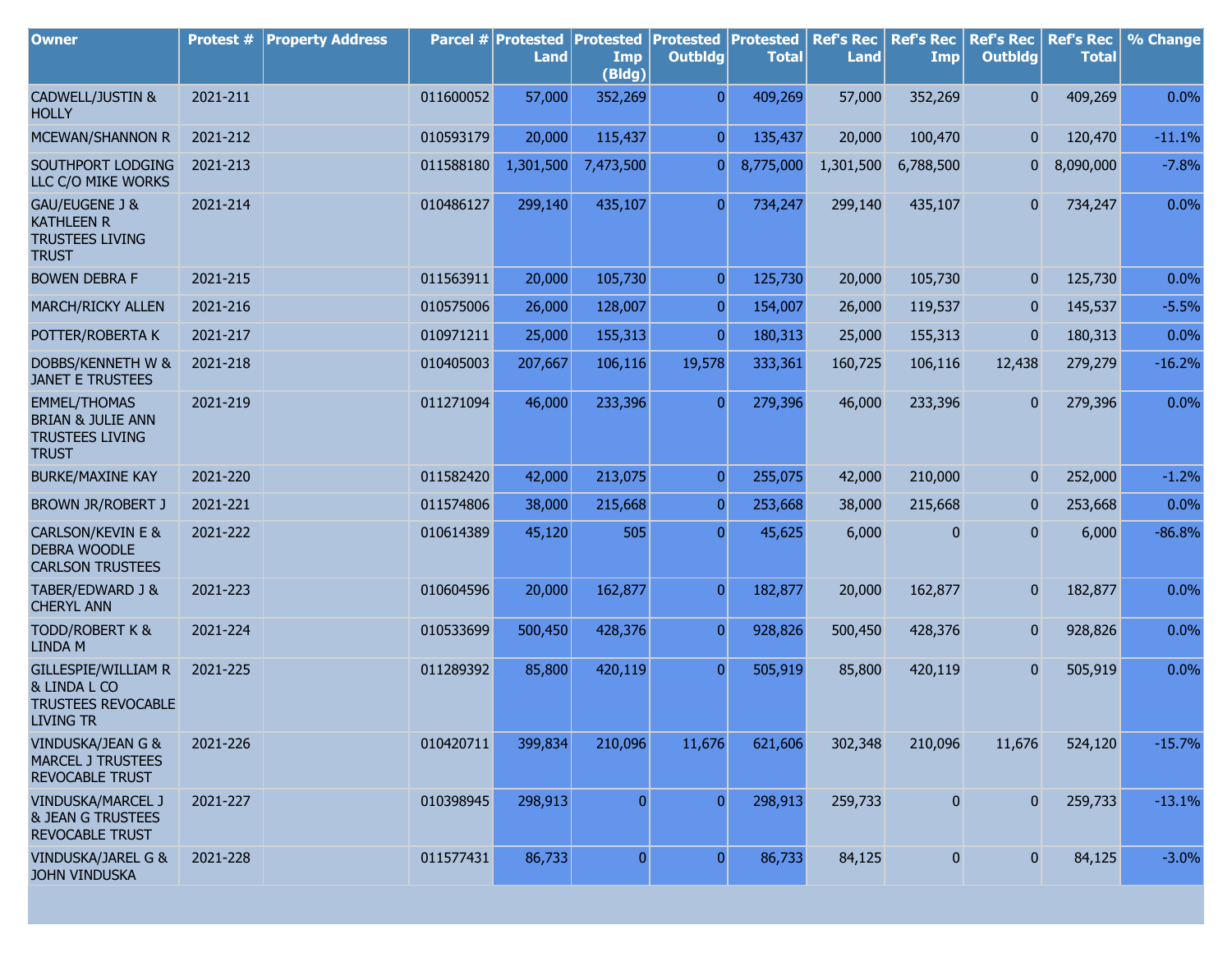| Owner | Protest # | Property Address | Parcel # | Protested Land | Protested Imp (Bldg) | Protested Outbldg | Protested Total | Ref's Rec Land | Ref's Rec Imp | Ref's Rec Outbldg | Ref's Rec Total | % Change |
|---|---|---|---|---|---|---|---|---|---|---|---|---|
| CADWELL/JUSTIN & HOLLY | 2021-211 | | 011600052 | 57,000 | 352,269 | 0 | 409,269 | 57,000 | 352,269 | 0 | 409,269 | 0.0% |
| MCEWAN/SHANNON R | 2021-212 | | 010593179 | 20,000 | 115,437 | 0 | 135,437 | 20,000 | 100,470 | 0 | 120,470 | -11.1% |
| SOUTHPORT LODGING LLC C/O MIKE WORKS | 2021-213 | | 011588180 | 1,301,500 | 7,473,500 | 0 | 8,775,000 | 1,301,500 | 6,788,500 | 0 | 8,090,000 | -7.8% |
| GAU/EUGENE J & KATHLEEN R TRUSTEES LIVING TRUST | 2021-214 | | 010486127 | 299,140 | 435,107 | 0 | 734,247 | 299,140 | 435,107 | 0 | 734,247 | 0.0% |
| BOWEN DEBRA F | 2021-215 | | 011563911 | 20,000 | 105,730 | 0 | 125,730 | 20,000 | 105,730 | 0 | 125,730 | 0.0% |
| MARCH/RICKY ALLEN | 2021-216 | | 010575006 | 26,000 | 128,007 | 0 | 154,007 | 26,000 | 119,537 | 0 | 145,537 | -5.5% |
| POTTER/ROBERTA K | 2021-217 | | 010971211 | 25,000 | 155,313 | 0 | 180,313 | 25,000 | 155,313 | 0 | 180,313 | 0.0% |
| DOBBS/KENNETH W & JANET E TRUSTEES | 2021-218 | | 010405003 | 207,667 | 106,116 | 19,578 | 333,361 | 160,725 | 106,116 | 12,438 | 279,279 | -16.2% |
| EMMEL/THOMAS BRIAN & JULIE ANN TRUSTEES LIVING TRUST | 2021-219 | | 011271094 | 46,000 | 233,396 | 0 | 279,396 | 46,000 | 233,396 | 0 | 279,396 | 0.0% |
| BURKE/MAXINE KAY | 2021-220 | | 011582420 | 42,000 | 213,075 | 0 | 255,075 | 42,000 | 210,000 | 0 | 252,000 | -1.2% |
| BROWN JR/ROBERT J | 2021-221 | | 011574806 | 38,000 | 215,668 | 0 | 253,668 | 38,000 | 215,668 | 0 | 253,668 | 0.0% |
| CARLSON/KEVIN E & DEBRA WOODLE CARLSON TRUSTEES | 2021-222 | | 010614389 | 45,120 | 505 | 0 | 45,625 | 6,000 | 0 | 0 | 6,000 | -86.8% |
| TABER/EDWARD J & CHERYL ANN | 2021-223 | | 010604596 | 20,000 | 162,877 | 0 | 182,877 | 20,000 | 162,877 | 0 | 182,877 | 0.0% |
| TODD/ROBERT K & LINDA M | 2021-224 | | 010533699 | 500,450 | 428,376 | 0 | 928,826 | 500,450 | 428,376 | 0 | 928,826 | 0.0% |
| GILLESPIE/WILLIAM R & LINDA L CO TRUSTEES REVOCABLE LIVING TR | 2021-225 | | 011289392 | 85,800 | 420,119 | 0 | 505,919 | 85,800 | 420,119 | 0 | 505,919 | 0.0% |
| VINDUSKA/JEAN G & MARCEL J TRUSTEES REVOCABLE TRUST | 2021-226 | | 010420711 | 399,834 | 210,096 | 11,676 | 621,606 | 302,348 | 210,096 | 11,676 | 524,120 | -15.7% |
| VINDUSKA/MARCEL J & JEAN G TRUSTEES REVOCABLE TRUST | 2021-227 | | 010398945 | 298,913 | 0 | 0 | 298,913 | 259,733 | 0 | 0 | 259,733 | -13.1% |
| VINDUSKA/JAREL G & JOHN VINDUSKA | 2021-228 | | 011577431 | 86,733 | 0 | 0 | 86,733 | 84,125 | 0 | 0 | 84,125 | -3.0% |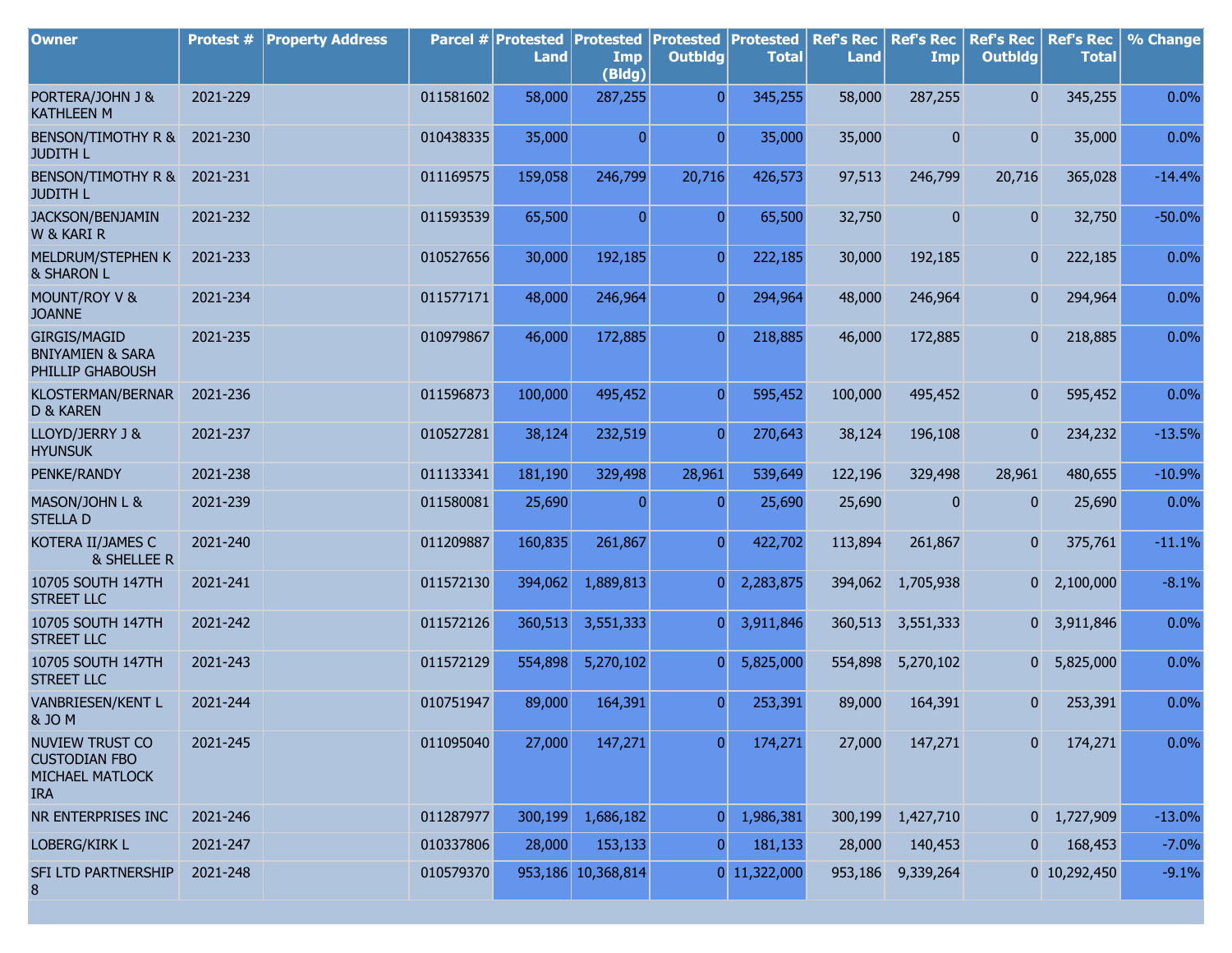| Owner | Protest # | Property Address | Parcel # | Protested Land | Protested Imp (Bldg) | Protested Outbldg | Protested Total | Ref's Rec Land | Ref's Rec Imp | Ref's Rec Outbldg | Ref's Rec Total | % Change |
|---|---|---|---|---|---|---|---|---|---|---|---|---|
| PORTERA/JOHN J & KATHLEEN M | 2021-229 | | 011581602 | 58,000 | 287,255 | 0 | 345,255 | 58,000 | 287,255 | 0 | 345,255 | 0.0% |
| BENSON/TIMOTHY R & JUDITH L | 2021-230 | | 010438335 | 35,000 | 0 | 0 | 35,000 | 35,000 | 0 | 0 | 35,000 | 0.0% |
| BENSON/TIMOTHY R & JUDITH L | 2021-231 | | 011169575 | 159,058 | 246,799 | 20,716 | 426,573 | 97,513 | 246,799 | 20,716 | 365,028 | -14.4% |
| JACKSON/BENJAMIN W & KARI R | 2021-232 | | 011593539 | 65,500 | 0 | 0 | 65,500 | 32,750 | 0 | 0 | 32,750 | -50.0% |
| MELDRUM/STEPHEN K & SHARON L | 2021-233 | | 010527656 | 30,000 | 192,185 | 0 | 222,185 | 30,000 | 192,185 | 0 | 222,185 | 0.0% |
| MOUNT/ROY V & JOANNE | 2021-234 | | 011577171 | 48,000 | 246,964 | 0 | 294,964 | 48,000 | 246,964 | 0 | 294,964 | 0.0% |
| GIRGIS/MAGID BNIYAMIEN & SARA PHILLIP GHABOUSH | 2021-235 | | 010979867 | 46,000 | 172,885 | 0 | 218,885 | 46,000 | 172,885 | 0 | 218,885 | 0.0% |
| KLOSTERMAN/BERNARD & KAREN | 2021-236 | | 011596873 | 100,000 | 495,452 | 0 | 595,452 | 100,000 | 495,452 | 0 | 595,452 | 0.0% |
| LLOYD/JERRY J & HYUNSUK | 2021-237 | | 010527281 | 38,124 | 232,519 | 0 | 270,643 | 38,124 | 196,108 | 0 | 234,232 | -13.5% |
| PENKE/RANDY | 2021-238 | | 011133341 | 181,190 | 329,498 | 28,961 | 539,649 | 122,196 | 329,498 | 28,961 | 480,655 | -10.9% |
| MASON/JOHN L & STELLA D | 2021-239 | | 011580081 | 25,690 | 0 | 0 | 25,690 | 25,690 | 0 | 0 | 25,690 | 0.0% |
| KOTERA II/JAMES C & SHELLEE R | 2021-240 | | 011209887 | 160,835 | 261,867 | 0 | 422,702 | 113,894 | 261,867 | 0 | 375,761 | -11.1% |
| 10705 SOUTH 147TH STREET LLC | 2021-241 | | 011572130 | 394,062 | 1,889,813 | 0 | 2,283,875 | 394,062 | 1,705,938 | 0 | 2,100,000 | -8.1% |
| 10705 SOUTH 147TH STREET LLC | 2021-242 | | 011572126 | 360,513 | 3,551,333 | 0 | 3,911,846 | 360,513 | 3,551,333 | 0 | 3,911,846 | 0.0% |
| 10705 SOUTH 147TH STREET LLC | 2021-243 | | 011572129 | 554,898 | 5,270,102 | 0 | 5,825,000 | 554,898 | 5,270,102 | 0 | 5,825,000 | 0.0% |
| VANBRIESEN/KENT L & JO M | 2021-244 | | 010751947 | 89,000 | 164,391 | 0 | 253,391 | 89,000 | 164,391 | 0 | 253,391 | 0.0% |
| NUVIEW TRUST CO CUSTODIAN FBO MICHAEL MATLOCK IRA | 2021-245 | | 011095040 | 27,000 | 147,271 | 0 | 174,271 | 27,000 | 147,271 | 0 | 174,271 | 0.0% |
| NR ENTERPRISES INC | 2021-246 | | 011287977 | 300,199 | 1,686,182 | 0 | 1,986,381 | 300,199 | 1,427,710 | 0 | 1,727,909 | -13.0% |
| LOBERG/KIRK L | 2021-247 | | 010337806 | 28,000 | 153,133 | 0 | 181,133 | 28,000 | 140,453 | 0 | 168,453 | -7.0% |
| SFI LTD PARTNERSHIP 8 | 2021-248 | | 010579370 | 953,186 | 10,368,814 | 0 | 11,322,000 | 953,186 | 9,339,264 | 0 | 10,292,450 | -9.1% |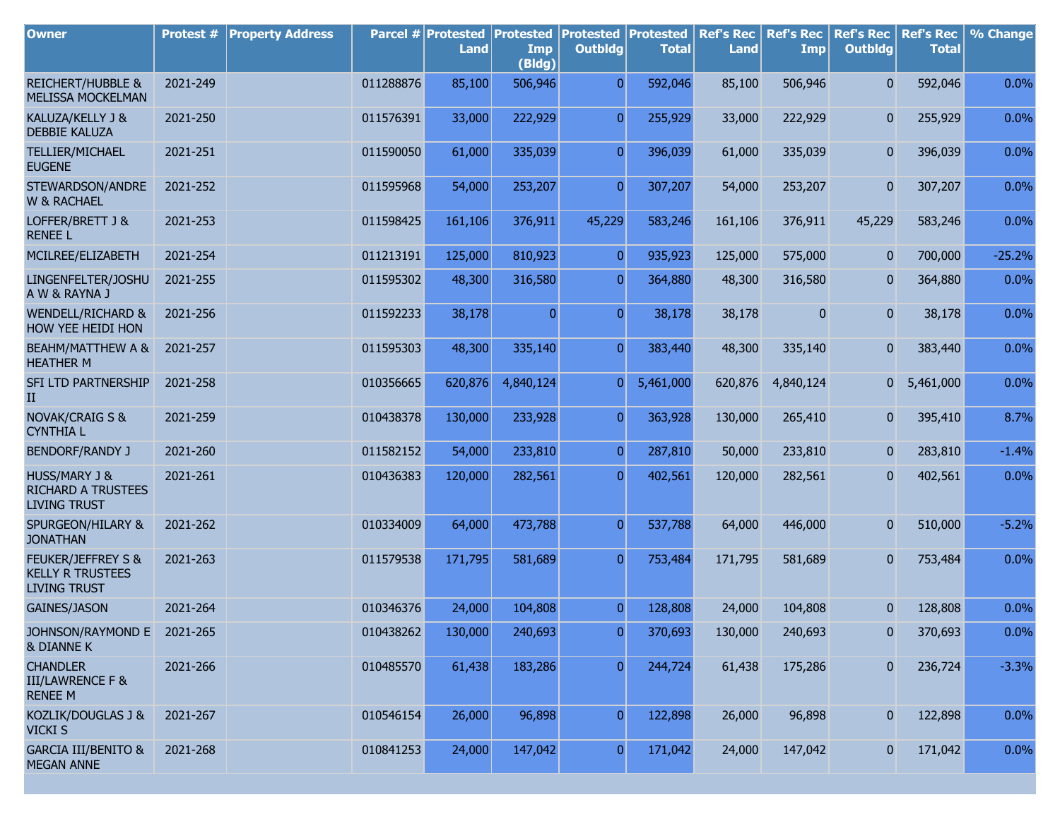| Owner | Protest # | Property Address | Parcel # | Protested Land | Protested Imp (Bldg) | Protested Outbldg | Protested Total | Ref's Rec Land | Ref's Rec Imp | Ref's Rec Outbldg | Ref's Rec Total | % Change |
|---|---|---|---|---|---|---|---|---|---|---|---|---|
| REICHERT/HUBBLE & MELISSA MOCKELMAN | 2021-249 | | 011288876 | 85,100 | 506,946 | 0 | 592,046 | 85,100 | 506,946 | 0 | 592,046 | 0.0% |
| KALUZA/KELLY J & DEBBIE KALUZA | 2021-250 | | 011576391 | 33,000 | 222,929 | 0 | 255,929 | 33,000 | 222,929 | 0 | 255,929 | 0.0% |
| TELLIER/MICHAEL EUGENE | 2021-251 | | 011590050 | 61,000 | 335,039 | 0 | 396,039 | 61,000 | 335,039 | 0 | 396,039 | 0.0% |
| STEWARDSON/ANDREW & RACHAEL | 2021-252 | | 011595968 | 54,000 | 253,207 | 0 | 307,207 | 54,000 | 253,207 | 0 | 307,207 | 0.0% |
| LOFFER/BRETT J & RENEE L | 2021-253 | | 011598425 | 161,106 | 376,911 | 45,229 | 583,246 | 161,106 | 376,911 | 45,229 | 583,246 | 0.0% |
| MCILREE/ELIZABETH | 2021-254 | | 011213191 | 125,000 | 810,923 | 0 | 935,923 | 125,000 | 575,000 | 0 | 700,000 | -25.2% |
| LINGENFELTER/JOSHUA W & RAYNA J | 2021-255 | | 011595302 | 48,300 | 316,580 | 0 | 364,880 | 48,300 | 316,580 | 0 | 364,880 | 0.0% |
| WENDELL/RICHARD & HOW YEE HEIDI HON | 2021-256 | | 011592233 | 38,178 | 0 | 0 | 38,178 | 38,178 | 0 | 0 | 38,178 | 0.0% |
| BEAHM/MATTHEW A & HEATHER M | 2021-257 | | 011595303 | 48,300 | 335,140 | 0 | 383,440 | 48,300 | 335,140 | 0 | 383,440 | 0.0% |
| SFI LTD PARTNERSHIP II | 2021-258 | | 010356665 | 620,876 | 4,840,124 | 0 | 5,461,000 | 620,876 | 4,840,124 | 0 | 5,461,000 | 0.0% |
| NOVAK/CRAIG S & CYNTHIA L | 2021-259 | | 010438378 | 130,000 | 233,928 | 0 | 363,928 | 130,000 | 265,410 | 0 | 395,410 | 8.7% |
| BENDORF/RANDY J | 2021-260 | | 011582152 | 54,000 | 233,810 | 0 | 287,810 | 50,000 | 233,810 | 0 | 283,810 | -1.4% |
| HUSS/MARY J & RICHARD A TRUSTEES LIVING TRUST | 2021-261 | | 010436383 | 120,000 | 282,561 | 0 | 402,561 | 120,000 | 282,561 | 0 | 402,561 | 0.0% |
| SPURGEON/HILARY & JONATHAN | 2021-262 | | 010334009 | 64,000 | 473,788 | 0 | 537,788 | 64,000 | 446,000 | 0 | 510,000 | -5.2% |
| FEUKER/JEFFREY S & KELLY R TRUSTEES LIVING TRUST | 2021-263 | | 011579538 | 171,795 | 581,689 | 0 | 753,484 | 171,795 | 581,689 | 0 | 753,484 | 0.0% |
| GAINES/JASON | 2021-264 | | 010346376 | 24,000 | 104,808 | 0 | 128,808 | 24,000 | 104,808 | 0 | 128,808 | 0.0% |
| JOHNSON/RAYMOND E & DIANNE K | 2021-265 | | 010438262 | 130,000 | 240,693 | 0 | 370,693 | 130,000 | 240,693 | 0 | 370,693 | 0.0% |
| CHANDLER III/LAWRENCE F & RENEE M | 2021-266 | | 010485570 | 61,438 | 183,286 | 0 | 244,724 | 61,438 | 175,286 | 0 | 236,724 | -3.3% |
| KOZLIK/DOUGLAS J & VICKI S | 2021-267 | | 010546154 | 26,000 | 96,898 | 0 | 122,898 | 26,000 | 96,898 | 0 | 122,898 | 0.0% |
| GARCIA III/BENITO & MEGAN ANNE | 2021-268 | | 010841253 | 24,000 | 147,042 | 0 | 171,042 | 24,000 | 147,042 | 0 | 171,042 | 0.0% |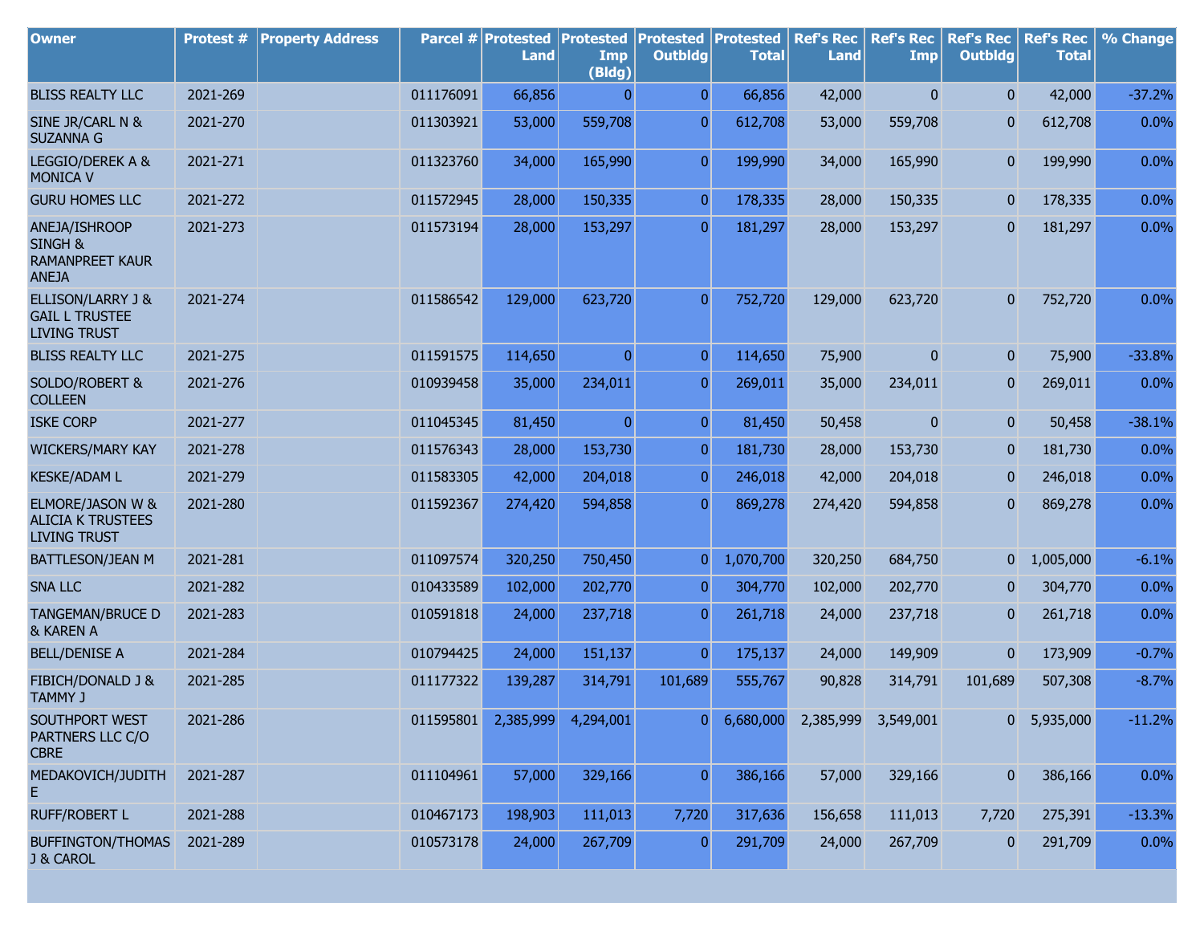| Owner | Protest # | Property Address | Parcel # | Protested Land | Protested Imp (Bldg) | Protested Outbldg | Protested Total | Ref's Rec Land | Ref's Rec Imp | Ref's Rec Outbldg | Ref's Rec Total | % Change |
|---|---|---|---|---|---|---|---|---|---|---|---|---|
| BLISS REALTY LLC | 2021-269 | | 011176091 | 66,856 | 0 | 0 | 66,856 | 42,000 | 0 | 0 | 42,000 | -37.2% |
| SINE JR/CARL N & SUZANNA G | 2021-270 | | 011303921 | 53,000 | 559,708 | 0 | 612,708 | 53,000 | 559,708 | 0 | 612,708 | 0.0% |
| LEGGIO/DEREK A & MONICA V | 2021-271 | | 011323760 | 34,000 | 165,990 | 0 | 199,990 | 34,000 | 165,990 | 0 | 199,990 | 0.0% |
| GURU HOMES LLC | 2021-272 | | 011572945 | 28,000 | 150,335 | 0 | 178,335 | 28,000 | 150,335 | 0 | 178,335 | 0.0% |
| ANEJA/ISHROOP SINGH & RAMANPREET KAUR ANEJA | 2021-273 | | 011573194 | 28,000 | 153,297 | 0 | 181,297 | 28,000 | 153,297 | 0 | 181,297 | 0.0% |
| ELLISON/LARRY J & GAIL L TRUSTEE LIVING TRUST | 2021-274 | | 011586542 | 129,000 | 623,720 | 0 | 752,720 | 129,000 | 623,720 | 0 | 752,720 | 0.0% |
| BLISS REALTY LLC | 2021-275 | | 011591575 | 114,650 | 0 | 0 | 114,650 | 75,900 | 0 | 0 | 75,900 | -33.8% |
| SOLDO/ROBERT & COLLEEN | 2021-276 | | 010939458 | 35,000 | 234,011 | 0 | 269,011 | 35,000 | 234,011 | 0 | 269,011 | 0.0% |
| ISKE CORP | 2021-277 | | 011045345 | 81,450 | 0 | 0 | 81,450 | 50,458 | 0 | 0 | 50,458 | -38.1% |
| WICKERS/MARY KAY | 2021-278 | | 011576343 | 28,000 | 153,730 | 0 | 181,730 | 28,000 | 153,730 | 0 | 181,730 | 0.0% |
| KESKE/ADAM L | 2021-279 | | 011583305 | 42,000 | 204,018 | 0 | 246,018 | 42,000 | 204,018 | 0 | 246,018 | 0.0% |
| ELMORE/JASON W & ALICIA K TRUSTEES LIVING TRUST | 2021-280 | | 011592367 | 274,420 | 594,858 | 0 | 869,278 | 274,420 | 594,858 | 0 | 869,278 | 0.0% |
| BATTLESON/JEAN M | 2021-281 | | 011097574 | 320,250 | 750,450 | 0 | 1,070,700 | 320,250 | 684,750 | 0 | 1,005,000 | -6.1% |
| SNA LLC | 2021-282 | | 010433589 | 102,000 | 202,770 | 0 | 304,770 | 102,000 | 202,770 | 0 | 304,770 | 0.0% |
| TANGEMAN/BRUCE D & KAREN A | 2021-283 | | 010591818 | 24,000 | 237,718 | 0 | 261,718 | 24,000 | 237,718 | 0 | 261,718 | 0.0% |
| BELL/DENISE A | 2021-284 | | 010794425 | 24,000 | 151,137 | 0 | 175,137 | 24,000 | 149,909 | 0 | 173,909 | -0.7% |
| FIBICH/DONALD J & TAMMY J | 2021-285 | | 011177322 | 139,287 | 314,791 | 101,689 | 555,767 | 90,828 | 314,791 | 101,689 | 507,308 | -8.7% |
| SOUTHPORT WEST PARTNERS LLC C/O CBRE | 2021-286 | | 011595801 | 2,385,999 | 4,294,001 | 0 | 6,680,000 | 2,385,999 | 3,549,001 | 0 | 5,935,000 | -11.2% |
| MEDAKOVICH/JUDITH E | 2021-287 | | 011104961 | 57,000 | 329,166 | 0 | 386,166 | 57,000 | 329,166 | 0 | 386,166 | 0.0% |
| RUFF/ROBERT L | 2021-288 | | 010467173 | 198,903 | 111,013 | 7,720 | 317,636 | 156,658 | 111,013 | 7,720 | 275,391 | -13.3% |
| BUFFINGTON/THOMAS J & CAROL | 2021-289 | | 010573178 | 24,000 | 267,709 | 0 | 291,709 | 24,000 | 267,709 | 0 | 291,709 | 0.0% |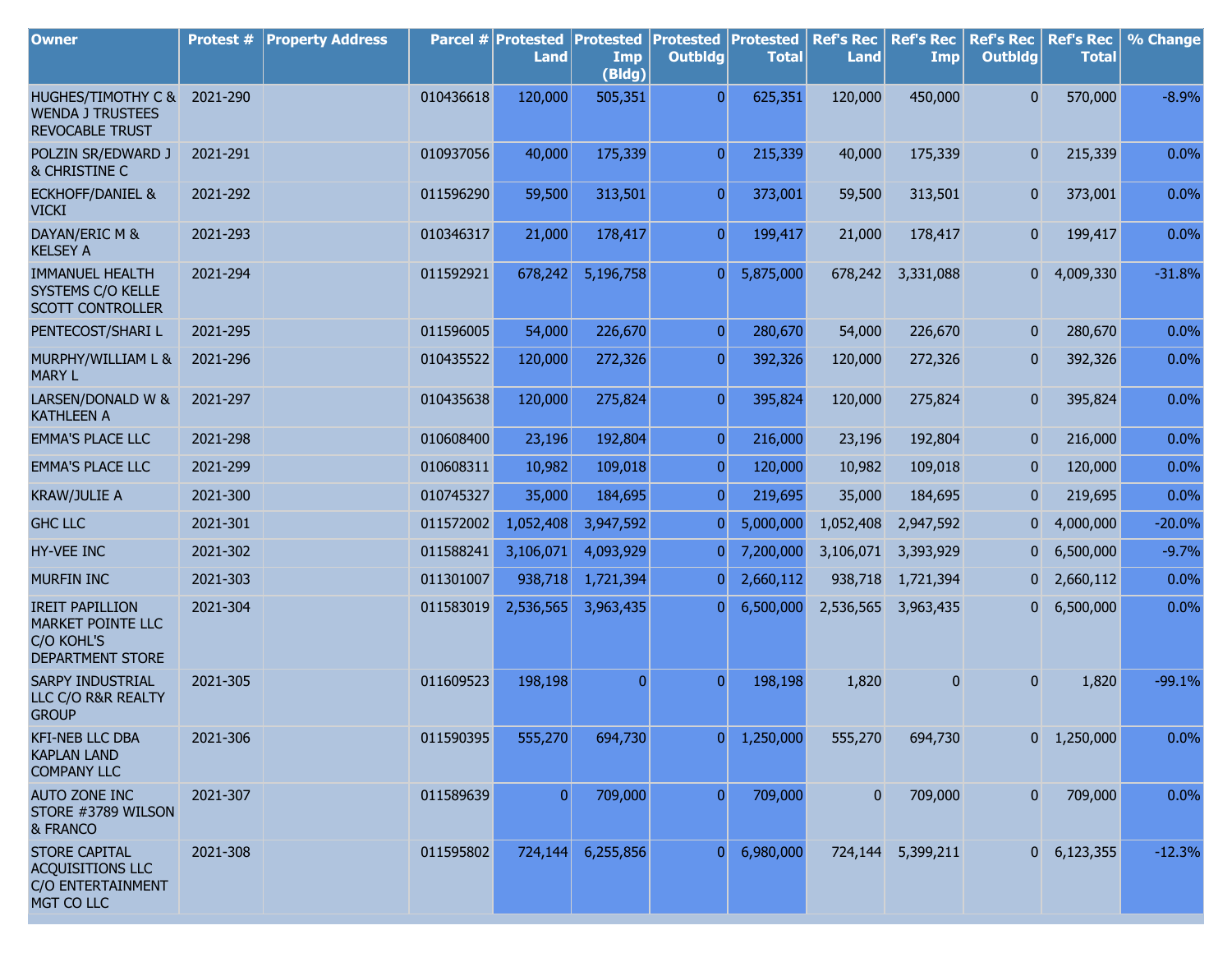| Owner | Protest # | Property Address | Parcel # | Protested Land | Protested Imp (Bldg) | Protested Outbldg | Protested Total | Ref's Rec Land | Ref's Rec Imp | Ref's Rec Outbldg | Ref's Rec Total | % Change |
|---|---|---|---|---|---|---|---|---|---|---|---|---|
| HUGHES/TIMOTHY C & WENDA J TRUSTEES REVOCABLE TRUST | 2021-290 | | 010436618 | 120,000 | 505,351 | 0 | 625,351 | 120,000 | 450,000 | 0 | 570,000 | -8.9% |
| POLZIN SR/EDWARD J & CHRISTINE C | 2021-291 | | 010937056 | 40,000 | 175,339 | 0 | 215,339 | 40,000 | 175,339 | 0 | 215,339 | 0.0% |
| ECKHOFF/DANIEL & VICKI | 2021-292 | | 011596290 | 59,500 | 313,501 | 0 | 373,001 | 59,500 | 313,501 | 0 | 373,001 | 0.0% |
| DAYAN/ERIC M & KELSEY A | 2021-293 | | 010346317 | 21,000 | 178,417 | 0 | 199,417 | 21,000 | 178,417 | 0 | 199,417 | 0.0% |
| IMMANUEL HEALTH SYSTEMS C/O KELLE SCOTT CONTROLLER | 2021-294 | | 011592921 | 678,242 | 5,196,758 | 0 | 5,875,000 | 678,242 | 3,331,088 | 0 | 4,009,330 | -31.8% |
| PENTECOST/SHARI L | 2021-295 | | 011596005 | 54,000 | 226,670 | 0 | 280,670 | 54,000 | 226,670 | 0 | 280,670 | 0.0% |
| MURPHY/WILLIAM L & MARY L | 2021-296 | | 010435522 | 120,000 | 272,326 | 0 | 392,326 | 120,000 | 272,326 | 0 | 392,326 | 0.0% |
| LARSEN/DONALD W & KATHLEEN A | 2021-297 | | 010435638 | 120,000 | 275,824 | 0 | 395,824 | 120,000 | 275,824 | 0 | 395,824 | 0.0% |
| EMMA'S PLACE LLC | 2021-298 | | 010608400 | 23,196 | 192,804 | 0 | 216,000 | 23,196 | 192,804 | 0 | 216,000 | 0.0% |
| EMMA'S PLACE LLC | 2021-299 | | 010608311 | 10,982 | 109,018 | 0 | 120,000 | 10,982 | 109,018 | 0 | 120,000 | 0.0% |
| KRAW/JULIE A | 2021-300 | | 010745327 | 35,000 | 184,695 | 0 | 219,695 | 35,000 | 184,695 | 0 | 219,695 | 0.0% |
| GHC LLC | 2021-301 | | 011572002 | 1,052,408 | 3,947,592 | 0 | 5,000,000 | 1,052,408 | 2,947,592 | 0 | 4,000,000 | -20.0% |
| HY-VEE INC | 2021-302 | | 011588241 | 3,106,071 | 4,093,929 | 0 | 7,200,000 | 3,106,071 | 3,393,929 | 0 | 6,500,000 | -9.7% |
| MURFIN INC | 2021-303 | | 011301007 | 938,718 | 1,721,394 | 0 | 2,660,112 | 938,718 | 1,721,394 | 0 | 2,660,112 | 0.0% |
| IREIT PAPILLION MARKET POINTE LLC C/O KOHL'S DEPARTMENT STORE | 2021-304 | | 011583019 | 2,536,565 | 3,963,435 | 0 | 6,500,000 | 2,536,565 | 3,963,435 | 0 | 6,500,000 | 0.0% |
| SARPY INDUSTRIAL LLC C/O R&R REALTY GROUP | 2021-305 | | 011609523 | 198,198 | 0 | 0 | 198,198 | 1,820 | 0 | 0 | 1,820 | -99.1% |
| KFI-NEB LLC DBA KAPLAN LAND COMPANY LLC | 2021-306 | | 011590395 | 555,270 | 694,730 | 0 | 1,250,000 | 555,270 | 694,730 | 0 | 1,250,000 | 0.0% |
| AUTO ZONE INC STORE #3789 WILSON & FRANCO | 2021-307 | | 011589639 | 0 | 709,000 | 0 | 709,000 | 0 | 709,000 | 0 | 709,000 | 0.0% |
| STORE CAPITAL ACQUISITIONS LLC C/O ENTERTAINMENT MGT CO LLC | 2021-308 | | 011595802 | 724,144 | 6,255,856 | 0 | 6,980,000 | 724,144 | 5,399,211 | 0 | 6,123,355 | -12.3% |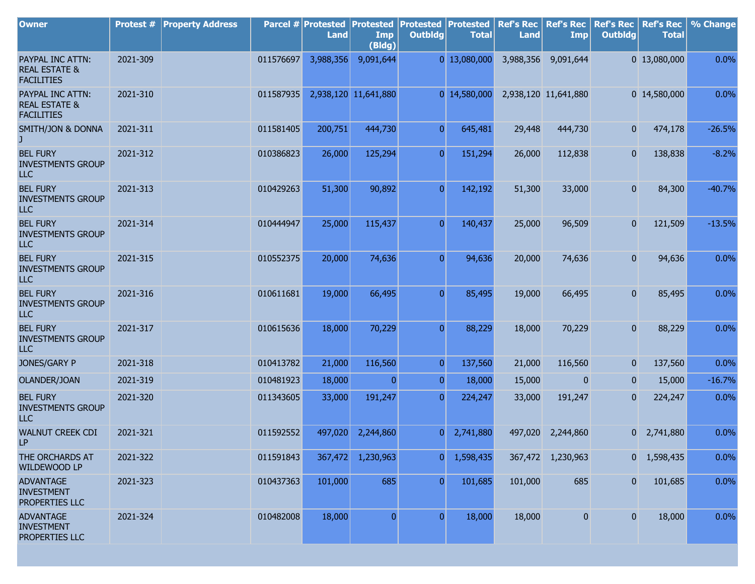| Owner | Protest # | Property Address | Parcel # | Protested Land | Protested Imp (Bldg) | Protested Outbldg | Protested Total | Ref's Rec Land | Ref's Rec Imp | Ref's Rec Outbldg | Ref's Rec Total | % Change |
|---|---|---|---|---|---|---|---|---|---|---|---|---|
| PAYPAL INC ATTN: REAL ESTATE & FACILITIES | 2021-309 | | 011576697 | 3,988,356 | 9,091,644 | 0 | 13,080,000 | 3,988,356 | 9,091,644 | 0 | 13,080,000 | 0.0% |
| PAYPAL INC ATTN: REAL ESTATE & FACILITIES | 2021-310 | | 011587935 | 2,938,120 | 11,641,880 | 0 | 14,580,000 | 2,938,120 | 11,641,880 | 0 | 14,580,000 | 0.0% |
| SMITH/JON & DONNA J | 2021-311 | | 011581405 | 200,751 | 444,730 | 0 | 645,481 | 29,448 | 444,730 | 0 | 474,178 | -26.5% |
| BEL FURY INVESTMENTS GROUP LLC | 2021-312 | | 010386823 | 26,000 | 125,294 | 0 | 151,294 | 26,000 | 112,838 | 0 | 138,838 | -8.2% |
| BEL FURY INVESTMENTS GROUP LLC | 2021-313 | | 010429263 | 51,300 | 90,892 | 0 | 142,192 | 51,300 | 33,000 | 0 | 84,300 | -40.7% |
| BEL FURY INVESTMENTS GROUP LLC | 2021-314 | | 010444947 | 25,000 | 115,437 | 0 | 140,437 | 25,000 | 96,509 | 0 | 121,509 | -13.5% |
| BEL FURY INVESTMENTS GROUP LLC | 2021-315 | | 010552375 | 20,000 | 74,636 | 0 | 94,636 | 20,000 | 74,636 | 0 | 94,636 | 0.0% |
| BEL FURY INVESTMENTS GROUP LLC | 2021-316 | | 010611681 | 19,000 | 66,495 | 0 | 85,495 | 19,000 | 66,495 | 0 | 85,495 | 0.0% |
| BEL FURY INVESTMENTS GROUP LLC | 2021-317 | | 010615636 | 18,000 | 70,229 | 0 | 88,229 | 18,000 | 70,229 | 0 | 88,229 | 0.0% |
| JONES/GARY P | 2021-318 | | 010413782 | 21,000 | 116,560 | 0 | 137,560 | 21,000 | 116,560 | 0 | 137,560 | 0.0% |
| OLANDER/JOAN | 2021-319 | | 010481923 | 18,000 | 0 | 0 | 18,000 | 15,000 | 0 | 0 | 15,000 | -16.7% |
| BEL FURY INVESTMENTS GROUP LLC | 2021-320 | | 011343605 | 33,000 | 191,247 | 0 | 224,247 | 33,000 | 191,247 | 0 | 224,247 | 0.0% |
| WALNUT CREEK CDI LP | 2021-321 | | 011592552 | 497,020 | 2,244,860 | 0 | 2,741,880 | 497,020 | 2,244,860 | 0 | 2,741,880 | 0.0% |
| THE ORCHARDS AT WILDEWOOD LP | 2021-322 | | 011591843 | 367,472 | 1,230,963 | 0 | 1,598,435 | 367,472 | 1,230,963 | 0 | 1,598,435 | 0.0% |
| ADVANTAGE INVESTMENT PROPERTIES LLC | 2021-323 | | 010437363 | 101,000 | 685 | 0 | 101,685 | 101,000 | 685 | 0 | 101,685 | 0.0% |
| ADVANTAGE INVESTMENT PROPERTIES LLC | 2021-324 | | 010482008 | 18,000 | 0 | 0 | 18,000 | 18,000 | 0 | 0 | 18,000 | 0.0% |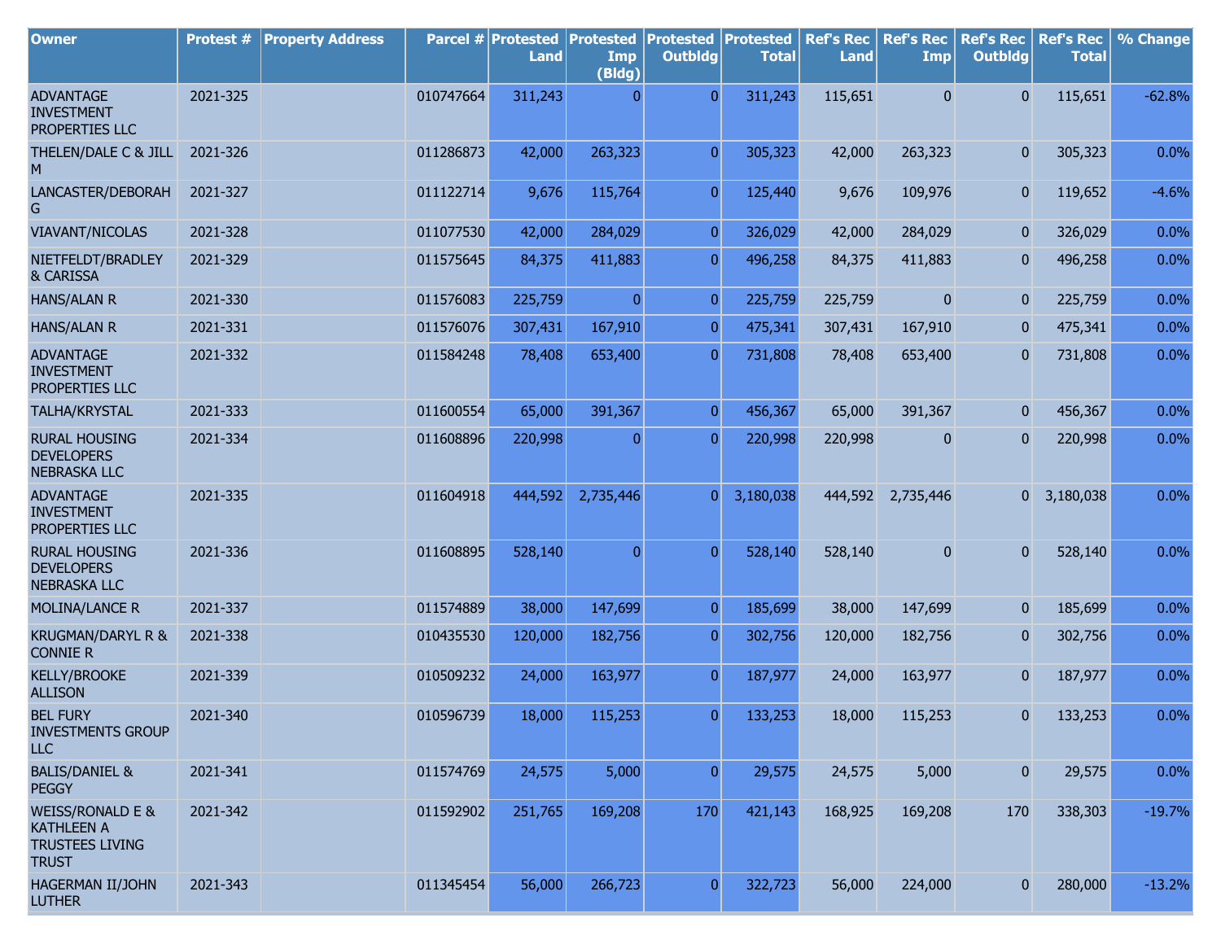| Owner | Protest # | Property Address | Parcel # | Protested Land | Protested Imp (Bldg) | Protested Outbldg | Protested Total | Ref's Rec Land | Ref's Rec Imp | Ref's Rec Outbldg | Ref's Rec Total | % Change |
|---|---|---|---|---|---|---|---|---|---|---|---|---|
| ADVANTAGE INVESTMENT PROPERTIES LLC | 2021-325 | | 010747664 | 311,243 | 0 | 0 | 311,243 | 115,651 | 0 | 0 | 115,651 | -62.8% |
| THELEN/DALE C & JILL M | 2021-326 | | 011286873 | 42,000 | 263,323 | 0 | 305,323 | 42,000 | 263,323 | 0 | 305,323 | 0.0% |
| LANCASTER/DEBORAH G | 2021-327 | | 011122714 | 9,676 | 115,764 | 0 | 125,440 | 9,676 | 109,976 | 0 | 119,652 | -4.6% |
| VIAVANT/NICOLAS | 2021-328 | | 011077530 | 42,000 | 284,029 | 0 | 326,029 | 42,000 | 284,029 | 0 | 326,029 | 0.0% |
| NIETFELDT/BRADLEY & CARISSA | 2021-329 | | 011575645 | 84,375 | 411,883 | 0 | 496,258 | 84,375 | 411,883 | 0 | 496,258 | 0.0% |
| HANS/ALAN R | 2021-330 | | 011576083 | 225,759 | 0 | 0 | 225,759 | 225,759 | 0 | 0 | 225,759 | 0.0% |
| HANS/ALAN R | 2021-331 | | 011576076 | 307,431 | 167,910 | 0 | 475,341 | 307,431 | 167,910 | 0 | 475,341 | 0.0% |
| ADVANTAGE INVESTMENT PROPERTIES LLC | 2021-332 | | 011584248 | 78,408 | 653,400 | 0 | 731,808 | 78,408 | 653,400 | 0 | 731,808 | 0.0% |
| TALHA/KRYSTAL | 2021-333 | | 011600554 | 65,000 | 391,367 | 0 | 456,367 | 65,000 | 391,367 | 0 | 456,367 | 0.0% |
| RURAL HOUSING DEVELOPERS NEBRASKA LLC | 2021-334 | | 011608896 | 220,998 | 0 | 0 | 220,998 | 220,998 | 0 | 0 | 220,998 | 0.0% |
| ADVANTAGE INVESTMENT PROPERTIES LLC | 2021-335 | | 011604918 | 444,592 | 2,735,446 | 0 | 3,180,038 | 444,592 | 2,735,446 | 0 | 3,180,038 | 0.0% |
| RURAL HOUSING DEVELOPERS NEBRASKA LLC | 2021-336 | | 011608895 | 528,140 | 0 | 0 | 528,140 | 528,140 | 0 | 0 | 528,140 | 0.0% |
| MOLINA/LANCE R | 2021-337 | | 011574889 | 38,000 | 147,699 | 0 | 185,699 | 38,000 | 147,699 | 0 | 185,699 | 0.0% |
| KRUGMAN/DARYL R & CONNIE R | 2021-338 | | 010435530 | 120,000 | 182,756 | 0 | 302,756 | 120,000 | 182,756 | 0 | 302,756 | 0.0% |
| KELLY/BROOKE ALLISON | 2021-339 | | 010509232 | 24,000 | 163,977 | 0 | 187,977 | 24,000 | 163,977 | 0 | 187,977 | 0.0% |
| BEL FURY INVESTMENTS GROUP LLC | 2021-340 | | 010596739 | 18,000 | 115,253 | 0 | 133,253 | 18,000 | 115,253 | 0 | 133,253 | 0.0% |
| BALIS/DANIEL & PEGGY | 2021-341 | | 011574769 | 24,575 | 5,000 | 0 | 29,575 | 24,575 | 5,000 | 0 | 29,575 | 0.0% |
| WEISS/RONALD E & KATHLEEN A TRUSTEES LIVING TRUST | 2021-342 | | 011592902 | 251,765 | 169,208 | 170 | 421,143 | 168,925 | 169,208 | 170 | 338,303 | -19.7% |
| HAGERMAN II/JOHN LUTHER | 2021-343 | | 011345454 | 56,000 | 266,723 | 0 | 322,723 | 56,000 | 224,000 | 0 | 280,000 | -13.2% |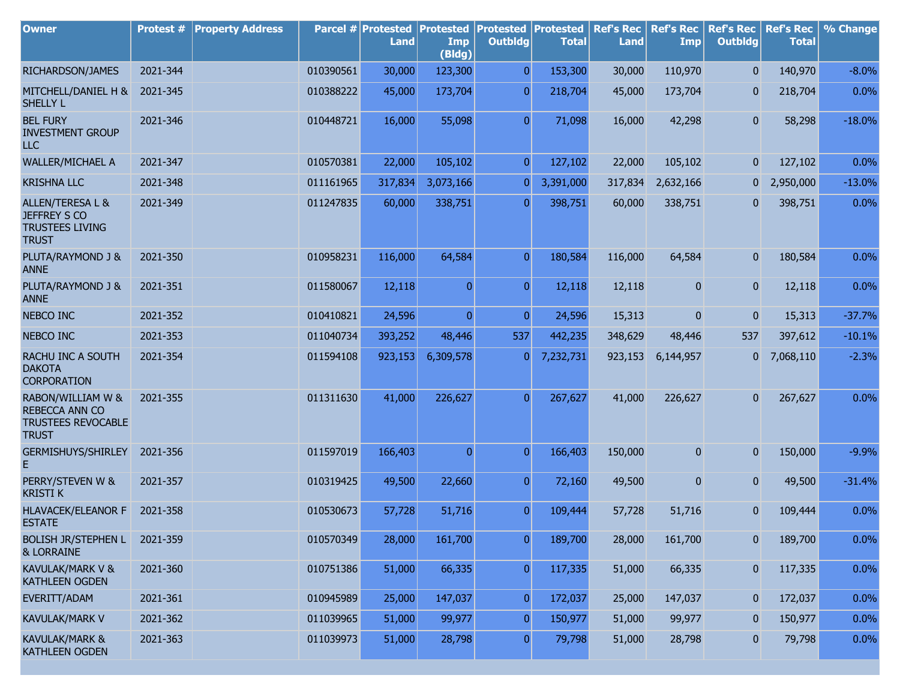| Owner | Protest # | Property Address | Parcel # | Protested Land | Protested Imp (Bldg) | Protested Outbldg | Protested Total | Ref's Rec Land | Ref's Rec Imp | Ref's Rec Outbldg | Ref's Rec Total | % Change |
|---|---|---|---|---|---|---|---|---|---|---|---|---|
| RICHARDSON/JAMES | 2021-344 | | 010390561 | 30,000 | 123,300 | 0 | 153,300 | 30,000 | 110,970 | 0 | 140,970 | -8.0% |
| MITCHELL/DANIEL H & SHELLY L | 2021-345 | | 010388222 | 45,000 | 173,704 | 0 | 218,704 | 45,000 | 173,704 | 0 | 218,704 | 0.0% |
| BEL FURY INVESTMENT GROUP LLC | 2021-346 | | 010448721 | 16,000 | 55,098 | 0 | 71,098 | 16,000 | 42,298 | 0 | 58,298 | -18.0% |
| WALLER/MICHAEL A | 2021-347 | | 010570381 | 22,000 | 105,102 | 0 | 127,102 | 22,000 | 105,102 | 0 | 127,102 | 0.0% |
| KRISHNA LLC | 2021-348 | | 011161965 | 317,834 | 3,073,166 | 0 | 3,391,000 | 317,834 | 2,632,166 | 0 | 2,950,000 | -13.0% |
| ALLEN/TERESA L & JEFFREY S CO TRUSTEES LIVING TRUST | 2021-349 | | 011247835 | 60,000 | 338,751 | 0 | 398,751 | 60,000 | 338,751 | 0 | 398,751 | 0.0% |
| PLUTA/RAYMOND J & ANNE | 2021-350 | | 010958231 | 116,000 | 64,584 | 0 | 180,584 | 116,000 | 64,584 | 0 | 180,584 | 0.0% |
| PLUTA/RAYMOND J & ANNE | 2021-351 | | 011580067 | 12,118 | 0 | 0 | 12,118 | 12,118 | 0 | 0 | 12,118 | 0.0% |
| NEBCO INC | 2021-352 | | 010410821 | 24,596 | 0 | 0 | 24,596 | 15,313 | 0 | 0 | 15,313 | -37.7% |
| NEBCO INC | 2021-353 | | 011040734 | 393,252 | 48,446 | 537 | 442,235 | 348,629 | 48,446 | 537 | 397,612 | -10.1% |
| RACHU INC A SOUTH DAKOTA CORPORATION | 2021-354 | | 011594108 | 923,153 | 6,309,578 | 0 | 7,232,731 | 923,153 | 6,144,957 | 0 | 7,068,110 | -2.3% |
| RABON/WILLIAM W & REBECCA ANN CO TRUSTEES REVOCABLE TRUST | 2021-355 | | 011311630 | 41,000 | 226,627 | 0 | 267,627 | 41,000 | 226,627 | 0 | 267,627 | 0.0% |
| GERMISHUYS/SHIRLEY E | 2021-356 | | 011597019 | 166,403 | 0 | 0 | 166,403 | 150,000 | 0 | 0 | 150,000 | -9.9% |
| PERRY/STEVEN W & KRISTI K | 2021-357 | | 010319425 | 49,500 | 22,660 | 0 | 72,160 | 49,500 | 0 | 0 | 49,500 | -31.4% |
| HLAVACEK/ELEANOR F ESTATE | 2021-358 | | 010530673 | 57,728 | 51,716 | 0 | 109,444 | 57,728 | 51,716 | 0 | 109,444 | 0.0% |
| BOLISH JR/STEPHEN L & LORRAINE | 2021-359 | | 010570349 | 28,000 | 161,700 | 0 | 189,700 | 28,000 | 161,700 | 0 | 189,700 | 0.0% |
| KAVULAK/MARK V & KATHLEEN OGDEN | 2021-360 | | 010751386 | 51,000 | 66,335 | 0 | 117,335 | 51,000 | 66,335 | 0 | 117,335 | 0.0% |
| EVERITT/ADAM | 2021-361 | | 010945989 | 25,000 | 147,037 | 0 | 172,037 | 25,000 | 147,037 | 0 | 172,037 | 0.0% |
| KAVULAK/MARK V | 2021-362 | | 011039965 | 51,000 | 99,977 | 0 | 150,977 | 51,000 | 99,977 | 0 | 150,977 | 0.0% |
| KAVULAK/MARK & KATHLEEN OGDEN | 2021-363 | | 011039973 | 51,000 | 28,798 | 0 | 79,798 | 51,000 | 28,798 | 0 | 79,798 | 0.0% |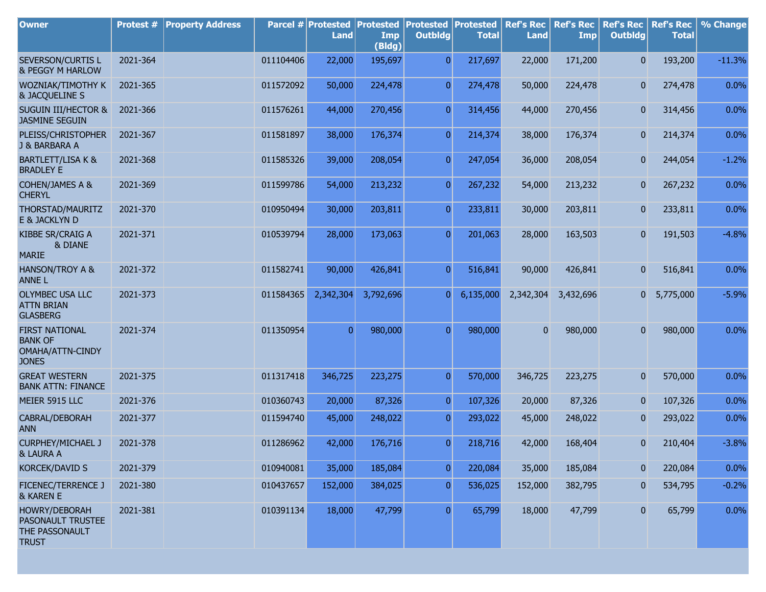| Owner | Protest # | Property Address | Parcel # | Protested Land | Protested Imp (Bldg) | Protested Outbldg | Protested Total | Ref's Rec Land | Ref's Rec Imp | Ref's Rec Outbldg | Ref's Rec Total | % Change |
|---|---|---|---|---|---|---|---|---|---|---|---|---|
| SEVERSON/CURTIS L & PEGGY M HARLOW | 2021-364 | | 011104406 | 22,000 | 195,697 | 0 | 217,697 | 22,000 | 171,200 | 0 | 193,200 | -11.3% |
| WOZNIAK/TIMOTHY K & JACQUELINE S | 2021-365 | | 011572092 | 50,000 | 224,478 | 0 | 274,478 | 50,000 | 224,478 | 0 | 274,478 | 0.0% |
| SUGUIN III/HECTOR & JASMINE SEGUIN | 2021-366 | | 011576261 | 44,000 | 270,456 | 0 | 314,456 | 44,000 | 270,456 | 0 | 314,456 | 0.0% |
| PLEISS/CHRISTOPHER J & BARBARA A | 2021-367 | | 011581897 | 38,000 | 176,374 | 0 | 214,374 | 38,000 | 176,374 | 0 | 214,374 | 0.0% |
| BARTLETT/LISA K & BRADLEY E | 2021-368 | | 011585326 | 39,000 | 208,054 | 0 | 247,054 | 36,000 | 208,054 | 0 | 244,054 | -1.2% |
| COHEN/JAMES A & CHERYL | 2021-369 | | 011599786 | 54,000 | 213,232 | 0 | 267,232 | 54,000 | 213,232 | 0 | 267,232 | 0.0% |
| THORSTAD/MAURITZ E & JACKLYN D | 2021-370 | | 010950494 | 30,000 | 203,811 | 0 | 233,811 | 30,000 | 203,811 | 0 | 233,811 | 0.0% |
| KIBBE SR/CRAIG A & DIANE MARIE | 2021-371 | | 010539794 | 28,000 | 173,063 | 0 | 201,063 | 28,000 | 163,503 | 0 | 191,503 | -4.8% |
| HANSON/TROY A & ANNE L | 2021-372 | | 011582741 | 90,000 | 426,841 | 0 | 516,841 | 90,000 | 426,841 | 0 | 516,841 | 0.0% |
| OLYMBEC USA LLC ATTN BRIAN GLASBERG | 2021-373 | | 011584365 | 2,342,304 | 3,792,696 | 0 | 6,135,000 | 2,342,304 | 3,432,696 | 0 | 5,775,000 | -5.9% |
| FIRST NATIONAL BANK OF OMAHA/ATTN-CINDY JONES | 2021-374 | | 011350954 | 0 | 980,000 | 0 | 980,000 | 0 | 980,000 | 0 | 980,000 | 0.0% |
| GREAT WESTERN BANK ATTN: FINANCE | 2021-375 | | 011317418 | 346,725 | 223,275 | 0 | 570,000 | 346,725 | 223,275 | 0 | 570,000 | 0.0% |
| MEIER 5915 LLC | 2021-376 | | 010360743 | 20,000 | 87,326 | 0 | 107,326 | 20,000 | 87,326 | 0 | 107,326 | 0.0% |
| CABRAL/DEBORAH ANN | 2021-377 | | 011594740 | 45,000 | 248,022 | 0 | 293,022 | 45,000 | 248,022 | 0 | 293,022 | 0.0% |
| CURPHEY/MICHAEL J & LAURA A | 2021-378 | | 011286962 | 42,000 | 176,716 | 0 | 218,716 | 42,000 | 168,404 | 0 | 210,404 | -3.8% |
| KORCEK/DAVID S | 2021-379 | | 010940081 | 35,000 | 185,084 | 0 | 220,084 | 35,000 | 185,084 | 0 | 220,084 | 0.0% |
| FICENEC/TERRENCE J & KAREN E | 2021-380 | | 010437657 | 152,000 | 384,025 | 0 | 536,025 | 152,000 | 382,795 | 0 | 534,795 | -0.2% |
| HOWRY/DEBORAH PASONAULT TRUSTEE THE PASSONAULT TRUST | 2021-381 | | 010391134 | 18,000 | 47,799 | 0 | 65,799 | 18,000 | 47,799 | 0 | 65,799 | 0.0% |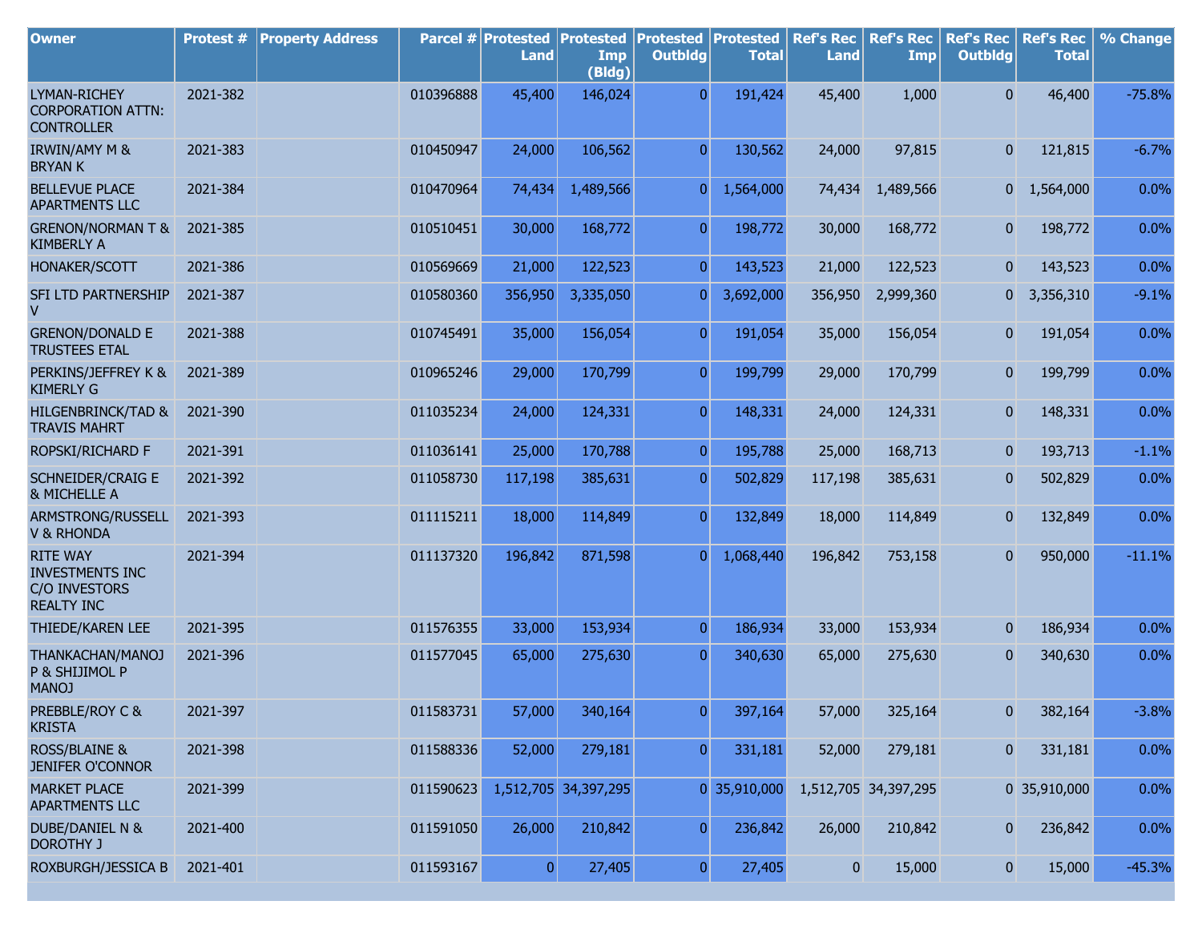| Owner | Protest # | Property Address | Parcel # | Protested Land | Protested Imp (Bldg) | Protested Outbldg | Protested Total | Ref's Rec Land | Ref's Rec Imp | Ref's Rec Outbldg | Ref's Rec Total | % Change |
|---|---|---|---|---|---|---|---|---|---|---|---|---|
| LYMAN-RICHEY CORPORATION ATTN: CONTROLLER | 2021-382 | | 010396888 | 45,400 | 146,024 | 0 | 191,424 | 45,400 | 1,000 | 0 | 46,400 | -75.8% |
| IRWIN/AMY M & BRYAN K | 2021-383 | | 010450947 | 24,000 | 106,562 | 0 | 130,562 | 24,000 | 97,815 | 0 | 121,815 | -6.7% |
| BELLEVUE PLACE APARTMENTS LLC | 2021-384 | | 010470964 | 74,434 | 1,489,566 | 0 | 1,564,000 | 74,434 | 1,489,566 | 0 | 1,564,000 | 0.0% |
| GRENON/NORMAN T & KIMBERLY A | 2021-385 | | 010510451 | 30,000 | 168,772 | 0 | 198,772 | 30,000 | 168,772 | 0 | 198,772 | 0.0% |
| HONAKER/SCOTT | 2021-386 | | 010569669 | 21,000 | 122,523 | 0 | 143,523 | 21,000 | 122,523 | 0 | 143,523 | 0.0% |
| SFI LTD PARTNERSHIP V | 2021-387 | | 010580360 | 356,950 | 3,335,050 | 0 | 3,692,000 | 356,950 | 2,999,360 | 0 | 3,356,310 | -9.1% |
| GRENON/DONALD E TRUSTEES ETAL | 2021-388 | | 010745491 | 35,000 | 156,054 | 0 | 191,054 | 35,000 | 156,054 | 0 | 191,054 | 0.0% |
| PERKINS/JEFFREY K & KIMERLY G | 2021-389 | | 010965246 | 29,000 | 170,799 | 0 | 199,799 | 29,000 | 170,799 | 0 | 199,799 | 0.0% |
| HILGENBRINCK/TAD & TRAVIS MAHRT | 2021-390 | | 011035234 | 24,000 | 124,331 | 0 | 148,331 | 24,000 | 124,331 | 0 | 148,331 | 0.0% |
| ROPSKI/RICHARD F | 2021-391 | | 011036141 | 25,000 | 170,788 | 0 | 195,788 | 25,000 | 168,713 | 0 | 193,713 | -1.1% |
| SCHNEIDER/CRAIG E & MICHELLE A | 2021-392 | | 011058730 | 117,198 | 385,631 | 0 | 502,829 | 117,198 | 385,631 | 0 | 502,829 | 0.0% |
| ARMSTRONG/RUSSELL V & RHONDA | 2021-393 | | 011115211 | 18,000 | 114,849 | 0 | 132,849 | 18,000 | 114,849 | 0 | 132,849 | 0.0% |
| RITE WAY INVESTMENTS INC C/O INVESTORS REALTY INC | 2021-394 | | 011137320 | 196,842 | 871,598 | 0 | 1,068,440 | 196,842 | 753,158 | 0 | 950,000 | -11.1% |
| THIEDE/KAREN LEE | 2021-395 | | 011576355 | 33,000 | 153,934 | 0 | 186,934 | 33,000 | 153,934 | 0 | 186,934 | 0.0% |
| THANKACHAN/MANOJ P & SHIJIMOL P MANOJ | 2021-396 | | 011577045 | 65,000 | 275,630 | 0 | 340,630 | 65,000 | 275,630 | 0 | 340,630 | 0.0% |
| PREBBLE/ROY C & KRISTA | 2021-397 | | 011583731 | 57,000 | 340,164 | 0 | 397,164 | 57,000 | 325,164 | 0 | 382,164 | -3.8% |
| ROSS/BLAINE & JENIFER O'CONNOR | 2021-398 | | 011588336 | 52,000 | 279,181 | 0 | 331,181 | 52,000 | 279,181 | 0 | 331,181 | 0.0% |
| MARKET PLACE APARTMENTS LLC | 2021-399 | | 011590623 | 1,512,705 | 34,397,295 | 0 | 35,910,000 | 1,512,705 | 34,397,295 | 0 | 35,910,000 | 0.0% |
| DUBE/DANIEL N & DOROTHY J | 2021-400 | | 011591050 | 26,000 | 210,842 | 0 | 236,842 | 26,000 | 210,842 | 0 | 236,842 | 0.0% |
| ROXBURGH/JESSICA B | 2021-401 | | 011593167 | 0 | 27,405 | 0 | 27,405 | 0 | 15,000 | 0 | 15,000 | -45.3% |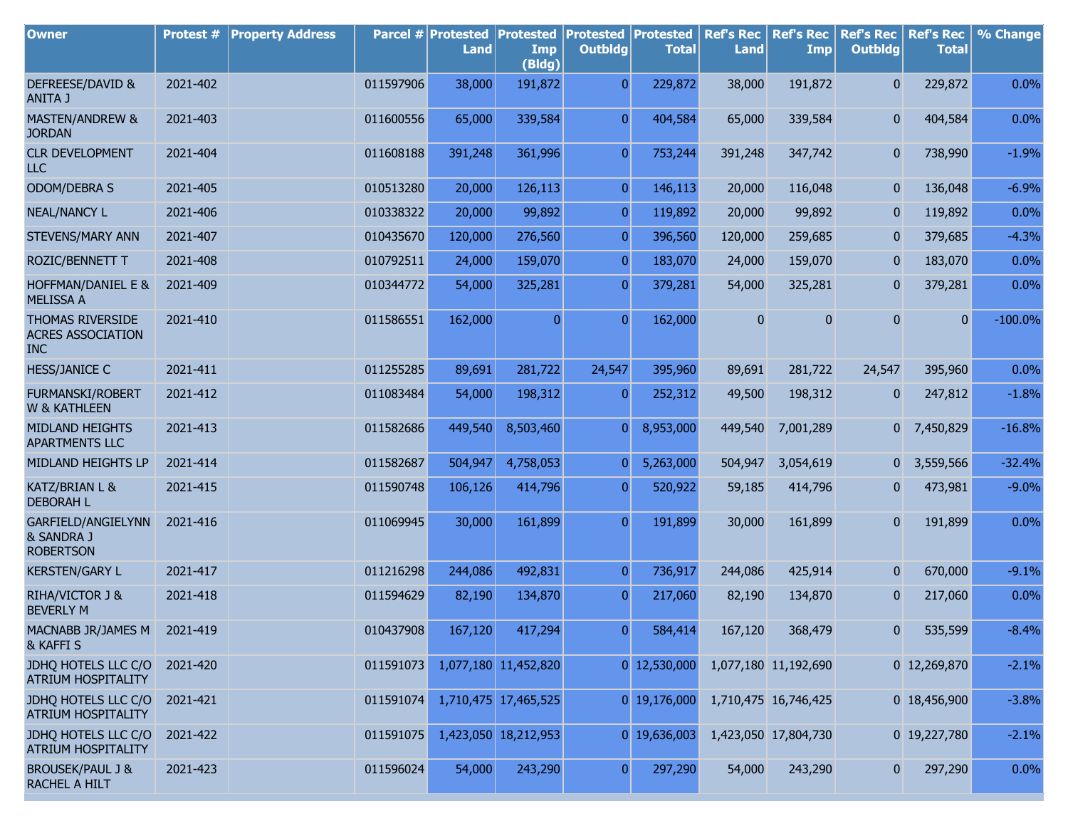| Owner | Protest # | Property Address | Parcel # | Protested Land | Protested Imp (Bldg) | Protested Outbldg | Protested Total | Ref's Rec Land | Ref's Rec Imp | Ref's Rec Outbldg | Ref's Rec Total | % Change |
|---|---|---|---|---|---|---|---|---|---|---|---|---|
| DEFREESE/DAVID & ANITA J | 2021-402 | | 011597906 | 38,000 | 191,872 | 0 | 229,872 | 38,000 | 191,872 | 0 | 229,872 | 0.0% |
| MASTEN/ANDREW & JORDAN | 2021-403 | | 011600556 | 65,000 | 339,584 | 0 | 404,584 | 65,000 | 339,584 | 0 | 404,584 | 0.0% |
| CLR DEVELOPMENT LLC | 2021-404 | | 011608188 | 391,248 | 361,996 | 0 | 753,244 | 391,248 | 347,742 | 0 | 738,990 | -1.9% |
| ODOM/DEBRA S | 2021-405 | | 010513280 | 20,000 | 126,113 | 0 | 146,113 | 20,000 | 116,048 | 0 | 136,048 | -6.9% |
| NEAL/NANCY L | 2021-406 | | 010338322 | 20,000 | 99,892 | 0 | 119,892 | 20,000 | 99,892 | 0 | 119,892 | 0.0% |
| STEVENS/MARY ANN | 2021-407 | | 010435670 | 120,000 | 276,560 | 0 | 396,560 | 120,000 | 259,685 | 0 | 379,685 | -4.3% |
| ROZIC/BENNETT T | 2021-408 | | 010792511 | 24,000 | 159,070 | 0 | 183,070 | 24,000 | 159,070 | 0 | 183,070 | 0.0% |
| HOFFMAN/DANIEL E & MELISSA A | 2021-409 | | 010344772 | 54,000 | 325,281 | 0 | 379,281 | 54,000 | 325,281 | 0 | 379,281 | 0.0% |
| THOMAS RIVERSIDE ACRES ASSOCIATION INC | 2021-410 | | 011586551 | 162,000 | 0 | 0 | 162,000 | 0 | 0 | 0 | 0 | -100.0% |
| HESS/JANICE C | 2021-411 | | 011255285 | 89,691 | 281,722 | 24,547 | 395,960 | 89,691 | 281,722 | 24,547 | 395,960 | 0.0% |
| FURMANSKI/ROBERT W & KATHLEEN | 2021-412 | | 011083484 | 54,000 | 198,312 | 0 | 252,312 | 49,500 | 198,312 | 0 | 247,812 | -1.8% |
| MIDLAND HEIGHTS APARTMENTS LLC | 2021-413 | | 011582686 | 449,540 | 8,503,460 | 0 | 8,953,000 | 449,540 | 7,001,289 | 0 | 7,450,829 | -16.8% |
| MIDLAND HEIGHTS LP | 2021-414 | | 011582687 | 504,947 | 4,758,053 | 0 | 5,263,000 | 504,947 | 3,054,619 | 0 | 3,559,566 | -32.4% |
| KATZ/BRIAN L & DEBORAH L | 2021-415 | | 011590748 | 106,126 | 414,796 | 0 | 520,922 | 59,185 | 414,796 | 0 | 473,981 | -9.0% |
| GARFIELD/ANGIELYNN & SANDRA J ROBERTSON | 2021-416 | | 011069945 | 30,000 | 161,899 | 0 | 191,899 | 30,000 | 161,899 | 0 | 191,899 | 0.0% |
| KERSTEN/GARY L | 2021-417 | | 011216298 | 244,086 | 492,831 | 0 | 736,917 | 244,086 | 425,914 | 0 | 670,000 | -9.1% |
| RIHA/VICTOR J & BEVERLY M | 2021-418 | | 011594629 | 82,190 | 134,870 | 0 | 217,060 | 82,190 | 134,870 | 0 | 217,060 | 0.0% |
| MACNABB JR/JAMES M & KAFFI S | 2021-419 | | 010437908 | 167,120 | 417,294 | 0 | 584,414 | 167,120 | 368,479 | 0 | 535,599 | -8.4% |
| JDHQ HOTELS LLC C/O ATRIUM HOSPITALITY | 2021-420 | | 011591073 | 1,077,180 | 11,452,820 | 0 | 12,530,000 | 1,077,180 | 11,192,690 | 0 | 12,269,870 | -2.1% |
| JDHQ HOTELS LLC C/O ATRIUM HOSPITALITY | 2021-421 | | 011591074 | 1,710,475 | 17,465,525 | 0 | 19,176,000 | 1,710,475 | 16,746,425 | 0 | 18,456,900 | -3.8% |
| JDHQ HOTELS LLC C/O ATRIUM HOSPITALITY | 2021-422 | | 011591075 | 1,423,050 | 18,212,953 | 0 | 19,636,003 | 1,423,050 | 17,804,730 | 0 | 19,227,780 | -2.1% |
| BROUSEK/PAUL J & RACHEL A HILT | 2021-423 | | 011596024 | 54,000 | 243,290 | 0 | 297,290 | 54,000 | 243,290 | 0 | 297,290 | 0.0% |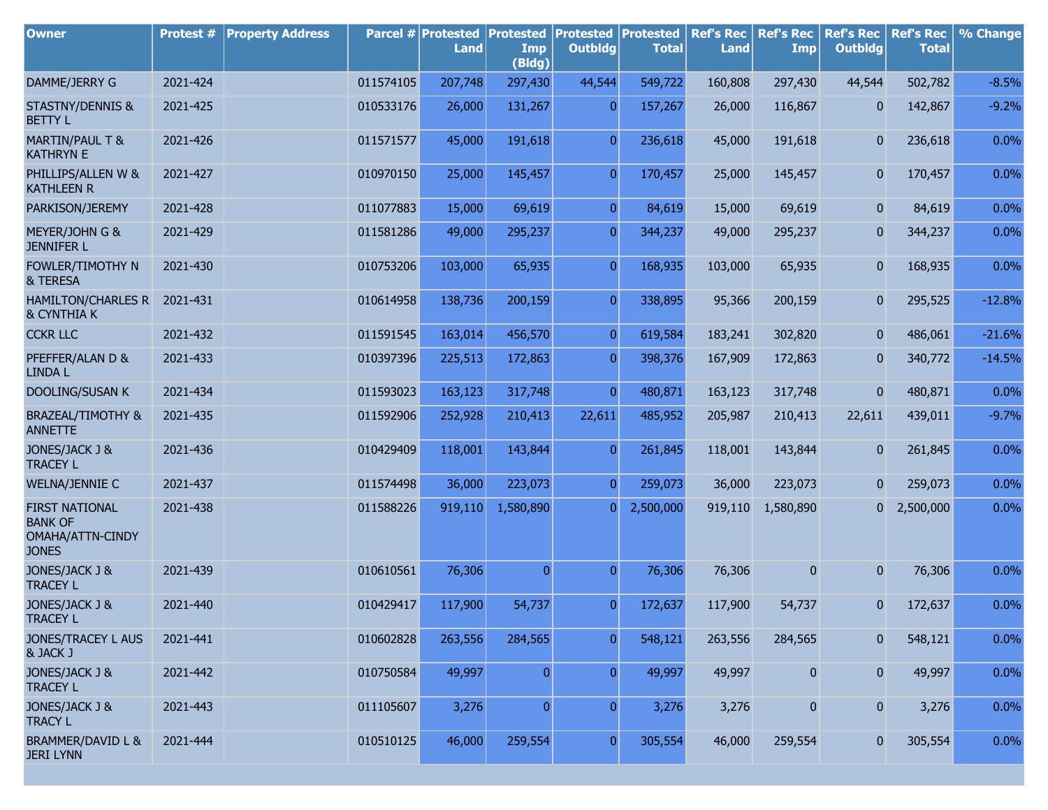| Owner | Protest # | Property Address | Parcel # | Protested Land | Protested Imp (Bldg) | Protested Outbldg | Protested Total | Ref's Rec Land | Ref's Rec Imp | Ref's Rec Outbldg | Ref's Rec Total | % Change |
|---|---|---|---|---|---|---|---|---|---|---|---|---|
| DAMME/JERRY G | 2021-424 | | 011574105 | 207,748 | 297,430 | 44,544 | 549,722 | 160,808 | 297,430 | 44,544 | 502,782 | -8.5% |
| STASTNY/DENNIS & BETTY L | 2021-425 | | 010533176 | 26,000 | 131,267 | 0 | 157,267 | 26,000 | 116,867 | 0 | 142,867 | -9.2% |
| MARTIN/PAUL T & KATHRYN E | 2021-426 | | 011571577 | 45,000 | 191,618 | 0 | 236,618 | 45,000 | 191,618 | 0 | 236,618 | 0.0% |
| PHILLIPS/ALLEN W & KATHLEEN R | 2021-427 | | 010970150 | 25,000 | 145,457 | 0 | 170,457 | 25,000 | 145,457 | 0 | 170,457 | 0.0% |
| PARKISON/JEREMY | 2021-428 | | 011077883 | 15,000 | 69,619 | 0 | 84,619 | 15,000 | 69,619 | 0 | 84,619 | 0.0% |
| MEYER/JOHN G & JENNIFER L | 2021-429 | | 011581286 | 49,000 | 295,237 | 0 | 344,237 | 49,000 | 295,237 | 0 | 344,237 | 0.0% |
| FOWLER/TIMOTHY N & TERESA | 2021-430 | | 010753206 | 103,000 | 65,935 | 0 | 168,935 | 103,000 | 65,935 | 0 | 168,935 | 0.0% |
| HAMILTON/CHARLES R & CYNTHIA K | 2021-431 | | 010614958 | 138,736 | 200,159 | 0 | 338,895 | 95,366 | 200,159 | 0 | 295,525 | -12.8% |
| CCKR LLC | 2021-432 | | 011591545 | 163,014 | 456,570 | 0 | 619,584 | 183,241 | 302,820 | 0 | 486,061 | -21.6% |
| PFEFFER/ALAN D & LINDA L | 2021-433 | | 010397396 | 225,513 | 172,863 | 0 | 398,376 | 167,909 | 172,863 | 0 | 340,772 | -14.5% |
| DOOLING/SUSAN K | 2021-434 | | 011593023 | 163,123 | 317,748 | 0 | 480,871 | 163,123 | 317,748 | 0 | 480,871 | 0.0% |
| BRAZEAL/TIMOTHY & ANNETTE | 2021-435 | | 011592906 | 252,928 | 210,413 | 22,611 | 485,952 | 205,987 | 210,413 | 22,611 | 439,011 | -9.7% |
| JONES/JACK J & TRACEY L | 2021-436 | | 010429409 | 118,001 | 143,844 | 0 | 261,845 | 118,001 | 143,844 | 0 | 261,845 | 0.0% |
| WELNA/JENNIE C | 2021-437 | | 011574498 | 36,000 | 223,073 | 0 | 259,073 | 36,000 | 223,073 | 0 | 259,073 | 0.0% |
| FIRST NATIONAL BANK OF OMAHA/ATTN-CINDY JONES | 2021-438 | | 011588226 | 919,110 | 1,580,890 | 0 | 2,500,000 | 919,110 | 1,580,890 | 0 | 2,500,000 | 0.0% |
| JONES/JACK J & TRACEY L | 2021-439 | | 010610561 | 76,306 | 0 | 0 | 76,306 | 76,306 | 0 | 0 | 76,306 | 0.0% |
| JONES/JACK J & TRACEY L | 2021-440 | | 010429417 | 117,900 | 54,737 | 0 | 172,637 | 117,900 | 54,737 | 0 | 172,637 | 0.0% |
| JONES/TRACEY L AUS & JACK J | 2021-441 | | 010602828 | 263,556 | 284,565 | 0 | 548,121 | 263,556 | 284,565 | 0 | 548,121 | 0.0% |
| JONES/JACK J & TRACEY L | 2021-442 | | 010750584 | 49,997 | 0 | 0 | 49,997 | 49,997 | 0 | 0 | 49,997 | 0.0% |
| JONES/JACK J & TRACY L | 2021-443 | | 011105607 | 3,276 | 0 | 0 | 3,276 | 3,276 | 0 | 0 | 3,276 | 0.0% |
| BRAMMER/DAVID L & JERI LYNN | 2021-444 | | 010510125 | 46,000 | 259,554 | 0 | 305,554 | 46,000 | 259,554 | 0 | 305,554 | 0.0% |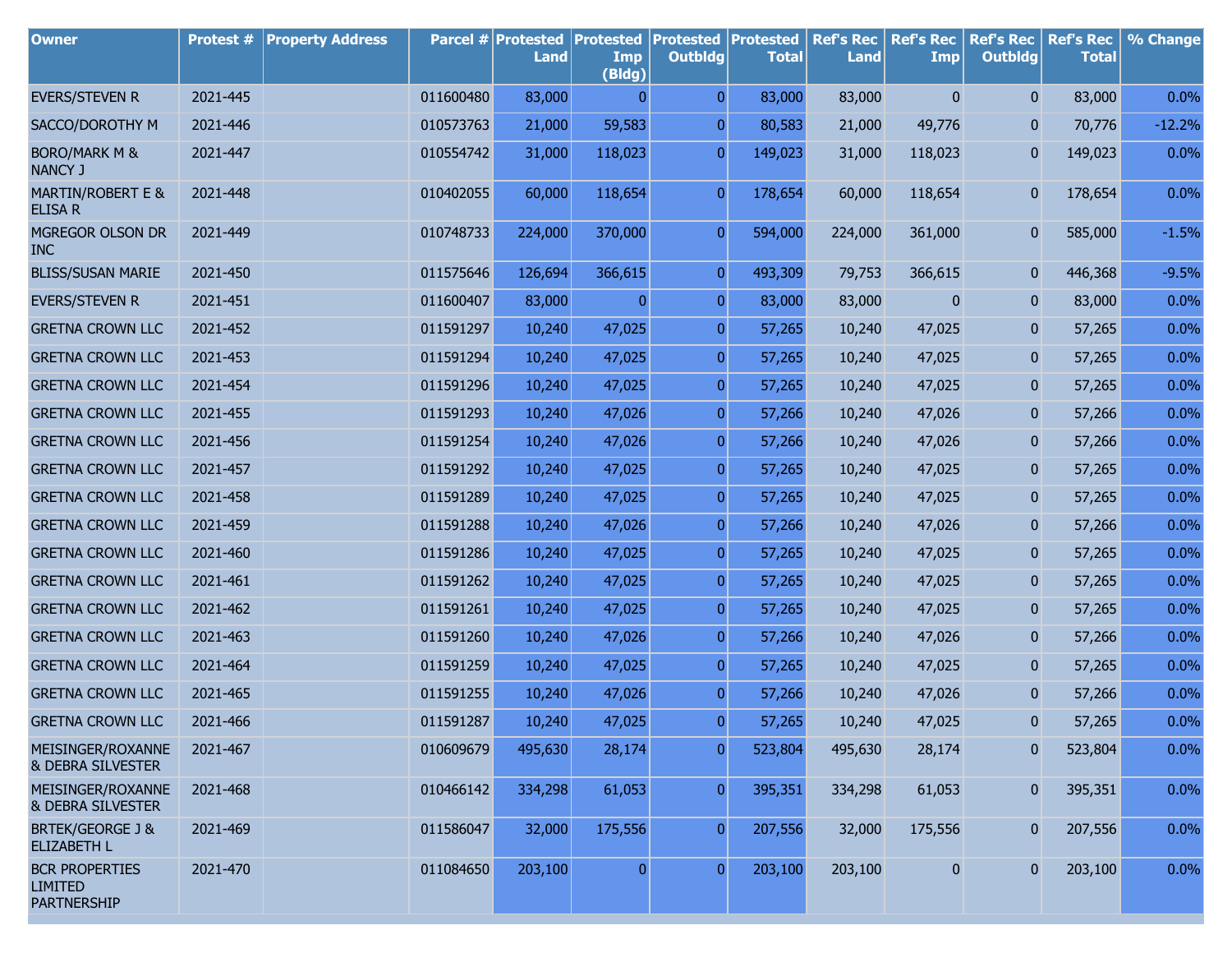| Owner | Protest # | Property Address | Parcel # | Protested Land | Protested Imp (Bldg) | Protested Outbldg | Protested Total | Ref's Rec Land | Ref's Rec Imp | Ref's Rec Outbldg | Ref's Rec Total | % Change |
|---|---|---|---|---|---|---|---|---|---|---|---|---|
| EVERS/STEVEN R | 2021-445 | | 011600480 | 83,000 | 0 | 0 | 83,000 | 83,000 | 0 | 0 | 83,000 | 0.0% |
| SACCO/DOROTHY M | 2021-446 | | 010573763 | 21,000 | 59,583 | 0 | 80,583 | 21,000 | 49,776 | 0 | 70,776 | -12.2% |
| BORO/MARK M & NANCY J | 2021-447 | | 010554742 | 31,000 | 118,023 | 0 | 149,023 | 31,000 | 118,023 | 0 | 149,023 | 0.0% |
| MARTIN/ROBERT E & ELISA R | 2021-448 | | 010402055 | 60,000 | 118,654 | 0 | 178,654 | 60,000 | 118,654 | 0 | 178,654 | 0.0% |
| MGREGOR OLSON DR INC | 2021-449 | | 010748733 | 224,000 | 370,000 | 0 | 594,000 | 224,000 | 361,000 | 0 | 585,000 | -1.5% |
| BLISS/SUSAN MARIE | 2021-450 | | 011575646 | 126,694 | 366,615 | 0 | 493,309 | 79,753 | 366,615 | 0 | 446,368 | -9.5% |
| EVERS/STEVEN R | 2021-451 | | 011600407 | 83,000 | 0 | 0 | 83,000 | 83,000 | 0 | 0 | 83,000 | 0.0% |
| GRETNA CROWN LLC | 2021-452 | | 011591297 | 10,240 | 47,025 | 0 | 57,265 | 10,240 | 47,025 | 0 | 57,265 | 0.0% |
| GRETNA CROWN LLC | 2021-453 | | 011591294 | 10,240 | 47,025 | 0 | 57,265 | 10,240 | 47,025 | 0 | 57,265 | 0.0% |
| GRETNA CROWN LLC | 2021-454 | | 011591296 | 10,240 | 47,025 | 0 | 57,265 | 10,240 | 47,025 | 0 | 57,265 | 0.0% |
| GRETNA CROWN LLC | 2021-455 | | 011591293 | 10,240 | 47,026 | 0 | 57,266 | 10,240 | 47,026 | 0 | 57,266 | 0.0% |
| GRETNA CROWN LLC | 2021-456 | | 011591254 | 10,240 | 47,026 | 0 | 57,266 | 10,240 | 47,026 | 0 | 57,266 | 0.0% |
| GRETNA CROWN LLC | 2021-457 | | 011591292 | 10,240 | 47,025 | 0 | 57,265 | 10,240 | 47,025 | 0 | 57,265 | 0.0% |
| GRETNA CROWN LLC | 2021-458 | | 011591289 | 10,240 | 47,025 | 0 | 57,265 | 10,240 | 47,025 | 0 | 57,265 | 0.0% |
| GRETNA CROWN LLC | 2021-459 | | 011591288 | 10,240 | 47,026 | 0 | 57,266 | 10,240 | 47,026 | 0 | 57,266 | 0.0% |
| GRETNA CROWN LLC | 2021-460 | | 011591286 | 10,240 | 47,025 | 0 | 57,265 | 10,240 | 47,025 | 0 | 57,265 | 0.0% |
| GRETNA CROWN LLC | 2021-461 | | 011591262 | 10,240 | 47,025 | 0 | 57,265 | 10,240 | 47,025 | 0 | 57,265 | 0.0% |
| GRETNA CROWN LLC | 2021-462 | | 011591261 | 10,240 | 47,025 | 0 | 57,265 | 10,240 | 47,025 | 0 | 57,265 | 0.0% |
| GRETNA CROWN LLC | 2021-463 | | 011591260 | 10,240 | 47,026 | 0 | 57,266 | 10,240 | 47,026 | 0 | 57,266 | 0.0% |
| GRETNA CROWN LLC | 2021-464 | | 011591259 | 10,240 | 47,025 | 0 | 57,265 | 10,240 | 47,025 | 0 | 57,265 | 0.0% |
| GRETNA CROWN LLC | 2021-465 | | 011591255 | 10,240 | 47,026 | 0 | 57,266 | 10,240 | 47,026 | 0 | 57,266 | 0.0% |
| GRETNA CROWN LLC | 2021-466 | | 011591287 | 10,240 | 47,025 | 0 | 57,265 | 10,240 | 47,025 | 0 | 57,265 | 0.0% |
| MEISINGER/ROXANNE & DEBRA SILVESTER | 2021-467 | | 010609679 | 495,630 | 28,174 | 0 | 523,804 | 495,630 | 28,174 | 0 | 523,804 | 0.0% |
| MEISINGER/ROXANNE & DEBRA SILVESTER | 2021-468 | | 010466142 | 334,298 | 61,053 | 0 | 395,351 | 334,298 | 61,053 | 0 | 395,351 | 0.0% |
| BRTEK/GEORGE J & ELIZABETH L | 2021-469 | | 011586047 | 32,000 | 175,556 | 0 | 207,556 | 32,000 | 175,556 | 0 | 207,556 | 0.0% |
| BCR PROPERTIES LIMITED PARTNERSHIP | 2021-470 | | 011084650 | 203,100 | 0 | 0 | 203,100 | 203,100 | 0 | 0 | 203,100 | 0.0% |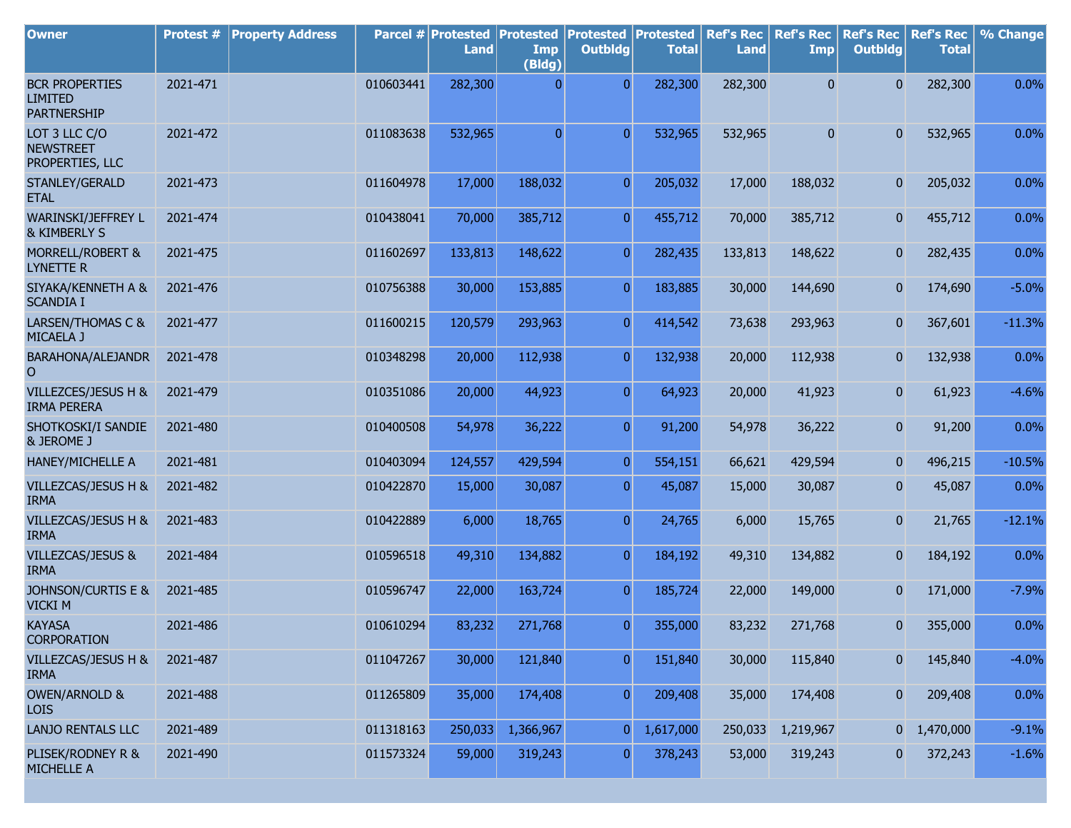| Owner | Protest # | Property Address | Parcel # | Protested Land | Protested Imp (Bldg) | Protested Outbldg | Protested Total | Ref's Rec Land | Ref's Rec Imp | Ref's Rec Outbldg | Ref's Rec Total | % Change |
|---|---|---|---|---|---|---|---|---|---|---|---|---|
| BCR PROPERTIES LIMITED PARTNERSHIP | 2021-471 | | 010603441 | 282,300 | 0 | 0 | 282,300 | 282,300 | 0 | 0 | 282,300 | 0.0% |
| LOT 3 LLC C/O NEWSTREET PROPERTIES, LLC | 2021-472 | | 011083638 | 532,965 | 0 | 0 | 532,965 | 532,965 | 0 | 0 | 532,965 | 0.0% |
| STANLEY/GERALD ETAL | 2021-473 | | 011604978 | 17,000 | 188,032 | 0 | 205,032 | 17,000 | 188,032 | 0 | 205,032 | 0.0% |
| WARINSKI/JEFFREY L & KIMBERLY S | 2021-474 | | 010438041 | 70,000 | 385,712 | 0 | 455,712 | 70,000 | 385,712 | 0 | 455,712 | 0.0% |
| MORRELL/ROBERT & LYNETTE R | 2021-475 | | 011602697 | 133,813 | 148,622 | 0 | 282,435 | 133,813 | 148,622 | 0 | 282,435 | 0.0% |
| SIYAKA/KENNETH A & SCANDIA I | 2021-476 | | 010756388 | 30,000 | 153,885 | 0 | 183,885 | 30,000 | 144,690 | 0 | 174,690 | -5.0% |
| LARSEN/THOMAS C & MICAELA J | 2021-477 | | 011600215 | 120,579 | 293,963 | 0 | 414,542 | 73,638 | 293,963 | 0 | 367,601 | -11.3% |
| BARAHONA/ALEJANDRO | 2021-478 | | 010348298 | 20,000 | 112,938 | 0 | 132,938 | 20,000 | 112,938 | 0 | 132,938 | 0.0% |
| VILLEZCES/JESUS H & IRMA PERERA | 2021-479 | | 010351086 | 20,000 | 44,923 | 0 | 64,923 | 20,000 | 41,923 | 0 | 61,923 | -4.6% |
| SHOTKOSKI/I SANDIE & JEROME J | 2021-480 | | 010400508 | 54,978 | 36,222 | 0 | 91,200 | 54,978 | 36,222 | 0 | 91,200 | 0.0% |
| HANEY/MICHELLE A | 2021-481 | | 010403094 | 124,557 | 429,594 | 0 | 554,151 | 66,621 | 429,594 | 0 | 496,215 | -10.5% |
| VILLEZCAS/JESUS H & IRMA | 2021-482 | | 010422870 | 15,000 | 30,087 | 0 | 45,087 | 15,000 | 30,087 | 0 | 45,087 | 0.0% |
| VILLEZCAS/JESUS H & IRMA | 2021-483 | | 010422889 | 6,000 | 18,765 | 0 | 24,765 | 6,000 | 15,765 | 0 | 21,765 | -12.1% |
| VILLEZCAS/JESUS & IRMA | 2021-484 | | 010596518 | 49,310 | 134,882 | 0 | 184,192 | 49,310 | 134,882 | 0 | 184,192 | 0.0% |
| JOHNSON/CURTIS E & VICKI M | 2021-485 | | 010596747 | 22,000 | 163,724 | 0 | 185,724 | 22,000 | 149,000 | 0 | 171,000 | -7.9% |
| KAYASA CORPORATION | 2021-486 | | 010610294 | 83,232 | 271,768 | 0 | 355,000 | 83,232 | 271,768 | 0 | 355,000 | 0.0% |
| VILLEZCAS/JESUS H & IRMA | 2021-487 | | 011047267 | 30,000 | 121,840 | 0 | 151,840 | 30,000 | 115,840 | 0 | 145,840 | -4.0% |
| OWEN/ARNOLD & LOIS | 2021-488 | | 011265809 | 35,000 | 174,408 | 0 | 209,408 | 35,000 | 174,408 | 0 | 209,408 | 0.0% |
| LANJO RENTALS LLC | 2021-489 | | 011318163 | 250,033 | 1,366,967 | 0 | 1,617,000 | 250,033 | 1,219,967 | 0 | 1,470,000 | -9.1% |
| PLISEK/RODNEY R & MICHELLE A | 2021-490 | | 011573324 | 59,000 | 319,243 | 0 | 378,243 | 53,000 | 319,243 | 0 | 372,243 | -1.6% |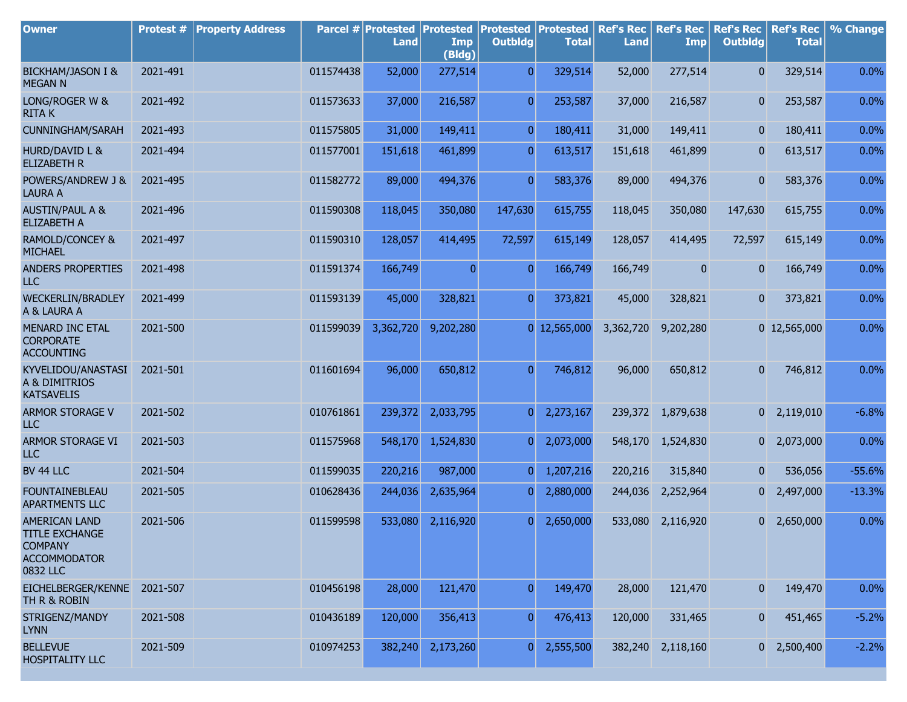| Owner | Protest # | Property Address | Parcel # | Protested Land | Protested Imp (Bldg) | Protested Outbldg | Protested Total | Ref's Rec Land | Ref's Rec Imp | Ref's Rec Outbldg | Ref's Rec Total | % Change |
|---|---|---|---|---|---|---|---|---|---|---|---|---|
| BICKHAM/JASON I & MEGAN N | 2021-491 | | 011574438 | 52,000 | 277,514 | 0 | 329,514 | 52,000 | 277,514 | 0 | 329,514 | 0.0% |
| LONG/ROGER W & RITA K | 2021-492 | | 011573633 | 37,000 | 216,587 | 0 | 253,587 | 37,000 | 216,587 | 0 | 253,587 | 0.0% |
| CUNNINGHAM/SARAH | 2021-493 | | 011575805 | 31,000 | 149,411 | 0 | 180,411 | 31,000 | 149,411 | 0 | 180,411 | 0.0% |
| HURD/DAVID L & ELIZABETH R | 2021-494 | | 011577001 | 151,618 | 461,899 | 0 | 613,517 | 151,618 | 461,899 | 0 | 613,517 | 0.0% |
| POWERS/ANDREW J & LAURA A | 2021-495 | | 011582772 | 89,000 | 494,376 | 0 | 583,376 | 89,000 | 494,376 | 0 | 583,376 | 0.0% |
| AUSTIN/PAUL A & ELIZABETH A | 2021-496 | | 011590308 | 118,045 | 350,080 | 147,630 | 615,755 | 118,045 | 350,080 | 147,630 | 615,755 | 0.0% |
| RAMOLD/CONCEY & MICHAEL | 2021-497 | | 011590310 | 128,057 | 414,495 | 72,597 | 615,149 | 128,057 | 414,495 | 72,597 | 615,149 | 0.0% |
| ANDERS PROPERTIES LLC | 2021-498 | | 011591374 | 166,749 | 0 | 0 | 166,749 | 166,749 | 0 | 0 | 166,749 | 0.0% |
| WECKERLIN/BRADLEY A & LAURA A | 2021-499 | | 011593139 | 45,000 | 328,821 | 0 | 373,821 | 45,000 | 328,821 | 0 | 373,821 | 0.0% |
| MENARD INC ETAL CORPORATE ACCOUNTING | 2021-500 | | 011599039 | 3,362,720 | 9,202,280 | 0 | 12,565,000 | 3,362,720 | 9,202,280 | 0 | 12,565,000 | 0.0% |
| KYVELIDOU/ANASTASIA & DIMITRIOS KATSAVELIS | 2021-501 | | 011601694 | 96,000 | 650,812 | 0 | 746,812 | 96,000 | 650,812 | 0 | 746,812 | 0.0% |
| ARMOR STORAGE V LLC | 2021-502 | | 010761861 | 239,372 | 2,033,795 | 0 | 2,273,167 | 239,372 | 1,879,638 | 0 | 2,119,010 | -6.8% |
| ARMOR STORAGE VI LLC | 2021-503 | | 011575968 | 548,170 | 1,524,830 | 0 | 2,073,000 | 548,170 | 1,524,830 | 0 | 2,073,000 | 0.0% |
| BV 44 LLC | 2021-504 | | 011599035 | 220,216 | 987,000 | 0 | 1,207,216 | 220,216 | 315,840 | 0 | 536,056 | -55.6% |
| FOUNTAINEBLEAU APARTMENTS LLC | 2021-505 | | 010628436 | 244,036 | 2,635,964 | 0 | 2,880,000 | 244,036 | 2,252,964 | 0 | 2,497,000 | -13.3% |
| AMERICAN LAND TITLE EXCHANGE COMPANY ACCOMMODATOR 0832 LLC | 2021-506 | | 011599598 | 533,080 | 2,116,920 | 0 | 2,650,000 | 533,080 | 2,116,920 | 0 | 2,650,000 | 0.0% |
| EICHELBERGER/KENNETH R & ROBIN | 2021-507 | | 010456198 | 28,000 | 121,470 | 0 | 149,470 | 28,000 | 121,470 | 0 | 149,470 | 0.0% |
| STRIGENZ/MANDY LYNN | 2021-508 | | 010436189 | 120,000 | 356,413 | 0 | 476,413 | 120,000 | 331,465 | 0 | 451,465 | -5.2% |
| BELLEVUE HOSPITALITY LLC | 2021-509 | | 010974253 | 382,240 | 2,173,260 | 0 | 2,555,500 | 382,240 | 2,118,160 | 0 | 2,500,400 | -2.2% |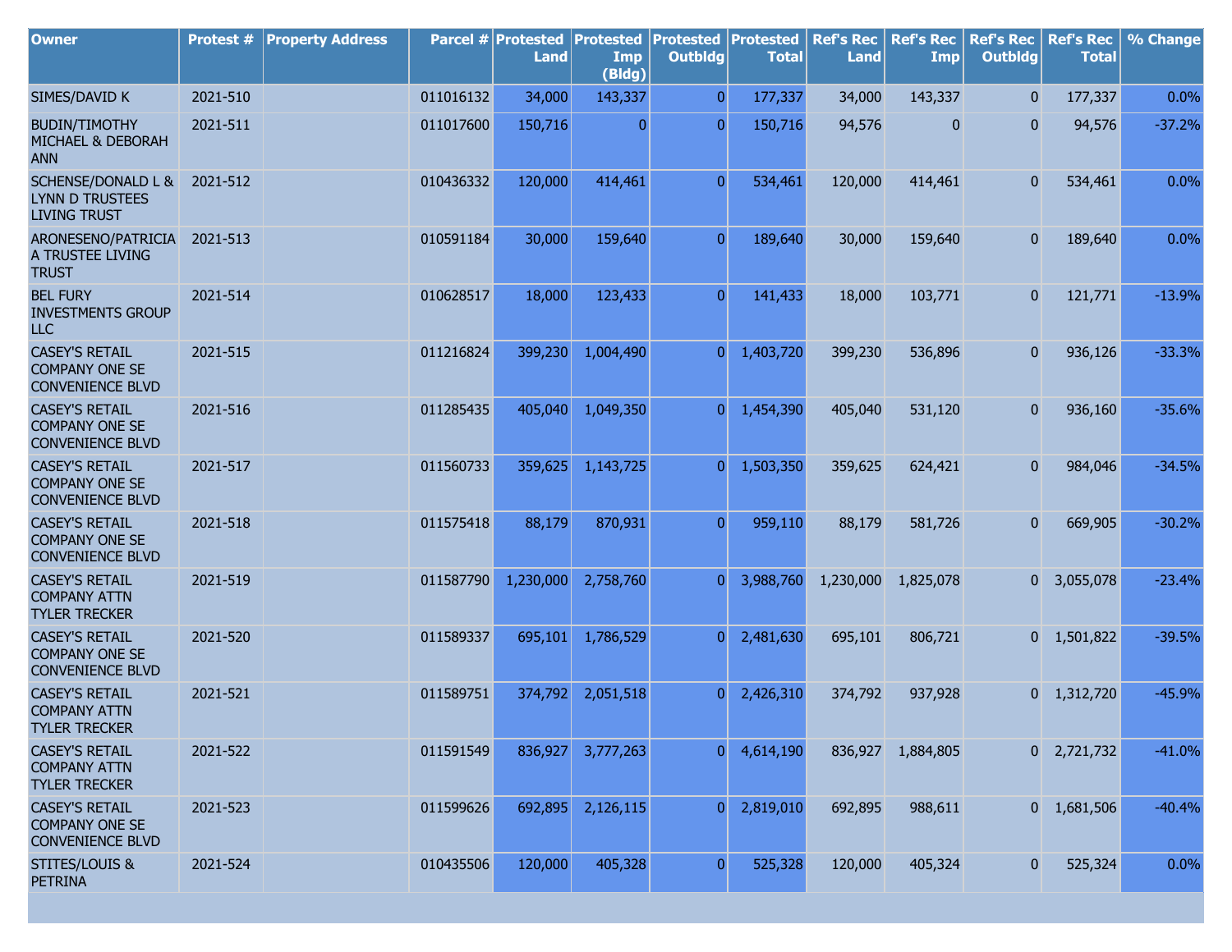| Owner | Protest # | Property Address | Parcel # | Protested Land | Protested Imp (Bldg) | Protested Outbldg | Protested Total | Ref's Rec Land | Ref's Rec Imp | Ref's Rec Outbldg | Ref's Rec Total | % Change |
|---|---|---|---|---|---|---|---|---|---|---|---|---|
| SIMES/DAVID K | 2021-510 | | 011016132 | 34,000 | 143,337 | 0 | 177,337 | 34,000 | 143,337 | 0 | 177,337 | 0.0% |
| BUDIN/TIMOTHY MICHAEL & DEBORAH ANN | 2021-511 | | 011017600 | 150,716 | 0 | 0 | 150,716 | 94,576 | 0 | 0 | 94,576 | -37.2% |
| SCHENSE/DONALD L & LYNN D TRUSTEES LIVING TRUST | 2021-512 | | 010436332 | 120,000 | 414,461 | 0 | 534,461 | 120,000 | 414,461 | 0 | 534,461 | 0.0% |
| ARONESENO/PATRICIA A TRUSTEE LIVING TRUST | 2021-513 | | 010591184 | 30,000 | 159,640 | 0 | 189,640 | 30,000 | 159,640 | 0 | 189,640 | 0.0% |
| BEL FURY INVESTMENTS GROUP LLC | 2021-514 | | 010628517 | 18,000 | 123,433 | 0 | 141,433 | 18,000 | 103,771 | 0 | 121,771 | -13.9% |
| CASEY'S RETAIL COMPANY ONE SE CONVENIENCE BLVD | 2021-515 | | 011216824 | 399,230 | 1,004,490 | 0 | 1,403,720 | 399,230 | 536,896 | 0 | 936,126 | -33.3% |
| CASEY'S RETAIL COMPANY ONE SE CONVENIENCE BLVD | 2021-516 | | 011285435 | 405,040 | 1,049,350 | 0 | 1,454,390 | 405,040 | 531,120 | 0 | 936,160 | -35.6% |
| CASEY'S RETAIL COMPANY ONE SE CONVENIENCE BLVD | 2021-517 | | 011560733 | 359,625 | 1,143,725 | 0 | 1,503,350 | 359,625 | 624,421 | 0 | 984,046 | -34.5% |
| CASEY'S RETAIL COMPANY ONE SE CONVENIENCE BLVD | 2021-518 | | 011575418 | 88,179 | 870,931 | 0 | 959,110 | 88,179 | 581,726 | 0 | 669,905 | -30.2% |
| CASEY'S RETAIL COMPANY ATTN TYLER TRECKER | 2021-519 | | 011587790 | 1,230,000 | 2,758,760 | 0 | 3,988,760 | 1,230,000 | 1,825,078 | 0 | 3,055,078 | -23.4% |
| CASEY'S RETAIL COMPANY ONE SE CONVENIENCE BLVD | 2021-520 | | 011589337 | 695,101 | 1,786,529 | 0 | 2,481,630 | 695,101 | 806,721 | 0 | 1,501,822 | -39.5% |
| CASEY'S RETAIL COMPANY ATTN TYLER TRECKER | 2021-521 | | 011589751 | 374,792 | 2,051,518 | 0 | 2,426,310 | 374,792 | 937,928 | 0 | 1,312,720 | -45.9% |
| CASEY'S RETAIL COMPANY ATTN TYLER TRECKER | 2021-522 | | 011591549 | 836,927 | 3,777,263 | 0 | 4,614,190 | 836,927 | 1,884,805 | 0 | 2,721,732 | -41.0% |
| CASEY'S RETAIL COMPANY ONE SE CONVENIENCE BLVD | 2021-523 | | 011599626 | 692,895 | 2,126,115 | 0 | 2,819,010 | 692,895 | 988,611 | 0 | 1,681,506 | -40.4% |
| STITES/LOUIS & PETRINA | 2021-524 | | 010435506 | 120,000 | 405,328 | 0 | 525,328 | 120,000 | 405,324 | 0 | 525,324 | 0.0% |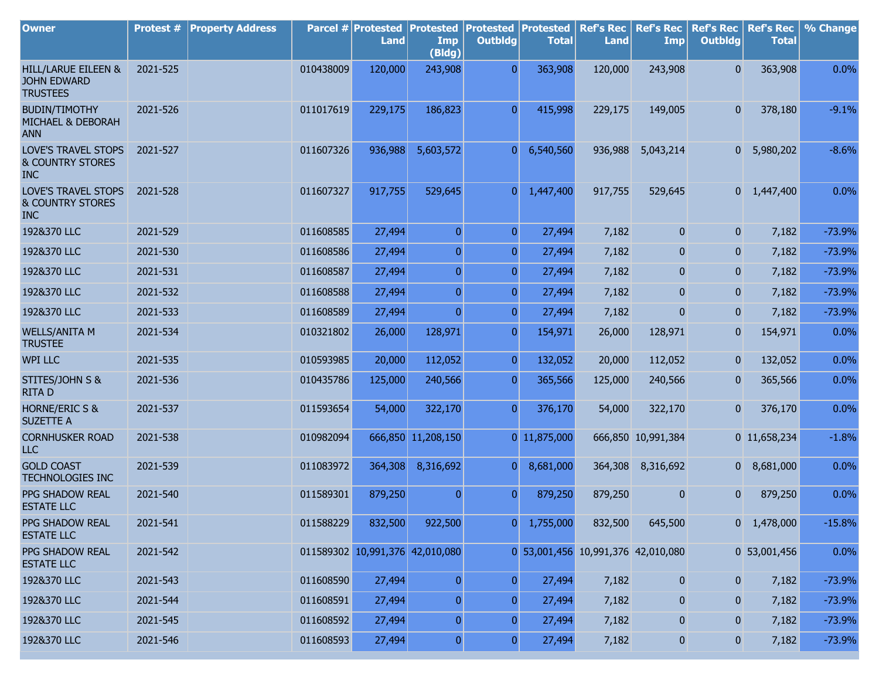| Owner | Protest # | Property Address | Parcel # | Protested Land | Protested Imp (Bldg) | Protested Outbldg | Protested Total | Ref's Rec Land | Ref's Rec Imp | Ref's Rec Outbldg | Ref's Rec Total | % Change |
|---|---|---|---|---|---|---|---|---|---|---|---|---|
| HILL/LARUE EILEEN & JOHN EDWARD TRUSTEES | 2021-525 | | 010438009 | 120,000 | 243,908 | 0 | 363,908 | 120,000 | 243,908 | 0 | 363,908 | 0.0% |
| BUDIN/TIMOTHY MICHAEL & DEBORAH ANN | 2021-526 | | 011017619 | 229,175 | 186,823 | 0 | 415,998 | 229,175 | 149,005 | 0 | 378,180 | -9.1% |
| LOVE'S TRAVEL STOPS & COUNTRY STORES INC | 2021-527 | | 011607326 | 936,988 | 5,603,572 | 0 | 6,540,560 | 936,988 | 5,043,214 | 0 | 5,980,202 | -8.6% |
| LOVE'S TRAVEL STOPS & COUNTRY STORES INC | 2021-528 | | 011607327 | 917,755 | 529,645 | 0 | 1,447,400 | 917,755 | 529,645 | 0 | 1,447,400 | 0.0% |
| 192&370 LLC | 2021-529 | | 011608585 | 27,494 | 0 | 0 | 27,494 | 7,182 | 0 | 0 | 7,182 | -73.9% |
| 192&370 LLC | 2021-530 | | 011608586 | 27,494 | 0 | 0 | 27,494 | 7,182 | 0 | 0 | 7,182 | -73.9% |
| 192&370 LLC | 2021-531 | | 011608587 | 27,494 | 0 | 0 | 27,494 | 7,182 | 0 | 0 | 7,182 | -73.9% |
| 192&370 LLC | 2021-532 | | 011608588 | 27,494 | 0 | 0 | 27,494 | 7,182 | 0 | 0 | 7,182 | -73.9% |
| 192&370 LLC | 2021-533 | | 011608589 | 27,494 | 0 | 0 | 27,494 | 7,182 | 0 | 0 | 7,182 | -73.9% |
| WELLS/ANITA M TRUSTEE | 2021-534 | | 010321802 | 26,000 | 128,971 | 0 | 154,971 | 26,000 | 128,971 | 0 | 154,971 | 0.0% |
| WPI LLC | 2021-535 | | 010593985 | 20,000 | 112,052 | 0 | 132,052 | 20,000 | 112,052 | 0 | 132,052 | 0.0% |
| STITES/JOHN S & RITA D | 2021-536 | | 010435786 | 125,000 | 240,566 | 0 | 365,566 | 125,000 | 240,566 | 0 | 365,566 | 0.0% |
| HORNE/ERIC S & SUZETTE A | 2021-537 | | 011593654 | 54,000 | 322,170 | 0 | 376,170 | 54,000 | 322,170 | 0 | 376,170 | 0.0% |
| CORNHUSKER ROAD LLC | 2021-538 | | 010982094 | 666,850 | 11,208,150 | 0 | 11,875,000 | 666,850 | 10,991,384 | 0 | 11,658,234 | -1.8% |
| GOLD COAST TECHNOLOGIES INC | 2021-539 | | 011083972 | 364,308 | 8,316,692 | 0 | 8,681,000 | 364,308 | 8,316,692 | 0 | 8,681,000 | 0.0% |
| PPG SHADOW REAL ESTATE LLC | 2021-540 | | 011589301 | 879,250 | 0 | 0 | 879,250 | 879,250 | 0 | 0 | 879,250 | 0.0% |
| PPG SHADOW REAL ESTATE LLC | 2021-541 | | 011588229 | 832,500 | 922,500 | 0 | 1,755,000 | 832,500 | 645,500 | 0 | 1,478,000 | -15.8% |
| PPG SHADOW REAL ESTATE LLC | 2021-542 | | 011589302 | 10,991,376 | 42,010,080 | 0 | 53,001,456 | 10,991,376 | 42,010,080 | 0 | 53,001,456 | 0.0% |
| 192&370 LLC | 2021-543 | | 011608590 | 27,494 | 0 | 0 | 27,494 | 7,182 | 0 | 0 | 7,182 | -73.9% |
| 192&370 LLC | 2021-544 | | 011608591 | 27,494 | 0 | 0 | 27,494 | 7,182 | 0 | 0 | 7,182 | -73.9% |
| 192&370 LLC | 2021-545 | | 011608592 | 27,494 | 0 | 0 | 27,494 | 7,182 | 0 | 0 | 7,182 | -73.9% |
| 192&370 LLC | 2021-546 | | 011608593 | 27,494 | 0 | 0 | 27,494 | 7,182 | 0 | 0 | 7,182 | -73.9% |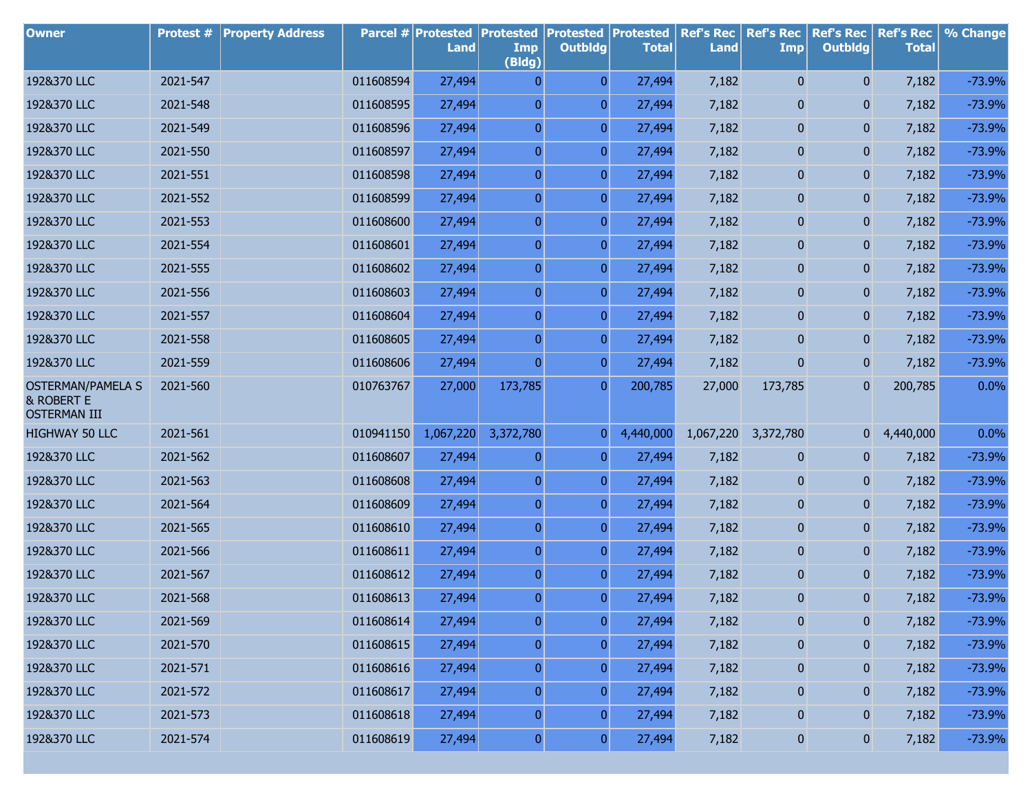| Owner | Protest # | Property Address | Parcel # | Protested Land | Protested Imp (Bldg) | Protested Outbldg | Protested Total | Ref's Rec Land | Ref's Rec Imp | Ref's Rec Outbldg | Ref's Rec Total | % Change |
|---|---|---|---|---|---|---|---|---|---|---|---|---|
| 1928&370 LLC | 2021-547 | | 011608594 | 27,494 | 0 | 0 | 27,494 | 7,182 | 0 | 0 | 7,182 | -73.9% |
| 1928&370 LLC | 2021-548 | | 011608595 | 27,494 | 0 | 0 | 27,494 | 7,182 | 0 | 0 | 7,182 | -73.9% |
| 1928&370 LLC | 2021-549 | | 011608596 | 27,494 | 0 | 0 | 27,494 | 7,182 | 0 | 0 | 7,182 | -73.9% |
| 1928&370 LLC | 2021-550 | | 011608597 | 27,494 | 0 | 0 | 27,494 | 7,182 | 0 | 0 | 7,182 | -73.9% |
| 1928&370 LLC | 2021-551 | | 011608598 | 27,494 | 0 | 0 | 27,494 | 7,182 | 0 | 0 | 7,182 | -73.9% |
| 1928&370 LLC | 2021-552 | | 011608599 | 27,494 | 0 | 0 | 27,494 | 7,182 | 0 | 0 | 7,182 | -73.9% |
| 1928&370 LLC | 2021-553 | | 011608600 | 27,494 | 0 | 0 | 27,494 | 7,182 | 0 | 0 | 7,182 | -73.9% |
| 1928&370 LLC | 2021-554 | | 011608601 | 27,494 | 0 | 0 | 27,494 | 7,182 | 0 | 0 | 7,182 | -73.9% |
| 1928&370 LLC | 2021-555 | | 011608602 | 27,494 | 0 | 0 | 27,494 | 7,182 | 0 | 0 | 7,182 | -73.9% |
| 1928&370 LLC | 2021-556 | | 011608603 | 27,494 | 0 | 0 | 27,494 | 7,182 | 0 | 0 | 7,182 | -73.9% |
| 1928&370 LLC | 2021-557 | | 011608604 | 27,494 | 0 | 0 | 27,494 | 7,182 | 0 | 0 | 7,182 | -73.9% |
| 1928&370 LLC | 2021-558 | | 011608605 | 27,494 | 0 | 0 | 27,494 | 7,182 | 0 | 0 | 7,182 | -73.9% |
| 1928&370 LLC | 2021-559 | | 011608606 | 27,494 | 0 | 0 | 27,494 | 7,182 | 0 | 0 | 7,182 | -73.9% |
| OSTERMAN/PAMELA S & ROBERT E OSTERMAN III | 2021-560 | | 010763767 | 27,000 | 173,785 | 0 | 200,785 | 27,000 | 173,785 | 0 | 200,785 | 0.0% |
| HIGHWAY 50 LLC | 2021-561 | | 010941150 | 1,067,220 | 3,372,780 | 0 | 4,440,000 | 1,067,220 | 3,372,780 | 0 | 4,440,000 | 0.0% |
| 1928&370 LLC | 2021-562 | | 011608607 | 27,494 | 0 | 0 | 27,494 | 7,182 | 0 | 0 | 7,182 | -73.9% |
| 1928&370 LLC | 2021-563 | | 011608608 | 27,494 | 0 | 0 | 27,494 | 7,182 | 0 | 0 | 7,182 | -73.9% |
| 1928&370 LLC | 2021-564 | | 011608609 | 27,494 | 0 | 0 | 27,494 | 7,182 | 0 | 0 | 7,182 | -73.9% |
| 1928&370 LLC | 2021-565 | | 011608610 | 27,494 | 0 | 0 | 27,494 | 7,182 | 0 | 0 | 7,182 | -73.9% |
| 1928&370 LLC | 2021-566 | | 011608611 | 27,494 | 0 | 0 | 27,494 | 7,182 | 0 | 0 | 7,182 | -73.9% |
| 1928&370 LLC | 2021-567 | | 011608612 | 27,494 | 0 | 0 | 27,494 | 7,182 | 0 | 0 | 7,182 | -73.9% |
| 1928&370 LLC | 2021-568 | | 011608613 | 27,494 | 0 | 0 | 27,494 | 7,182 | 0 | 0 | 7,182 | -73.9% |
| 1928&370 LLC | 2021-569 | | 011608614 | 27,494 | 0 | 0 | 27,494 | 7,182 | 0 | 0 | 7,182 | -73.9% |
| 1928&370 LLC | 2021-570 | | 011608615 | 27,494 | 0 | 0 | 27,494 | 7,182 | 0 | 0 | 7,182 | -73.9% |
| 1928&370 LLC | 2021-571 | | 011608616 | 27,494 | 0 | 0 | 27,494 | 7,182 | 0 | 0 | 7,182 | -73.9% |
| 1928&370 LLC | 2021-572 | | 011608617 | 27,494 | 0 | 0 | 27,494 | 7,182 | 0 | 0 | 7,182 | -73.9% |
| 1928&370 LLC | 2021-573 | | 011608618 | 27,494 | 0 | 0 | 27,494 | 7,182 | 0 | 0 | 7,182 | -73.9% |
| 1928&370 LLC | 2021-574 | | 011608619 | 27,494 | 0 | 0 | 27,494 | 7,182 | 0 | 0 | 7,182 | -73.9% |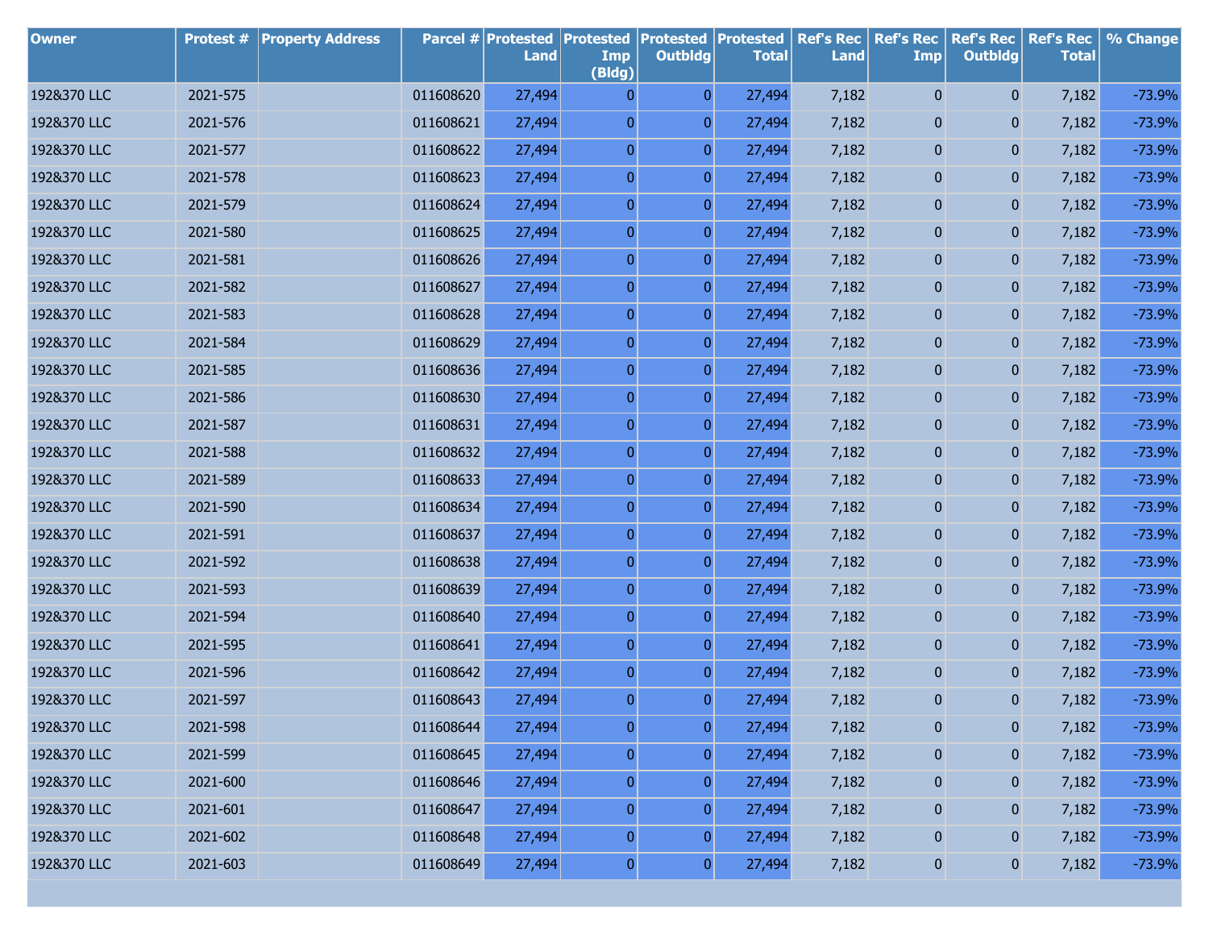| Owner | Protest # | Property Address | Parcel # | Protested Land | Protested Imp (Bldg) | Protested Outbldg | Protested Total | Ref's Rec Land | Ref's Rec Imp | Ref's Rec Outbldg | Ref's Rec Total | % Change |
|---|---|---|---|---|---|---|---|---|---|---|---|---|
| 1928&370 LLC | 2021-575 | | 011608620 | 27,494 | 0 | 0 | 27,494 | 7,182 | 0 | 0 | 7,182 | -73.9% |
| 1928&370 LLC | 2021-576 | | 011608621 | 27,494 | 0 | 0 | 27,494 | 7,182 | 0 | 0 | 7,182 | -73.9% |
| 1928&370 LLC | 2021-577 | | 011608622 | 27,494 | 0 | 0 | 27,494 | 7,182 | 0 | 0 | 7,182 | -73.9% |
| 1928&370 LLC | 2021-578 | | 011608623 | 27,494 | 0 | 0 | 27,494 | 7,182 | 0 | 0 | 7,182 | -73.9% |
| 1928&370 LLC | 2021-579 | | 011608624 | 27,494 | 0 | 0 | 27,494 | 7,182 | 0 | 0 | 7,182 | -73.9% |
| 1928&370 LLC | 2021-580 | | 011608625 | 27,494 | 0 | 0 | 27,494 | 7,182 | 0 | 0 | 7,182 | -73.9% |
| 1928&370 LLC | 2021-581 | | 011608626 | 27,494 | 0 | 0 | 27,494 | 7,182 | 0 | 0 | 7,182 | -73.9% |
| 1928&370 LLC | 2021-582 | | 011608627 | 27,494 | 0 | 0 | 27,494 | 7,182 | 0 | 0 | 7,182 | -73.9% |
| 1928&370 LLC | 2021-583 | | 011608628 | 27,494 | 0 | 0 | 27,494 | 7,182 | 0 | 0 | 7,182 | -73.9% |
| 1928&370 LLC | 2021-584 | | 011608629 | 27,494 | 0 | 0 | 27,494 | 7,182 | 0 | 0 | 7,182 | -73.9% |
| 1928&370 LLC | 2021-585 | | 011608636 | 27,494 | 0 | 0 | 27,494 | 7,182 | 0 | 0 | 7,182 | -73.9% |
| 1928&370 LLC | 2021-586 | | 011608630 | 27,494 | 0 | 0 | 27,494 | 7,182 | 0 | 0 | 7,182 | -73.9% |
| 1928&370 LLC | 2021-587 | | 011608631 | 27,494 | 0 | 0 | 27,494 | 7,182 | 0 | 0 | 7,182 | -73.9% |
| 1928&370 LLC | 2021-588 | | 011608632 | 27,494 | 0 | 0 | 27,494 | 7,182 | 0 | 0 | 7,182 | -73.9% |
| 1928&370 LLC | 2021-589 | | 011608633 | 27,494 | 0 | 0 | 27,494 | 7,182 | 0 | 0 | 7,182 | -73.9% |
| 1928&370 LLC | 2021-590 | | 011608634 | 27,494 | 0 | 0 | 27,494 | 7,182 | 0 | 0 | 7,182 | -73.9% |
| 1928&370 LLC | 2021-591 | | 011608637 | 27,494 | 0 | 0 | 27,494 | 7,182 | 0 | 0 | 7,182 | -73.9% |
| 1928&370 LLC | 2021-592 | | 011608638 | 27,494 | 0 | 0 | 27,494 | 7,182 | 0 | 0 | 7,182 | -73.9% |
| 1928&370 LLC | 2021-593 | | 011608639 | 27,494 | 0 | 0 | 27,494 | 7,182 | 0 | 0 | 7,182 | -73.9% |
| 1928&370 LLC | 2021-594 | | 011608640 | 27,494 | 0 | 0 | 27,494 | 7,182 | 0 | 0 | 7,182 | -73.9% |
| 1928&370 LLC | 2021-595 | | 011608641 | 27,494 | 0 | 0 | 27,494 | 7,182 | 0 | 0 | 7,182 | -73.9% |
| 1928&370 LLC | 2021-596 | | 011608642 | 27,494 | 0 | 0 | 27,494 | 7,182 | 0 | 0 | 7,182 | -73.9% |
| 1928&370 LLC | 2021-597 | | 011608643 | 27,494 | 0 | 0 | 27,494 | 7,182 | 0 | 0 | 7,182 | -73.9% |
| 1928&370 LLC | 2021-598 | | 011608644 | 27,494 | 0 | 0 | 27,494 | 7,182 | 0 | 0 | 7,182 | -73.9% |
| 1928&370 LLC | 2021-599 | | 011608645 | 27,494 | 0 | 0 | 27,494 | 7,182 | 0 | 0 | 7,182 | -73.9% |
| 1928&370 LLC | 2021-600 | | 011608646 | 27,494 | 0 | 0 | 27,494 | 7,182 | 0 | 0 | 7,182 | -73.9% |
| 1928&370 LLC | 2021-601 | | 011608647 | 27,494 | 0 | 0 | 27,494 | 7,182 | 0 | 0 | 7,182 | -73.9% |
| 1928&370 LLC | 2021-602 | | 011608648 | 27,494 | 0 | 0 | 27,494 | 7,182 | 0 | 0 | 7,182 | -73.9% |
| 1928&370 LLC | 2021-603 | | 011608649 | 27,494 | 0 | 0 | 27,494 | 7,182 | 0 | 0 | 7,182 | -73.9% |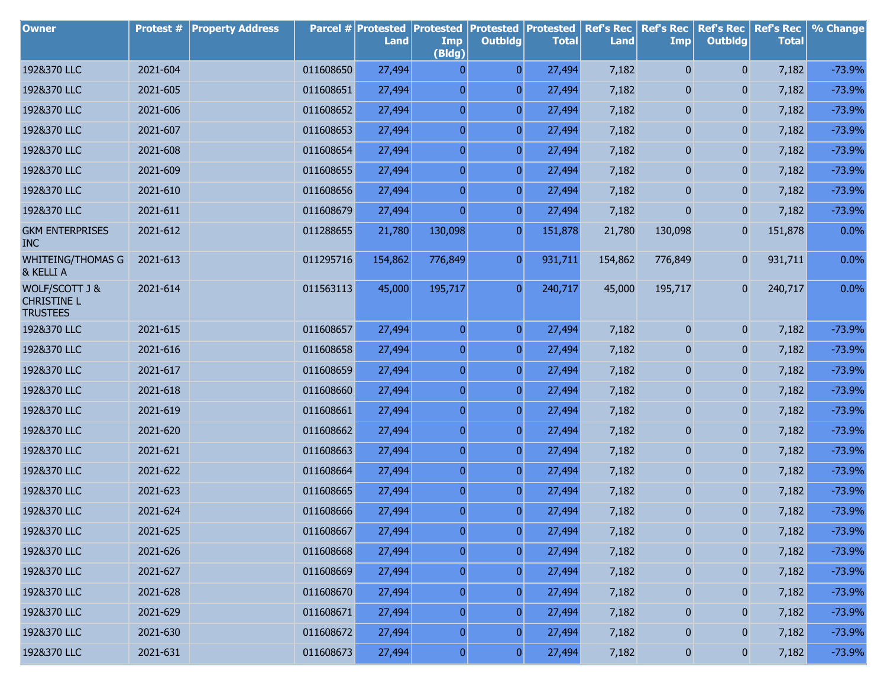| Owner | Protest # | Property Address | Parcel # | Protested Land | Protested Imp (Bldg) | Protested Outbldg | Protested Total | Ref's Rec Land | Ref's Rec Imp | Ref's Rec Outbldg | Ref's Rec Total | % Change |
|---|---|---|---|---|---|---|---|---|---|---|---|---|
| 1928&370 LLC | 2021-604 | | 011608650 | 27,494 | 0 | 0 | 27,494 | 7,182 | 0 | 0 | 7,182 | -73.9% |
| 1928&370 LLC | 2021-605 | | 011608651 | 27,494 | 0 | 0 | 27,494 | 7,182 | 0 | 0 | 7,182 | -73.9% |
| 1928&370 LLC | 2021-606 | | 011608652 | 27,494 | 0 | 0 | 27,494 | 7,182 | 0 | 0 | 7,182 | -73.9% |
| 1928&370 LLC | 2021-607 | | 011608653 | 27,494 | 0 | 0 | 27,494 | 7,182 | 0 | 0 | 7,182 | -73.9% |
| 1928&370 LLC | 2021-608 | | 011608654 | 27,494 | 0 | 0 | 27,494 | 7,182 | 0 | 0 | 7,182 | -73.9% |
| 1928&370 LLC | 2021-609 | | 011608655 | 27,494 | 0 | 0 | 27,494 | 7,182 | 0 | 0 | 7,182 | -73.9% |
| 1928&370 LLC | 2021-610 | | 011608656 | 27,494 | 0 | 0 | 27,494 | 7,182 | 0 | 0 | 7,182 | -73.9% |
| 1928&370 LLC | 2021-611 | | 011608679 | 27,494 | 0 | 0 | 27,494 | 7,182 | 0 | 0 | 7,182 | -73.9% |
| GKM ENTERPRISES INC | 2021-612 | | 011288655 | 21,780 | 130,098 | 0 | 151,878 | 21,780 | 130,098 | 0 | 151,878 | 0.0% |
| WHITEING/THOMAS G & KELLI A | 2021-613 | | 011295716 | 154,862 | 776,849 | 0 | 931,711 | 154,862 | 776,849 | 0 | 931,711 | 0.0% |
| WOLF/SCOTT J & CHRISTINE L TRUSTEES | 2021-614 | | 011563113 | 45,000 | 195,717 | 0 | 240,717 | 45,000 | 195,717 | 0 | 240,717 | 0.0% |
| 1928&370 LLC | 2021-615 | | 011608657 | 27,494 | 0 | 0 | 27,494 | 7,182 | 0 | 0 | 7,182 | -73.9% |
| 1928&370 LLC | 2021-616 | | 011608658 | 27,494 | 0 | 0 | 27,494 | 7,182 | 0 | 0 | 7,182 | -73.9% |
| 1928&370 LLC | 2021-617 | | 011608659 | 27,494 | 0 | 0 | 27,494 | 7,182 | 0 | 0 | 7,182 | -73.9% |
| 1928&370 LLC | 2021-618 | | 011608660 | 27,494 | 0 | 0 | 27,494 | 7,182 | 0 | 0 | 7,182 | -73.9% |
| 1928&370 LLC | 2021-619 | | 011608661 | 27,494 | 0 | 0 | 27,494 | 7,182 | 0 | 0 | 7,182 | -73.9% |
| 1928&370 LLC | 2021-620 | | 011608662 | 27,494 | 0 | 0 | 27,494 | 7,182 | 0 | 0 | 7,182 | -73.9% |
| 1928&370 LLC | 2021-621 | | 011608663 | 27,494 | 0 | 0 | 27,494 | 7,182 | 0 | 0 | 7,182 | -73.9% |
| 1928&370 LLC | 2021-622 | | 011608664 | 27,494 | 0 | 0 | 27,494 | 7,182 | 0 | 0 | 7,182 | -73.9% |
| 1928&370 LLC | 2021-623 | | 011608665 | 27,494 | 0 | 0 | 27,494 | 7,182 | 0 | 0 | 7,182 | -73.9% |
| 1928&370 LLC | 2021-624 | | 011608666 | 27,494 | 0 | 0 | 27,494 | 7,182 | 0 | 0 | 7,182 | -73.9% |
| 1928&370 LLC | 2021-625 | | 011608667 | 27,494 | 0 | 0 | 27,494 | 7,182 | 0 | 0 | 7,182 | -73.9% |
| 1928&370 LLC | 2021-626 | | 011608668 | 27,494 | 0 | 0 | 27,494 | 7,182 | 0 | 0 | 7,182 | -73.9% |
| 1928&370 LLC | 2021-627 | | 011608669 | 27,494 | 0 | 0 | 27,494 | 7,182 | 0 | 0 | 7,182 | -73.9% |
| 1928&370 LLC | 2021-628 | | 011608670 | 27,494 | 0 | 0 | 27,494 | 7,182 | 0 | 0 | 7,182 | -73.9% |
| 1928&370 LLC | 2021-629 | | 011608671 | 27,494 | 0 | 0 | 27,494 | 7,182 | 0 | 0 | 7,182 | -73.9% |
| 1928&370 LLC | 2021-630 | | 011608672 | 27,494 | 0 | 0 | 27,494 | 7,182 | 0 | 0 | 7,182 | -73.9% |
| 1928&370 LLC | 2021-631 | | 011608673 | 27,494 | 0 | 0 | 27,494 | 7,182 | 0 | 0 | 7,182 | -73.9% |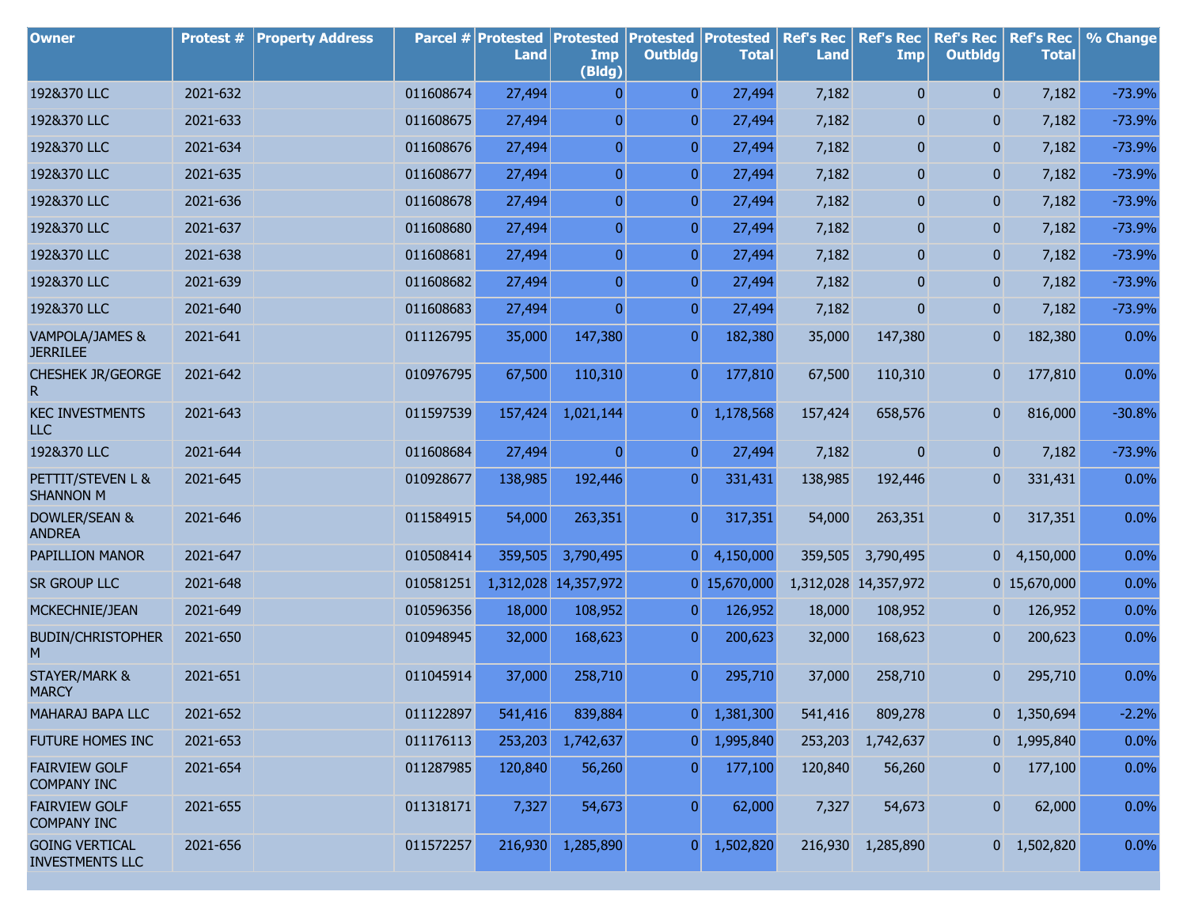| Owner | Protest # | Property Address | Parcel # | Protested Land | Protested Imp (Bldg) | Protested Outbldg | Protested Total | Ref's Rec Land | Ref's Rec Imp | Ref's Rec Outbldg | Ref's Rec Total | % Change |
|---|---|---|---|---|---|---|---|---|---|---|---|---|
| 192&370 LLC | 2021-632 | | 011608674 | 27,494 | 0 | 0 | 27,494 | 7,182 | 0 | 0 | 7,182 | -73.9% |
| 192&370 LLC | 2021-633 | | 011608675 | 27,494 | 0 | 0 | 27,494 | 7,182 | 0 | 0 | 7,182 | -73.9% |
| 192&370 LLC | 2021-634 | | 011608676 | 27,494 | 0 | 0 | 27,494 | 7,182 | 0 | 0 | 7,182 | -73.9% |
| 192&370 LLC | 2021-635 | | 011608677 | 27,494 | 0 | 0 | 27,494 | 7,182 | 0 | 0 | 7,182 | -73.9% |
| 192&370 LLC | 2021-636 | | 011608678 | 27,494 | 0 | 0 | 27,494 | 7,182 | 0 | 0 | 7,182 | -73.9% |
| 192&370 LLC | 2021-637 | | 011608680 | 27,494 | 0 | 0 | 27,494 | 7,182 | 0 | 0 | 7,182 | -73.9% |
| 192&370 LLC | 2021-638 | | 011608681 | 27,494 | 0 | 0 | 27,494 | 7,182 | 0 | 0 | 7,182 | -73.9% |
| 192&370 LLC | 2021-639 | | 011608682 | 27,494 | 0 | 0 | 27,494 | 7,182 | 0 | 0 | 7,182 | -73.9% |
| 192&370 LLC | 2021-640 | | 011608683 | 27,494 | 0 | 0 | 27,494 | 7,182 | 0 | 0 | 7,182 | -73.9% |
| VAMPOLA/JAMES & JERRILEE | 2021-641 | | 011126795 | 35,000 | 147,380 | 0 | 182,380 | 35,000 | 147,380 | 0 | 182,380 | 0.0% |
| CHESHEK JR/GEORGE R | 2021-642 | | 010976795 | 67,500 | 110,310 | 0 | 177,810 | 67,500 | 110,310 | 0 | 177,810 | 0.0% |
| KEC INVESTMENTS LLC | 2021-643 | | 011597539 | 157,424 | 1,021,144 | 0 | 1,178,568 | 157,424 | 658,576 | 0 | 816,000 | -30.8% |
| 192&370 LLC | 2021-644 | | 011608684 | 27,494 | 0 | 0 | 27,494 | 7,182 | 0 | 0 | 7,182 | -73.9% |
| PETTIT/STEVEN L & SHANNON M | 2021-645 | | 010928677 | 138,985 | 192,446 | 0 | 331,431 | 138,985 | 192,446 | 0 | 331,431 | 0.0% |
| DOWLER/SEAN & ANDREA | 2021-646 | | 011584915 | 54,000 | 263,351 | 0 | 317,351 | 54,000 | 263,351 | 0 | 317,351 | 0.0% |
| PAPILLION MANOR | 2021-647 | | 010508414 | 359,505 | 3,790,495 | 0 | 4,150,000 | 359,505 | 3,790,495 | 0 | 4,150,000 | 0.0% |
| SR GROUP LLC | 2021-648 | | 010581251 | 1,312,028 | 14,357,972 | 0 | 15,670,000 | 1,312,028 | 14,357,972 | 0 | 15,670,000 | 0.0% |
| MCKECHNIE/JEAN | 2021-649 | | 010596356 | 18,000 | 108,952 | 0 | 126,952 | 18,000 | 108,952 | 0 | 126,952 | 0.0% |
| BUDIN/CHRISTOPHER M | 2021-650 | | 010948945 | 32,000 | 168,623 | 0 | 200,623 | 32,000 | 168,623 | 0 | 200,623 | 0.0% |
| STAYER/MARK & MARCY | 2021-651 | | 011045914 | 37,000 | 258,710 | 0 | 295,710 | 37,000 | 258,710 | 0 | 295,710 | 0.0% |
| MAHARAJ BAPA LLC | 2021-652 | | 011122897 | 541,416 | 839,884 | 0 | 1,381,300 | 541,416 | 809,278 | 0 | 1,350,694 | -2.2% |
| FUTURE HOMES INC | 2021-653 | | 011176113 | 253,203 | 1,742,637 | 0 | 1,995,840 | 253,203 | 1,742,637 | 0 | 1,995,840 | 0.0% |
| FAIRVIEW GOLF COMPANY INC | 2021-654 | | 011287985 | 120,840 | 56,260 | 0 | 177,100 | 120,840 | 56,260 | 0 | 177,100 | 0.0% |
| FAIRVIEW GOLF COMPANY INC | 2021-655 | | 011318171 | 7,327 | 54,673 | 0 | 62,000 | 7,327 | 54,673 | 0 | 62,000 | 0.0% |
| GOING VERTICAL INVESTMENTS LLC | 2021-656 | | 011572257 | 216,930 | 1,285,890 | 0 | 1,502,820 | 216,930 | 1,285,890 | 0 | 1,502,820 | 0.0% |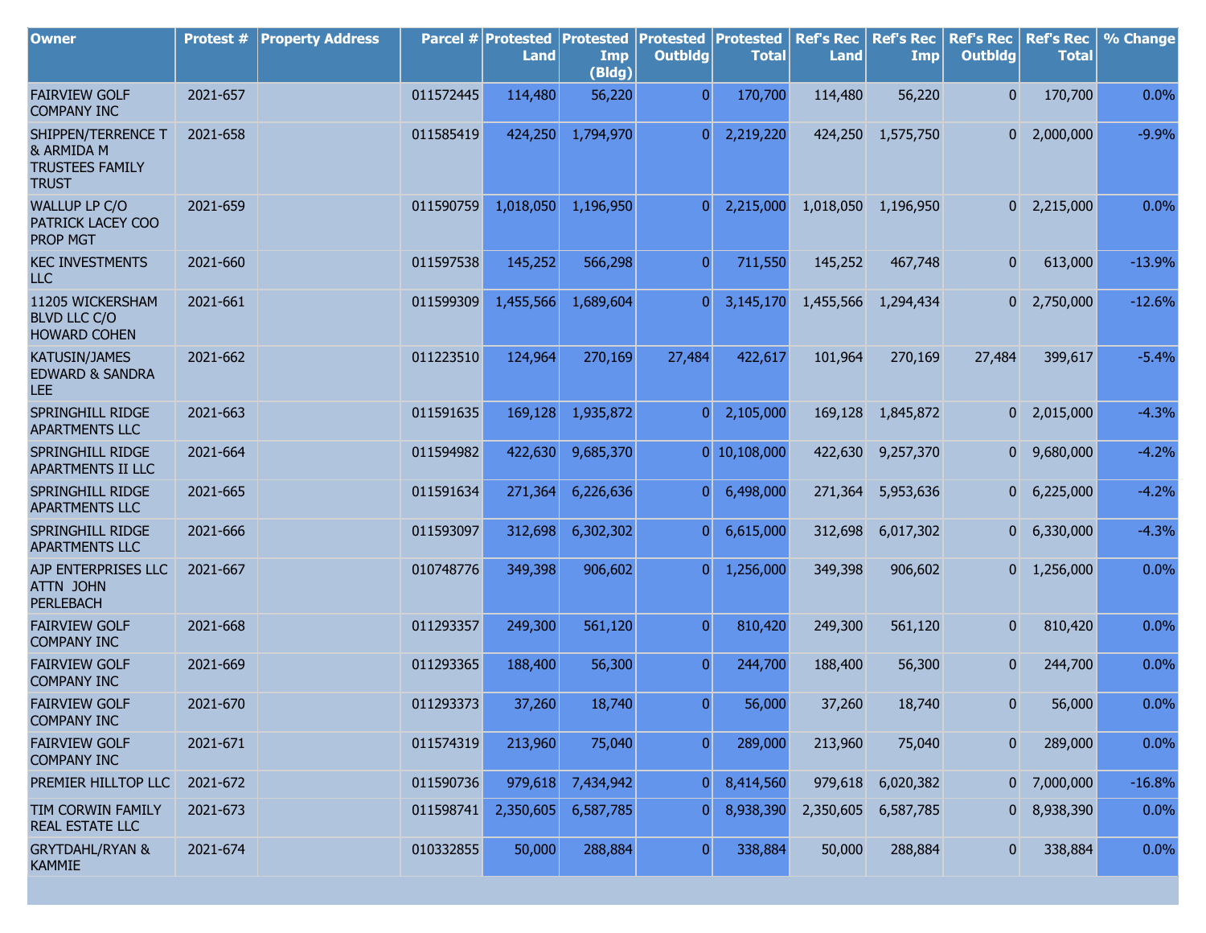| Owner | Protest # | Property Address | Parcel # | Protested Land | Protested Imp (Bldg) | Protested Outbldg | Protested Total | Ref's Rec Land | Ref's Rec Imp | Ref's Rec Outbldg | Ref's Rec Total | % Change |
|---|---|---|---|---|---|---|---|---|---|---|---|---|
| FAIRVIEW GOLF COMPANY INC | 2021-657 | | 011572445 | 114,480 | 56,220 | 0 | 170,700 | 114,480 | 56,220 | 0 | 170,700 | 0.0% |
| SHIPPEN/TERRENCE T & ARMIDA M TRUSTEES FAMILY TRUST | 2021-658 | | 011585419 | 424,250 | 1,794,970 | 0 | 2,219,220 | 424,250 | 1,575,750 | 0 | 2,000,000 | -9.9% |
| WALLUP LP C/O PATRICK LACEY COO PROP MGT | 2021-659 | | 011590759 | 1,018,050 | 1,196,950 | 0 | 2,215,000 | 1,018,050 | 1,196,950 | 0 | 2,215,000 | 0.0% |
| KEC INVESTMENTS LLC | 2021-660 | | 011597538 | 145,252 | 566,298 | 0 | 711,550 | 145,252 | 467,748 | 0 | 613,000 | -13.9% |
| 11205 WICKERSHAM BLVD LLC C/O HOWARD COHEN | 2021-661 | | 011599309 | 1,455,566 | 1,689,604 | 0 | 3,145,170 | 1,455,566 | 1,294,434 | 0 | 2,750,000 | -12.6% |
| KATUSIN/JAMES EDWARD & SANDRA LEE | 2021-662 | | 011223510 | 124,964 | 270,169 | 27,484 | 422,617 | 101,964 | 270,169 | 27,484 | 399,617 | -5.4% |
| SPRINGHILL RIDGE APARTMENTS LLC | 2021-663 | | 011591635 | 169,128 | 1,935,872 | 0 | 2,105,000 | 169,128 | 1,845,872 | 0 | 2,015,000 | -4.3% |
| SPRINGHILL RIDGE APARTMENTS II LLC | 2021-664 | | 011594982 | 422,630 | 9,685,370 | 0 | 10,108,000 | 422,630 | 9,257,370 | 0 | 9,680,000 | -4.2% |
| SPRINGHILL RIDGE APARTMENTS LLC | 2021-665 | | 011591634 | 271,364 | 6,226,636 | 0 | 6,498,000 | 271,364 | 5,953,636 | 0 | 6,225,000 | -4.2% |
| SPRINGHILL RIDGE APARTMENTS LLC | 2021-666 | | 011593097 | 312,698 | 6,302,302 | 0 | 6,615,000 | 312,698 | 6,017,302 | 0 | 6,330,000 | -4.3% |
| AJP ENTERPRISES LLC ATTN JOHN PERLEBACH | 2021-667 | | 010748776 | 349,398 | 906,602 | 0 | 1,256,000 | 349,398 | 906,602 | 0 | 1,256,000 | 0.0% |
| FAIRVIEW GOLF COMPANY INC | 2021-668 | | 011293357 | 249,300 | 561,120 | 0 | 810,420 | 249,300 | 561,120 | 0 | 810,420 | 0.0% |
| FAIRVIEW GOLF COMPANY INC | 2021-669 | | 011293365 | 188,400 | 56,300 | 0 | 244,700 | 188,400 | 56,300 | 0 | 244,700 | 0.0% |
| FAIRVIEW GOLF COMPANY INC | 2021-670 | | 011293373 | 37,260 | 18,740 | 0 | 56,000 | 37,260 | 18,740 | 0 | 56,000 | 0.0% |
| FAIRVIEW GOLF COMPANY INC | 2021-671 | | 011574319 | 213,960 | 75,040 | 0 | 289,000 | 213,960 | 75,040 | 0 | 289,000 | 0.0% |
| PREMIER HILLTOP LLC | 2021-672 | | 011590736 | 979,618 | 7,434,942 | 0 | 8,414,560 | 979,618 | 6,020,382 | 0 | 7,000,000 | -16.8% |
| TIM CORWIN FAMILY REAL ESTATE LLC | 2021-673 | | 011598741 | 2,350,605 | 6,587,785 | 0 | 8,938,390 | 2,350,605 | 6,587,785 | 0 | 8,938,390 | 0.0% |
| GRYTDAHL/RYAN & KAMMIE | 2021-674 | | 010332855 | 50,000 | 288,884 | 0 | 338,884 | 50,000 | 288,884 | 0 | 338,884 | 0.0% |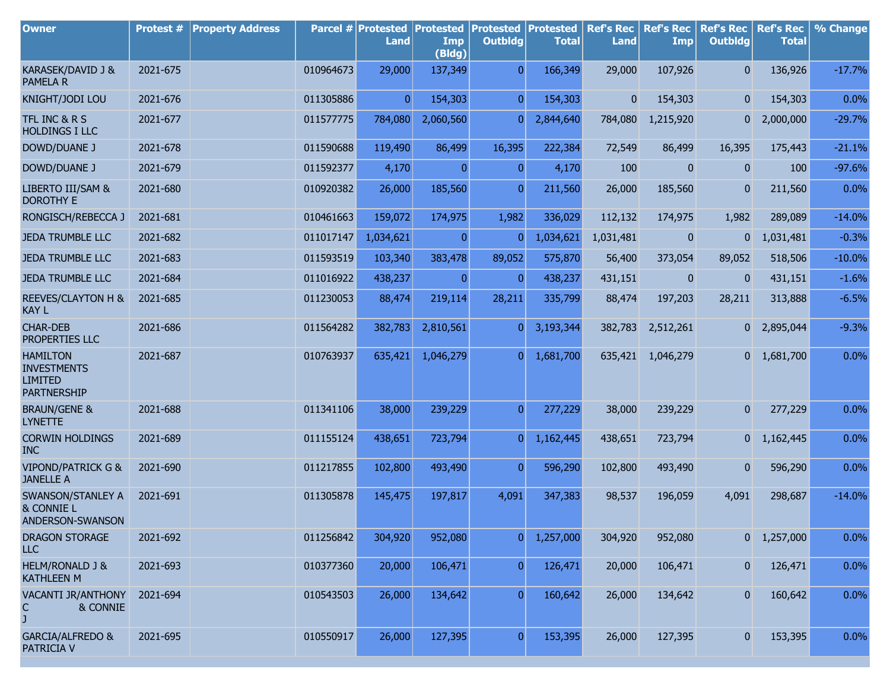| Owner | Protest # | Property Address | Parcel # | Protested Land | Protested Imp (Bldg) | Protested Outbldg | Protested Total | Ref's Rec Land | Ref's Rec Imp | Ref's Rec Outbldg | Ref's Rec Total | % Change |
|---|---|---|---|---|---|---|---|---|---|---|---|---|
| KARASEK/DAVID J & PAMELA R | 2021-675 | | 010964673 | 29,000 | 137,349 | 0 | 166,349 | 29,000 | 107,926 | 0 | 136,926 | -17.7% |
| KNIGHT/JODI LOU | 2021-676 | | 011305886 | 0 | 154,303 | 0 | 154,303 | 0 | 154,303 | 0 | 154,303 | 0.0% |
| TFL INC & R S HOLDINGS I LLC | 2021-677 | | 011577775 | 784,080 | 2,060,560 | 0 | 2,844,640 | 784,080 | 1,215,920 | 0 | 2,000,000 | -29.7% |
| DOWD/DUANE J | 2021-678 | | 011590688 | 119,490 | 86,499 | 16,395 | 222,384 | 72,549 | 86,499 | 16,395 | 175,443 | -21.1% |
| DOWD/DUANE J | 2021-679 | | 011592377 | 4,170 | 0 | 0 | 4,170 | 100 | 0 | 0 | 100 | -97.6% |
| LIBERTO III/SAM & DOROTHY E | 2021-680 | | 010920382 | 26,000 | 185,560 | 0 | 211,560 | 26,000 | 185,560 | 0 | 211,560 | 0.0% |
| RONGISCH/REBECCA J | 2021-681 | | 010461663 | 159,072 | 174,975 | 1,982 | 336,029 | 112,132 | 174,975 | 1,982 | 289,089 | -14.0% |
| JEDA TRUMBLE LLC | 2021-682 | | 011017147 | 1,034,621 | 0 | 0 | 1,034,621 | 1,031,481 | 0 | 0 | 1,031,481 | -0.3% |
| JEDA TRUMBLE LLC | 2021-683 | | 011593519 | 103,340 | 383,478 | 89,052 | 575,870 | 56,400 | 373,054 | 89,052 | 518,506 | -10.0% |
| JEDA TRUMBLE LLC | 2021-684 | | 011016922 | 438,237 | 0 | 0 | 438,237 | 431,151 | 0 | 0 | 431,151 | -1.6% |
| REEVES/CLAYTON H & KAY L | 2021-685 | | 011230053 | 88,474 | 219,114 | 28,211 | 335,799 | 88,474 | 197,203 | 28,211 | 313,888 | -6.5% |
| CHAR-DEB PROPERTIES LLC | 2021-686 | | 011564282 | 382,783 | 2,810,561 | 0 | 3,193,344 | 382,783 | 2,512,261 | 0 | 2,895,044 | -9.3% |
| HAMILTON INVESTMENTS LIMITED PARTNERSHIP | 2021-687 | | 010763937 | 635,421 | 1,046,279 | 0 | 1,681,700 | 635,421 | 1,046,279 | 0 | 1,681,700 | 0.0% |
| BRAUN/GENE & LYNETTE | 2021-688 | | 011341106 | 38,000 | 239,229 | 0 | 277,229 | 38,000 | 239,229 | 0 | 277,229 | 0.0% |
| CORWIN HOLDINGS INC | 2021-689 | | 011155124 | 438,651 | 723,794 | 0 | 1,162,445 | 438,651 | 723,794 | 0 | 1,162,445 | 0.0% |
| VIPOND/PATRICK G & JANELLE A | 2021-690 | | 011217855 | 102,800 | 493,490 | 0 | 596,290 | 102,800 | 493,490 | 0 | 596,290 | 0.0% |
| SWANSON/STANLEY A & CONNIE L ANDERSON-SWANSON | 2021-691 | | 011305878 | 145,475 | 197,817 | 4,091 | 347,383 | 98,537 | 196,059 | 4,091 | 298,687 | -14.0% |
| DRAGON STORAGE LLC | 2021-692 | | 011256842 | 304,920 | 952,080 | 0 | 1,257,000 | 304,920 | 952,080 | 0 | 1,257,000 | 0.0% |
| HELM/RONALD J & KATHLEEN M | 2021-693 | | 010377360 | 20,000 | 106,471 | 0 | 126,471 | 20,000 | 106,471 | 0 | 126,471 | 0.0% |
| VACANTI JR/ANTHONY C & CONNIE J | 2021-694 | | 010543503 | 26,000 | 134,642 | 0 | 160,642 | 26,000 | 134,642 | 0 | 160,642 | 0.0% |
| GARCIA/ALFREDO & PATRICIA V | 2021-695 | | 010550917 | 26,000 | 127,395 | 0 | 153,395 | 26,000 | 127,395 | 0 | 153,395 | 0.0% |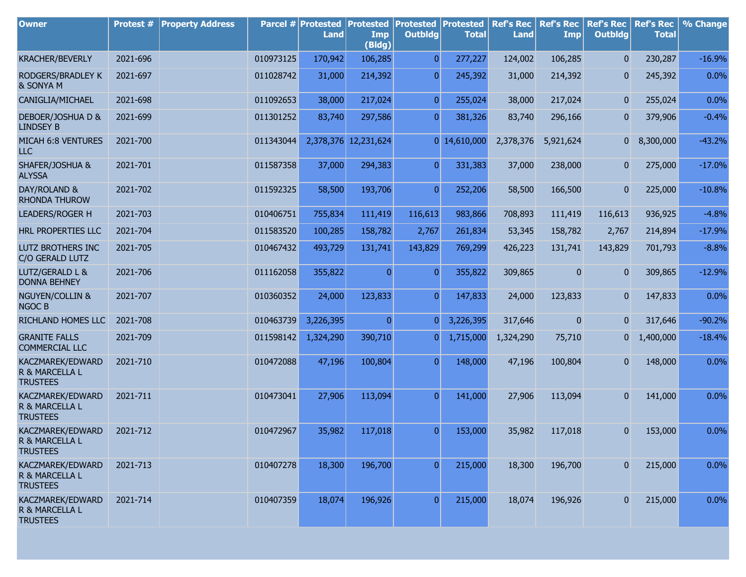| Owner | Protest # | Property Address | Parcel # | Protested Land | Protested Imp (Bldg) | Protested Outbldg | Protested Total | Ref's Rec Land | Ref's Rec Imp | Ref's Rec Outbldg | Ref's Rec Total | % Change |
|---|---|---|---|---|---|---|---|---|---|---|---|---|
| KRACHER/BEVERLY | 2021-696 | | 010973125 | 170,942 | 106,285 | 0 | 277,227 | 124,002 | 106,285 | 0 | 230,287 | -16.9% |
| RODGERS/BRADLEY K & SONYA M | 2021-697 | | 011028742 | 31,000 | 214,392 | 0 | 245,392 | 31,000 | 214,392 | 0 | 245,392 | 0.0% |
| CANIGLIA/MICHAEL | 2021-698 | | 011092653 | 38,000 | 217,024 | 0 | 255,024 | 38,000 | 217,024 | 0 | 255,024 | 0.0% |
| DEBOER/JOSHUA D & LINDSEY B | 2021-699 | | 011301252 | 83,740 | 297,586 | 0 | 381,326 | 83,740 | 296,166 | 0 | 379,906 | -0.4% |
| MICAH 6:8 VENTURES LLC | 2021-700 | | 011343044 | 2,378,376 | 12,231,624 | 0 | 14,610,000 | 2,378,376 | 5,921,624 | 0 | 8,300,000 | -43.2% |
| SHAFER/JOSHUA & ALYSSA | 2021-701 | | 011587358 | 37,000 | 294,383 | 0 | 331,383 | 37,000 | 238,000 | 0 | 275,000 | -17.0% |
| DAY/ROLAND & RHONDA THUROW | 2021-702 | | 011592325 | 58,500 | 193,706 | 0 | 252,206 | 58,500 | 166,500 | 0 | 225,000 | -10.8% |
| LEADERS/ROGER H | 2021-703 | | 010406751 | 755,834 | 111,419 | 116,613 | 983,866 | 708,893 | 111,419 | 116,613 | 936,925 | -4.8% |
| HRL PROPERTIES LLC | 2021-704 | | 011583520 | 100,285 | 158,782 | 2,767 | 261,834 | 53,345 | 158,782 | 2,767 | 214,894 | -17.9% |
| LUTZ BROTHERS INC C/O GERALD LUTZ | 2021-705 | | 010467432 | 493,729 | 131,741 | 143,829 | 769,299 | 426,223 | 131,741 | 143,829 | 701,793 | -8.8% |
| LUTZ/GERALD L & DONNA BEHNEY | 2021-706 | | 011162058 | 355,822 | 0 | 0 | 355,822 | 309,865 | 0 | 0 | 309,865 | -12.9% |
| NGUYEN/COLLIN & NGOC B | 2021-707 | | 010360352 | 24,000 | 123,833 | 0 | 147,833 | 24,000 | 123,833 | 0 | 147,833 | 0.0% |
| RICHLAND HOMES LLC | 2021-708 | | 010463739 | 3,226,395 | 0 | 0 | 3,226,395 | 317,646 | 0 | 0 | 317,646 | -90.2% |
| GRANITE FALLS COMMERCIAL LLC | 2021-709 | | 011598142 | 1,324,290 | 390,710 | 0 | 1,715,000 | 1,324,290 | 75,710 | 0 | 1,400,000 | -18.4% |
| KACZMAREK/EDWARD R & MARCELLA L TRUSTEES | 2021-710 | | 010472088 | 47,196 | 100,804 | 0 | 148,000 | 47,196 | 100,804 | 0 | 148,000 | 0.0% |
| KACZMAREK/EDWARD R & MARCELLA L TRUSTEES | 2021-711 | | 010473041 | 27,906 | 113,094 | 0 | 141,000 | 27,906 | 113,094 | 0 | 141,000 | 0.0% |
| KACZMAREK/EDWARD R & MARCELLA L TRUSTEES | 2021-712 | | 010472967 | 35,982 | 117,018 | 0 | 153,000 | 35,982 | 117,018 | 0 | 153,000 | 0.0% |
| KACZMAREK/EDWARD R & MARCELLA L TRUSTEES | 2021-713 | | 010407278 | 18,300 | 196,700 | 0 | 215,000 | 18,300 | 196,700 | 0 | 215,000 | 0.0% |
| KACZMAREK/EDWARD R & MARCELLA L TRUSTEES | 2021-714 | | 010407359 | 18,074 | 196,926 | 0 | 215,000 | 18,074 | 196,926 | 0 | 215,000 | 0.0% |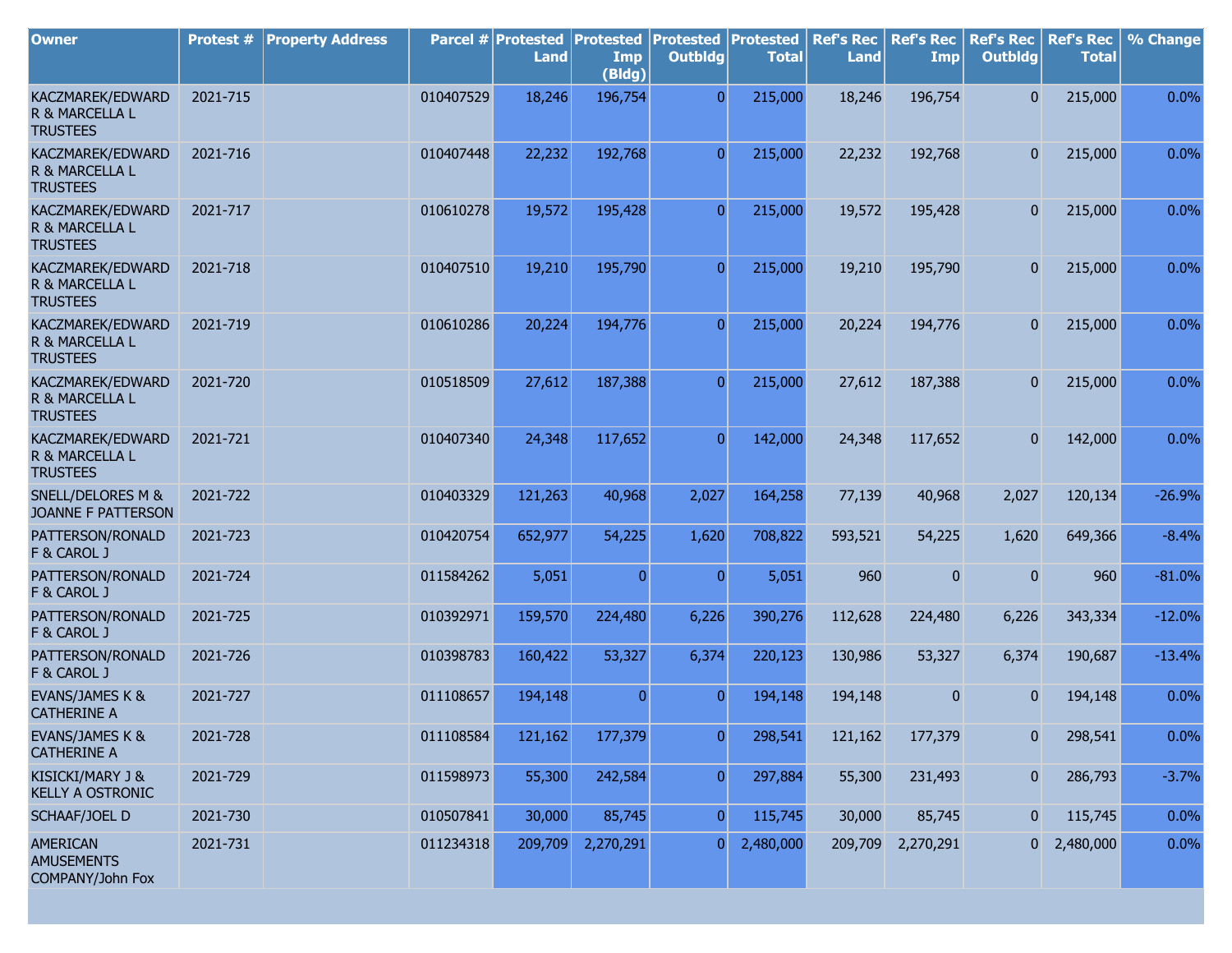| Owner | Protest # | Property Address | Parcel # | Protested Land | Protested Imp (Bldg) | Protested Outbldg | Protested Total | Ref's Rec Land | Ref's Rec Imp | Ref's Rec Outbldg | Ref's Rec Total | % Change |
|---|---|---|---|---|---|---|---|---|---|---|---|---|
| KACZMAREK/EDWARD R & MARCELLA L TRUSTEES | 2021-715 | | 010407529 | 18,246 | 196,754 | 0 | 215,000 | 18,246 | 196,754 | 0 | 215,000 | 0.0% |
| KACZMAREK/EDWARD R & MARCELLA L TRUSTEES | 2021-716 | | 010407448 | 22,232 | 192,768 | 0 | 215,000 | 22,232 | 192,768 | 0 | 215,000 | 0.0% |
| KACZMAREK/EDWARD R & MARCELLA L TRUSTEES | 2021-717 | | 010610278 | 19,572 | 195,428 | 0 | 215,000 | 19,572 | 195,428 | 0 | 215,000 | 0.0% |
| KACZMAREK/EDWARD R & MARCELLA L TRUSTEES | 2021-718 | | 010407510 | 19,210 | 195,790 | 0 | 215,000 | 19,210 | 195,790 | 0 | 215,000 | 0.0% |
| KACZMAREK/EDWARD R & MARCELLA L TRUSTEES | 2021-719 | | 010610286 | 20,224 | 194,776 | 0 | 215,000 | 20,224 | 194,776 | 0 | 215,000 | 0.0% |
| KACZMAREK/EDWARD R & MARCELLA L TRUSTEES | 2021-720 | | 010518509 | 27,612 | 187,388 | 0 | 215,000 | 27,612 | 187,388 | 0 | 215,000 | 0.0% |
| KACZMAREK/EDWARD R & MARCELLA L TRUSTEES | 2021-721 | | 010407340 | 24,348 | 117,652 | 0 | 142,000 | 24,348 | 117,652 | 0 | 142,000 | 0.0% |
| SNELL/DELORES M & JOANNE F PATTERSON | 2021-722 | | 010403329 | 121,263 | 40,968 | 2,027 | 164,258 | 77,139 | 40,968 | 2,027 | 120,134 | -26.9% |
| PATTERSON/RONALD F & CAROL J | 2021-723 | | 010420754 | 652,977 | 54,225 | 1,620 | 708,822 | 593,521 | 54,225 | 1,620 | 649,366 | -8.4% |
| PATTERSON/RONALD F & CAROL J | 2021-724 | | 011584262 | 5,051 | 0 | 0 | 5,051 | 960 | 0 | 0 | 960 | -81.0% |
| PATTERSON/RONALD F & CAROL J | 2021-725 | | 010392971 | 159,570 | 224,480 | 6,226 | 390,276 | 112,628 | 224,480 | 6,226 | 343,334 | -12.0% |
| PATTERSON/RONALD F & CAROL J | 2021-726 | | 010398783 | 160,422 | 53,327 | 6,374 | 220,123 | 130,986 | 53,327 | 6,374 | 190,687 | -13.4% |
| EVANS/JAMES K & CATHERINE A | 2021-727 | | 011108657 | 194,148 | 0 | 0 | 194,148 | 194,148 | 0 | 0 | 194,148 | 0.0% |
| EVANS/JAMES K & CATHERINE A | 2021-728 | | 011108584 | 121,162 | 177,379 | 0 | 298,541 | 121,162 | 177,379 | 0 | 298,541 | 0.0% |
| KISICKI/MARY J & KELLY A OSTRONIC | 2021-729 | | 011598973 | 55,300 | 242,584 | 0 | 297,884 | 55,300 | 231,493 | 0 | 286,793 | -3.7% |
| SCHAAF/JOEL D | 2021-730 | | 010507841 | 30,000 | 85,745 | 0 | 115,745 | 30,000 | 85,745 | 0 | 115,745 | 0.0% |
| AMERICAN AMUSEMENTS COMPANY/John Fox | 2021-731 | | 011234318 | 209,709 | 2,270,291 | 0 | 2,480,000 | 209,709 | 2,270,291 | 0 | 2,480,000 | 0.0% |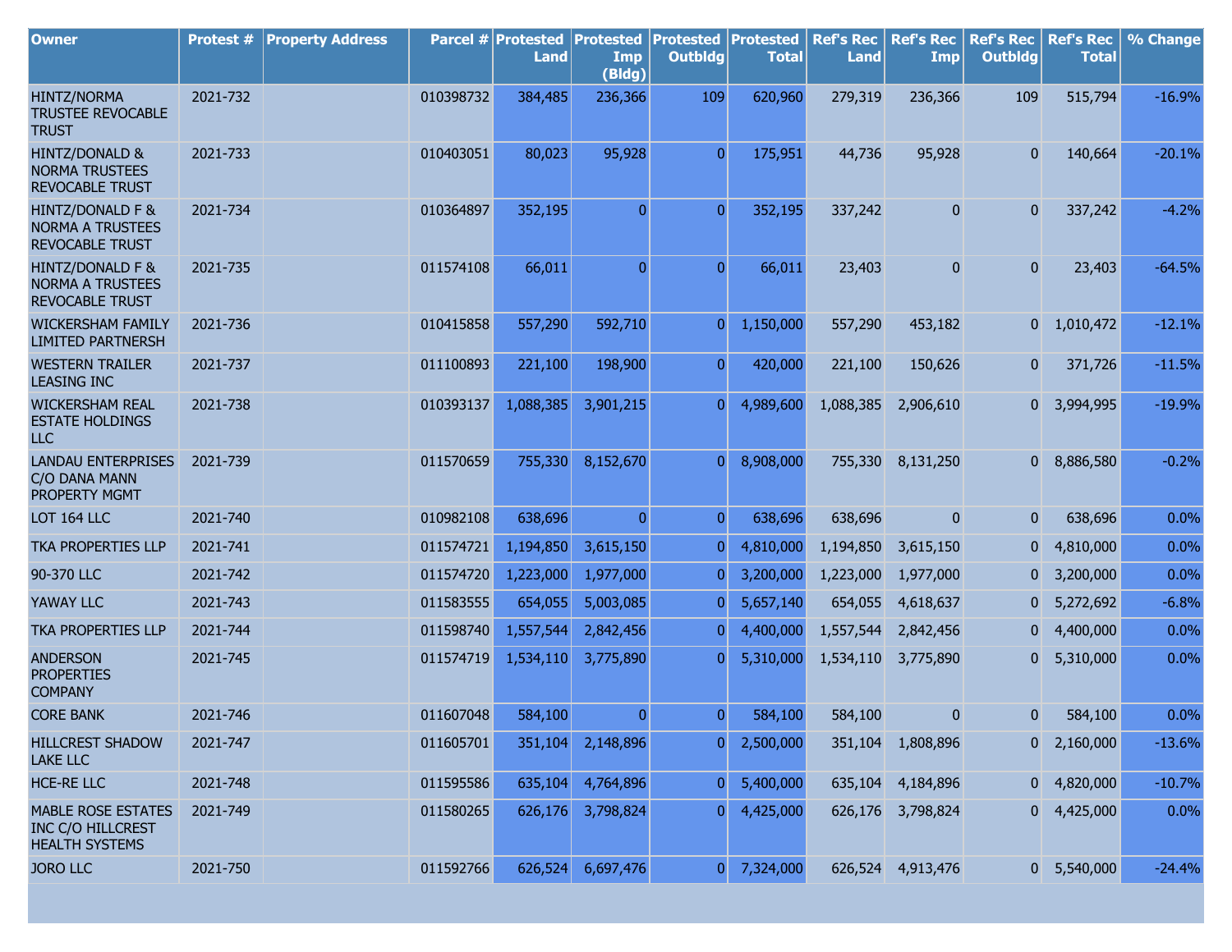| Owner | Protest # | Property Address | Parcel # | Protested Land | Protested Imp (Bldg) | Protested Outbldg | Protested Total | Ref's Rec Land | Ref's Rec Imp | Ref's Rec Outbldg | Ref's Rec Total | % Change |
|---|---|---|---|---|---|---|---|---|---|---|---|---|
| HINTZ/NORMA TRUSTEE REVOCABLE TRUST | 2021-732 | | 010398732 | 384,485 | 236,366 | 109 | 620,960 | 279,319 | 236,366 | 109 | 515,794 | -16.9% |
| HINTZ/DONALD & NORMA TRUSTEES REVOCABLE TRUST | 2021-733 | | 010403051 | 80,023 | 95,928 | 0 | 175,951 | 44,736 | 95,928 | 0 | 140,664 | -20.1% |
| HINTZ/DONALD F & NORMA A TRUSTEES REVOCABLE TRUST | 2021-734 | | 010364897 | 352,195 | 0 | 0 | 352,195 | 337,242 | 0 | 0 | 337,242 | -4.2% |
| HINTZ/DONALD F & NORMA A TRUSTEES REVOCABLE TRUST | 2021-735 | | 011574108 | 66,011 | 0 | 0 | 66,011 | 23,403 | 0 | 0 | 23,403 | -64.5% |
| WICKERSHAM FAMILY LIMITED PARTNERSH | 2021-736 | | 010415858 | 557,290 | 592,710 | 0 | 1,150,000 | 557,290 | 453,182 | 0 | 1,010,472 | -12.1% |
| WESTERN TRAILER LEASING INC | 2021-737 | | 011100893 | 221,100 | 198,900 | 0 | 420,000 | 221,100 | 150,626 | 0 | 371,726 | -11.5% |
| WICKERSHAM REAL ESTATE HOLDINGS LLC | 2021-738 | | 010393137 | 1,088,385 | 3,901,215 | 0 | 4,989,600 | 1,088,385 | 2,906,610 | 0 | 3,994,995 | -19.9% |
| LANDAU ENTERPRISES C/O DANA MANN PROPERTY MGMT | 2021-739 | | 011570659 | 755,330 | 8,152,670 | 0 | 8,908,000 | 755,330 | 8,131,250 | 0 | 8,886,580 | -0.2% |
| LOT 164 LLC | 2021-740 | | 010982108 | 638,696 | 0 | 0 | 638,696 | 638,696 | 0 | 0 | 638,696 | 0.0% |
| TKA PROPERTIES LLP | 2021-741 | | 011574721 | 1,194,850 | 3,615,150 | 0 | 4,810,000 | 1,194,850 | 3,615,150 | 0 | 4,810,000 | 0.0% |
| 90-370 LLC | 2021-742 | | 011574720 | 1,223,000 | 1,977,000 | 0 | 3,200,000 | 1,223,000 | 1,977,000 | 0 | 3,200,000 | 0.0% |
| YAWAY LLC | 2021-743 | | 011583555 | 654,055 | 5,003,085 | 0 | 5,657,140 | 654,055 | 4,618,637 | 0 | 5,272,692 | -6.8% |
| TKA PROPERTIES LLP | 2021-744 | | 011598740 | 1,557,544 | 2,842,456 | 0 | 4,400,000 | 1,557,544 | 2,842,456 | 0 | 4,400,000 | 0.0% |
| ANDERSON PROPERTIES COMPANY | 2021-745 | | 011574719 | 1,534,110 | 3,775,890 | 0 | 5,310,000 | 1,534,110 | 3,775,890 | 0 | 5,310,000 | 0.0% |
| CORE BANK | 2021-746 | | 011607048 | 584,100 | 0 | 0 | 584,100 | 584,100 | 0 | 0 | 584,100 | 0.0% |
| HILLCREST SHADOW LAKE LLC | 2021-747 | | 011605701 | 351,104 | 2,148,896 | 0 | 2,500,000 | 351,104 | 1,808,896 | 0 | 2,160,000 | -13.6% |
| HCE-RE LLC | 2021-748 | | 011595586 | 635,104 | 4,764,896 | 0 | 5,400,000 | 635,104 | 4,184,896 | 0 | 4,820,000 | -10.7% |
| MABLE ROSE ESTATES INC C/O HILLCREST HEALTH SYSTEMS | 2021-749 | | 011580265 | 626,176 | 3,798,824 | 0 | 4,425,000 | 626,176 | 3,798,824 | 0 | 4,425,000 | 0.0% |
| JORO LLC | 2021-750 | | 011592766 | 626,524 | 6,697,476 | 0 | 7,324,000 | 626,524 | 4,913,476 | 0 | 5,540,000 | -24.4% |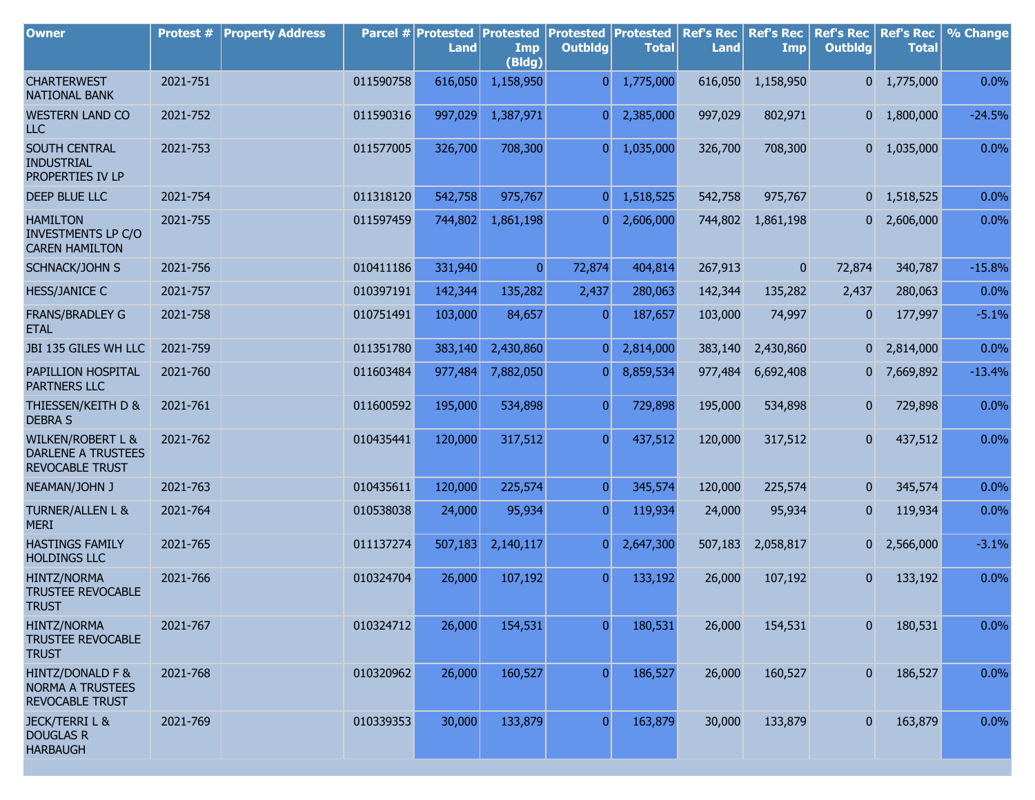| Owner | Protest # | Property Address | Parcel # | Protested Land | Protested Imp (Bldg) | Protested Outbldg | Protested Total | Ref's Rec Land | Ref's Rec Imp | Ref's Rec Outbldg | Ref's Rec Total | % Change |
|---|---|---|---|---|---|---|---|---|---|---|---|---|
| CHARTERWEST NATIONAL BANK | 2021-751 | | 011590758 | 616,050 | 1,158,950 | 0 | 1,775,000 | 616,050 | 1,158,950 | 0 | 1,775,000 | 0.0% |
| WESTERN LAND CO LLC | 2021-752 | | 011590316 | 997,029 | 1,387,971 | 0 | 2,385,000 | 997,029 | 802,971 | 0 | 1,800,000 | -24.5% |
| SOUTH CENTRAL INDUSTRIAL PROPERTIES IV LP | 2021-753 | | 011577005 | 326,700 | 708,300 | 0 | 1,035,000 | 326,700 | 708,300 | 0 | 1,035,000 | 0.0% |
| DEEP BLUE LLC | 2021-754 | | 011318120 | 542,758 | 975,767 | 0 | 1,518,525 | 542,758 | 975,767 | 0 | 1,518,525 | 0.0% |
| HAMILTON INVESTMENTS LP C/O CAREN HAMILTON | 2021-755 | | 011597459 | 744,802 | 1,861,198 | 0 | 2,606,000 | 744,802 | 1,861,198 | 0 | 2,606,000 | 0.0% |
| SCHNACK/JOHN S | 2021-756 | | 010411186 | 331,940 | 0 | 72,874 | 404,814 | 267,913 | 0 | 72,874 | 340,787 | -15.8% |
| HESS/JANICE C | 2021-757 | | 010397191 | 142,344 | 135,282 | 2,437 | 280,063 | 142,344 | 135,282 | 2,437 | 280,063 | 0.0% |
| FRANS/BRADLEY G ETAL | 2021-758 | | 010751491 | 103,000 | 84,657 | 0 | 187,657 | 103,000 | 74,997 | 0 | 177,997 | -5.1% |
| JBI 135 GILES WH LLC | 2021-759 | | 011351780 | 383,140 | 2,430,860 | 0 | 2,814,000 | 383,140 | 2,430,860 | 0 | 2,814,000 | 0.0% |
| PAPILLION HOSPITAL PARTNERS LLC | 2021-760 | | 011603484 | 977,484 | 7,882,050 | 0 | 8,859,534 | 977,484 | 6,692,408 | 0 | 7,669,892 | -13.4% |
| THIESSEN/KEITH D & DEBRA S | 2021-761 | | 011600592 | 195,000 | 534,898 | 0 | 729,898 | 195,000 | 534,898 | 0 | 729,898 | 0.0% |
| WILKEN/ROBERT L & DARLENE A TRUSTEES REVOCABLE TRUST | 2021-762 | | 010435441 | 120,000 | 317,512 | 0 | 437,512 | 120,000 | 317,512 | 0 | 437,512 | 0.0% |
| NEAMAN/JOHN J | 2021-763 | | 010435611 | 120,000 | 225,574 | 0 | 345,574 | 120,000 | 225,574 | 0 | 345,574 | 0.0% |
| TURNER/ALLEN L & MERI | 2021-764 | | 010538038 | 24,000 | 95,934 | 0 | 119,934 | 24,000 | 95,934 | 0 | 119,934 | 0.0% |
| HASTINGS FAMILY HOLDINGS LLC | 2021-765 | | 011137274 | 507,183 | 2,140,117 | 0 | 2,647,300 | 507,183 | 2,058,817 | 0 | 2,566,000 | -3.1% |
| HINTZ/NORMA TRUSTEE REVOCABLE TRUST | 2021-766 | | 010324704 | 26,000 | 107,192 | 0 | 133,192 | 26,000 | 107,192 | 0 | 133,192 | 0.0% |
| HINTZ/NORMA TRUSTEE REVOCABLE TRUST | 2021-767 | | 010324712 | 26,000 | 154,531 | 0 | 180,531 | 26,000 | 154,531 | 0 | 180,531 | 0.0% |
| HINTZ/DONALD F & NORMA A TRUSTEES REVOCABLE TRUST | 2021-768 | | 010320962 | 26,000 | 160,527 | 0 | 186,527 | 26,000 | 160,527 | 0 | 186,527 | 0.0% |
| JECK/TERRI L & DOUGLAS R HARBAUGH | 2021-769 | | 010339353 | 30,000 | 133,879 | 0 | 163,879 | 30,000 | 133,879 | 0 | 163,879 | 0.0% |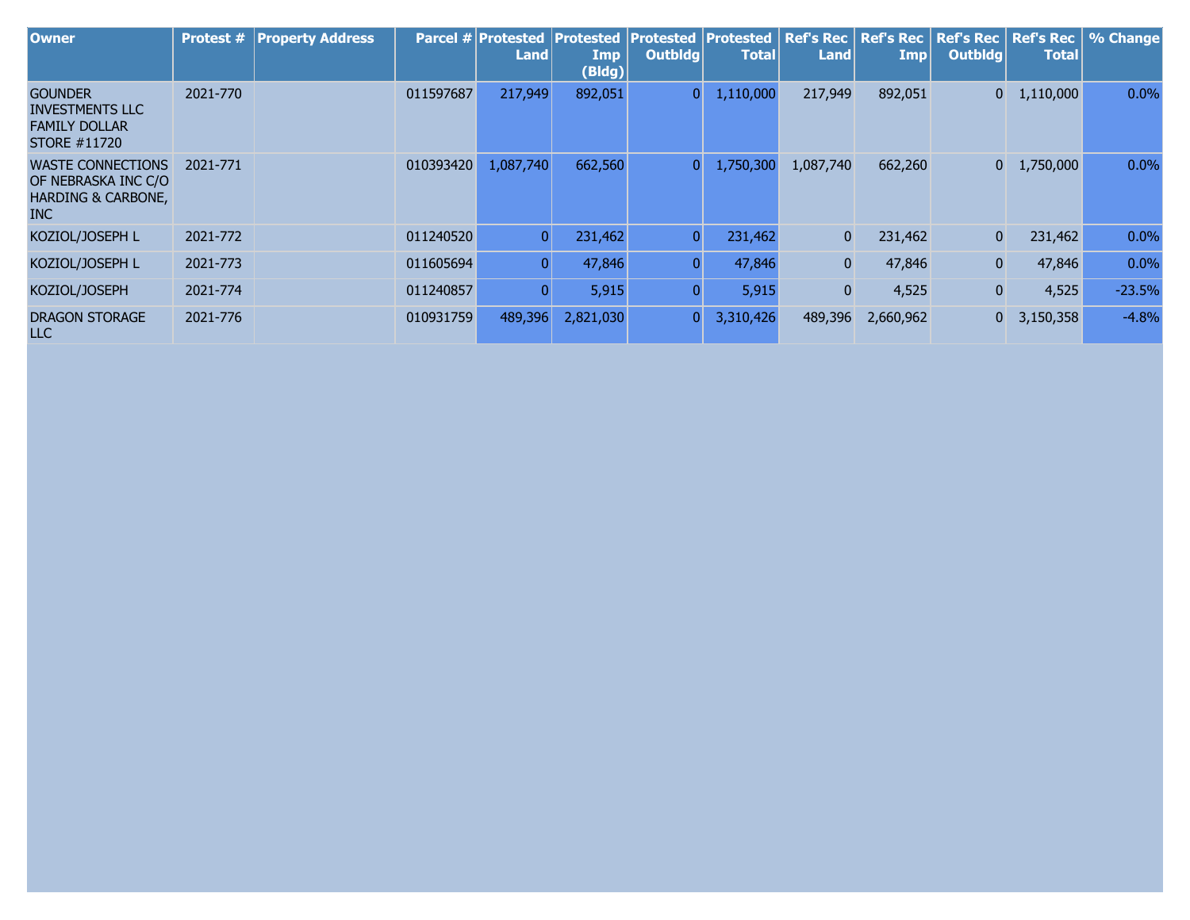| Owner | Protest # | Property Address | Parcel # | Protested Land | Protested Imp (Bldg) | Protested Outbldg | Protested Total | Ref's Rec Land | Ref's Rec Imp | Ref's Rec Outbldg | Ref's Rec Total | % Change |
|---|---|---|---|---|---|---|---|---|---|---|---|---|
| GOUNDER INVESTMENTS LLC FAMILY DOLLAR STORE #11720 | 2021-770 | | 011597687 | 217,949 | 892,051 | 0 | 1,110,000 | 217,949 | 892,051 | 0 | 1,110,000 | 0.0% |
| WASTE CONNECTIONS OF NEBRASKA INC C/O HARDING & CARBONE, INC | 2021-771 | | 010393420 | 1,087,740 | 662,560 | 0 | 1,750,300 | 1,087,740 | 662,260 | 0 | 1,750,000 | 0.0% |
| KOZIOL/JOSEPH L | 2021-772 | | 011240520 | 0 | 231,462 | 0 | 231,462 | 0 | 231,462 | 0 | 231,462 | 0.0% |
| KOZIOL/JOSEPH L | 2021-773 | | 011605694 | 0 | 47,846 | 0 | 47,846 | 0 | 47,846 | 0 | 47,846 | 0.0% |
| KOZIOL/JOSEPH | 2021-774 | | 011240857 | 0 | 5,915 | 0 | 5,915 | 0 | 4,525 | 0 | 4,525 | -23.5% |
| DRAGON STORAGE LLC | 2021-776 | | 010931759 | 489,396 | 2,821,030 | 0 | 3,310,426 | 489,396 | 2,660,962 | 0 | 3,150,358 | -4.8% |